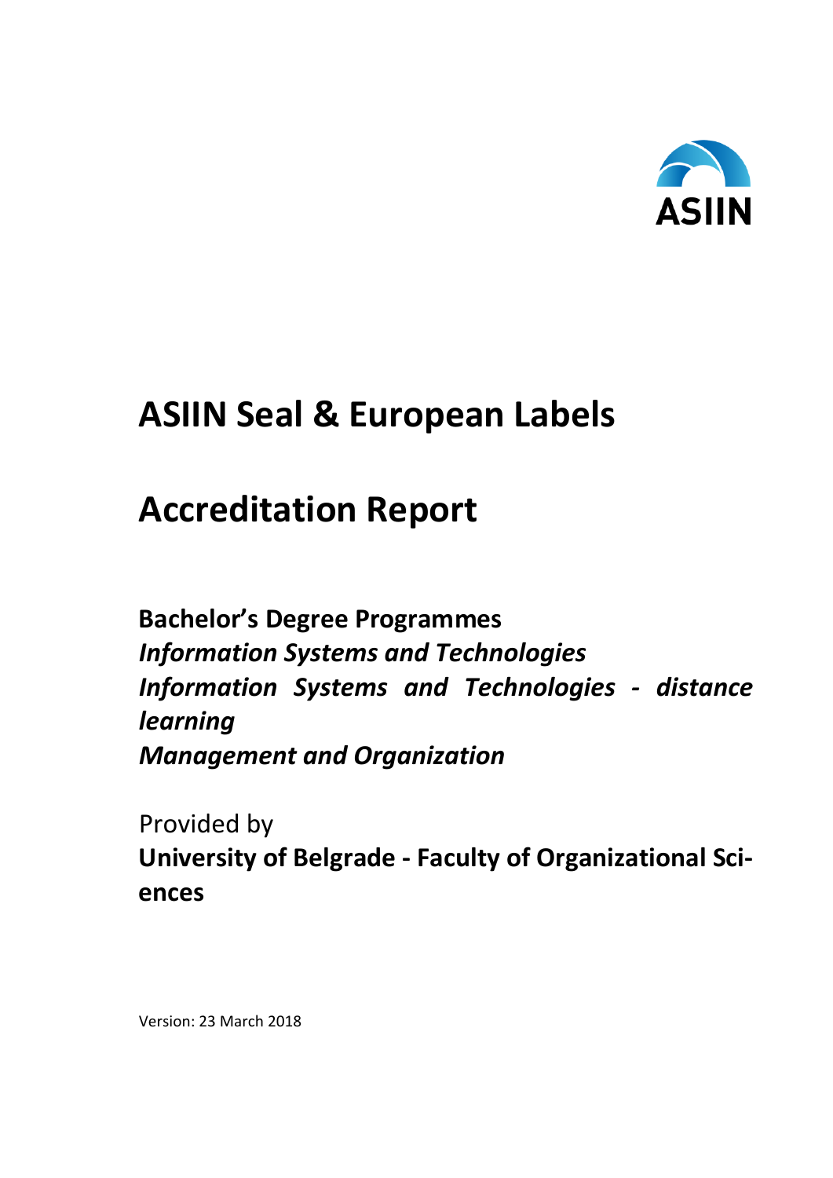ASIIN

# ASIIN Seal & European Labels

# Accreditation Report

**Bachelor's Degree Programmes**
***Information Systems and Technologies***
***Information Systems and Technologies - distance learning***
***Management and Organization***

Provided by
**University of Belgrade - Faculty of Organizational Sciences**

Version: 23 March 2018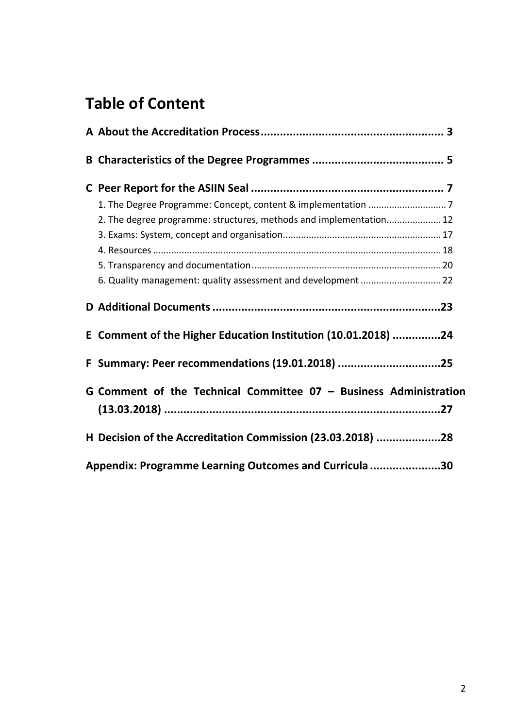# Table of Content

**A About the Accreditation Process ........................................................ 3**

**B Characteristics of the Degree Programmes ........................................ 5**

**C Peer Report for the ASIIN Seal ........................................................... 7**

1. The Degree Programme: Concept, content & implementation ............................. 7
2. The degree programme: structures, methods and implementation.................... 12
3. Exams: System, concept and organisation........................................................... 17
4. Resources ............................................................................................................ 18
5. Transparency and documentation ....................................................................... 20
6. Quality management: quality assessment and development .............................. 22

**D Additional Documents .......................................................................23**

**E Comment of the Higher Education Institution (10.01.2018) ...............24**

**F Summary: Peer recommendations (19.01.2018) ................................25**

**G Comment of the Technical Committee 07 – Business Administration (13.03.2018) ......................................................................................27**

**H Decision of the Accreditation Commission (23.03.2018) ....................28**

**Appendix: Programme Learning Outcomes and Curricula ......................30**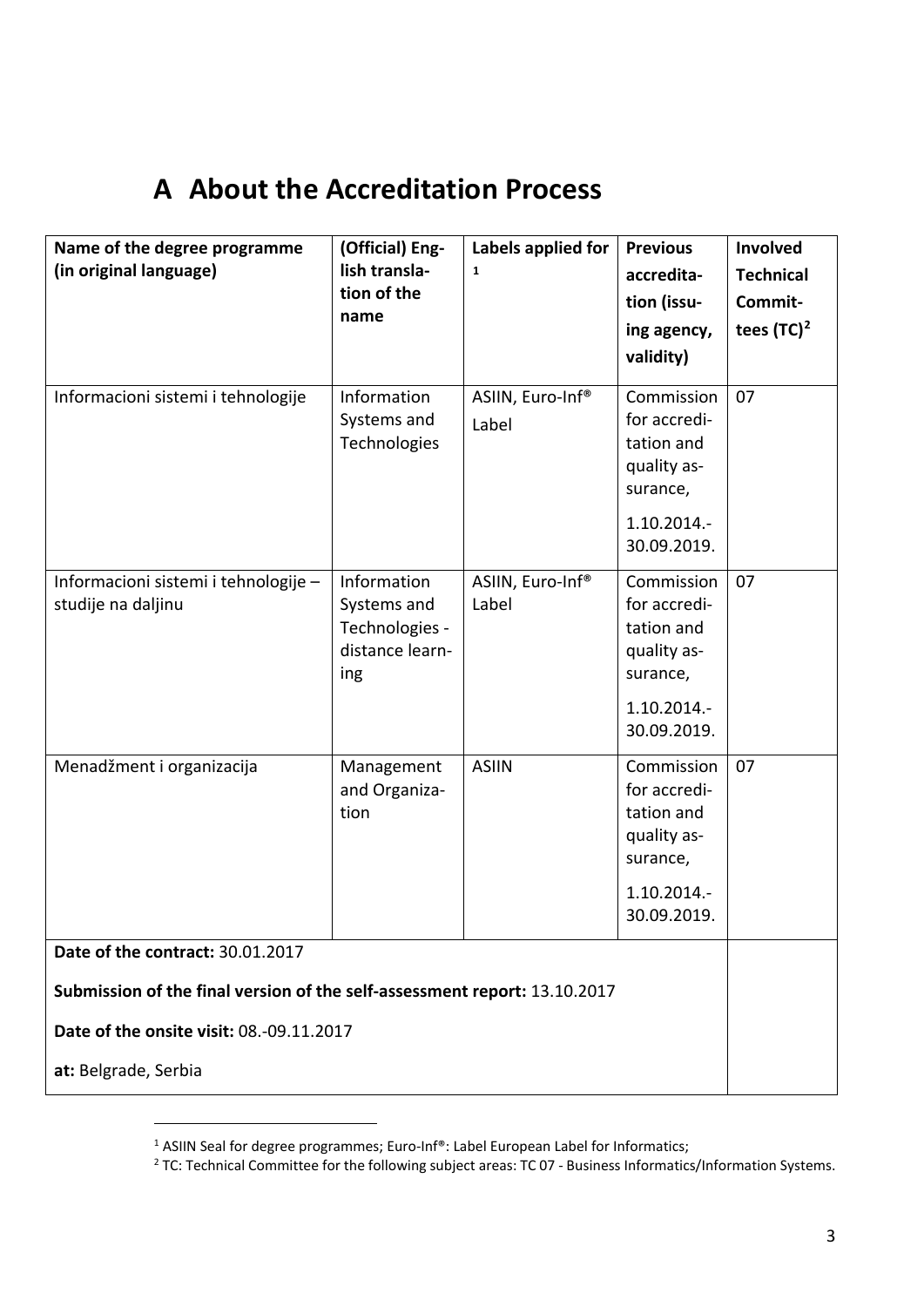# A About the Accreditation Process

| Name of the degree programme (in original language) | (Official) English translation of the name | Labels applied for [1] | Previous accreditation (issuing agency, validity) | Involved Technical Committees (TC)[2] |
|---|---|---|---|---|
| Informacioni sistemi i tehnologije | Information Systems and Technologies | ASIIN, Euro-Inf® Label | Commission for accreditation and quality assurance, 1.10.2014.- 30.09.2019. | 07 |
| Informacioni sistemi i tehnologije – studije na daljinu | Information Systems and Technologies - distance learning | ASIIN, Euro-Inf® Label | Commission for accreditation and quality assurance, 1.10.2014.- 30.09.2019. | 07 |
| Menadžment i organizacija | Management and Organization | ASIIN | Commission for accreditation and quality assurance, 1.10.2014.- 30.09.2019. | 07 |

**Date of the contract:** 30.01.2017

**Submission of the final version of the self-assessment report:** 13.10.2017

**Date of the onsite visit:** 08.-09.11.2017

**at:** Belgrade, Serbia

[1] ASIIN Seal for degree programmes; Euro-Inf®: Label European Label for Informatics;

[2] TC: Technical Committee for the following subject areas: TC 07 - Business Informatics/Information Systems.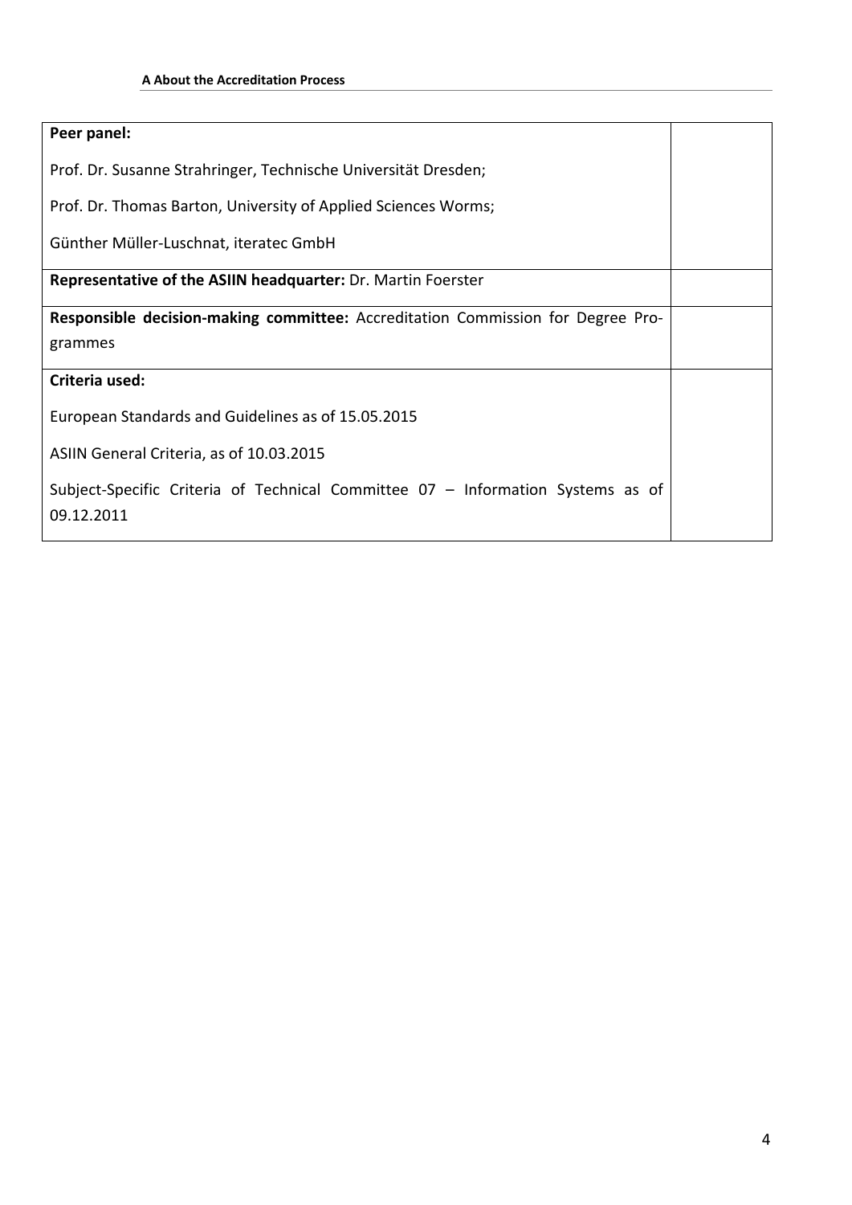| | |
|---|---|
| **Peer panel:**<br><br>Prof. Dr. Susanne Strahringer, Technische Universität Dresden;<br><br>Prof. Dr. Thomas Barton, University of Applied Sciences Worms;<br><br>Günther Müller-Luschnat, iteratec GmbH | |
| **Representative of the ASIIN headquarter:** Dr. Martin Foerster | |
| **Responsible decision-making committee:** Accreditation Commission for Degree Programmes | |
| **Criteria used:**<br><br>European Standards and Guidelines as of 15.05.2015<br><br>ASIIN General Criteria, as of 10.03.2015<br><br>Subject-Specific Criteria of Technical Committee 07 – Information Systems as of 09.12.2011 | |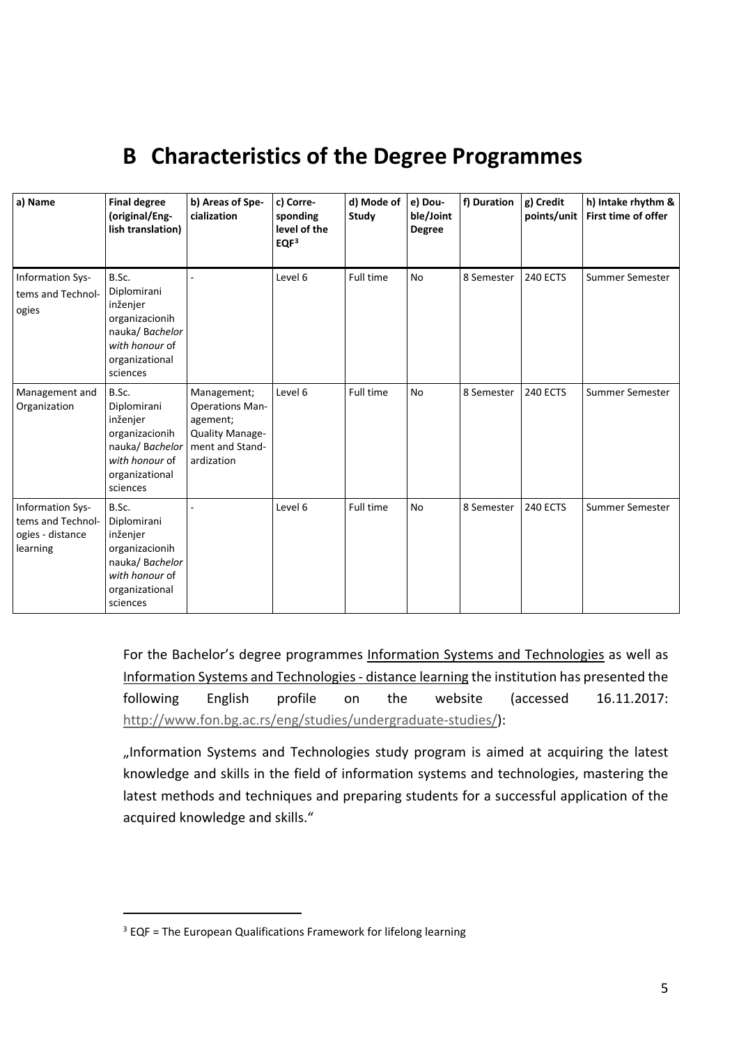# B Characteristics of the Degree Programmes

| a) Name | Final degree (original/English translation) | b) Areas of Specialization | c) Corresponding level of the EQF[3] | d) Mode of Study | e) Double/Joint Degree | f) Duration | g) Credit points/unit | h) Intake rhythm & First time of offer |
|---|---|---|---|---|---|---|---|---|
| Information Systems and Technologies | B.Sc. Diplomirani inženjer organizacionih nauka/ *Bachelor with honour* of organizational sciences | - | Level 6 | Full time | No | 8 Semester | 240 ECTS | Summer Semester |
| Management and Organization | B.Sc. Diplomirani inženjer organizacionih nauka/ *Bachelor with honour* of organizational sciences | Management; Operations Management; Quality Management and Standardization | Level 6 | Full time | No | 8 Semester | 240 ECTS | Summer Semester |
| Information Systems and Technologies - distance learning | B.Sc. Diplomirani inženjer organizacionih nauka/ *Bachelor with honour* of organizational sciences | - | Level 6 | Full time | No | 8 Semester | 240 ECTS | Summer Semester |

For the Bachelor's degree programmes Information Systems and Technologies as well as Information Systems and Technologies - distance learning the institution has presented the following English profile on the website (accessed 16.11.2017: http://www.fon.bg.ac.rs/eng/studies/undergraduate-studies/):

„Information Systems and Technologies study program is aimed at acquiring the latest knowledge and skills in the field of information systems and technologies, mastering the latest methods and techniques and preparing students for a successful application of the acquired knowledge and skills."

[3] EQF = The European Qualifications Framework for lifelong learning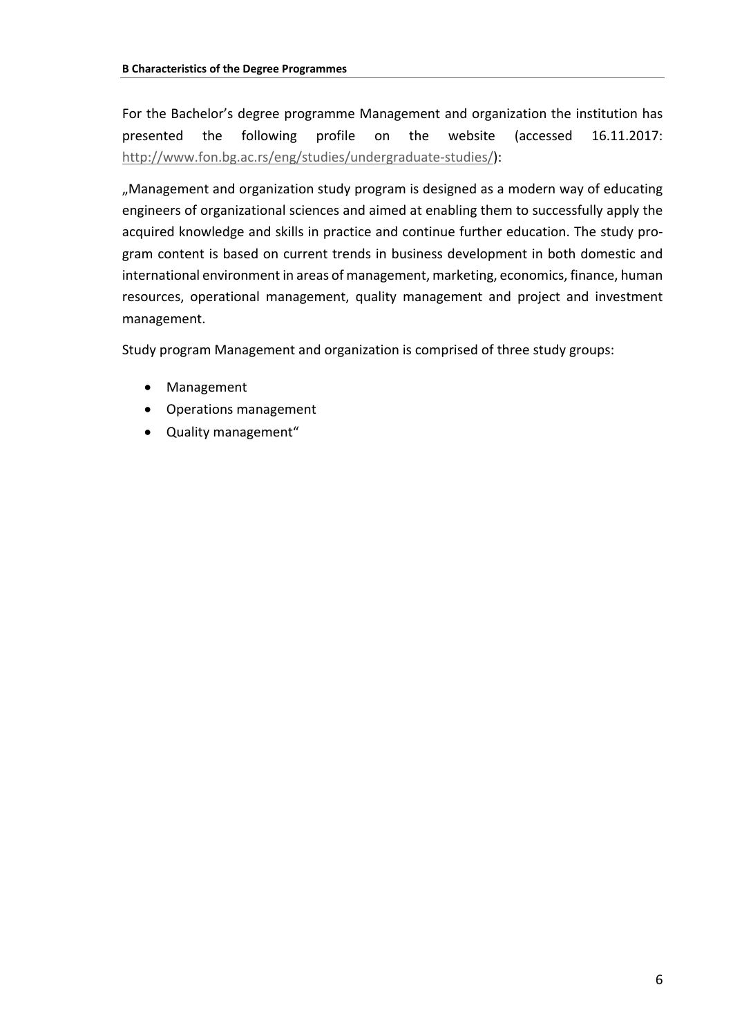For the Bachelor's degree programme Management and organization the institution has presented the following profile on the website (accessed 16.11.2017: http://www.fon.bg.ac.rs/eng/studies/undergraduate-studies/):

„Management and organization study program is designed as a modern way of educating engineers of organizational sciences and aimed at enabling them to successfully apply the acquired knowledge and skills in practice and continue further education. The study program content is based on current trends in business development in both domestic and international environment in areas of management, marketing, economics, finance, human resources, operational management, quality management and project and investment management.

Study program Management and organization is comprised of three study groups:

- Management
- Operations management
- Quality management"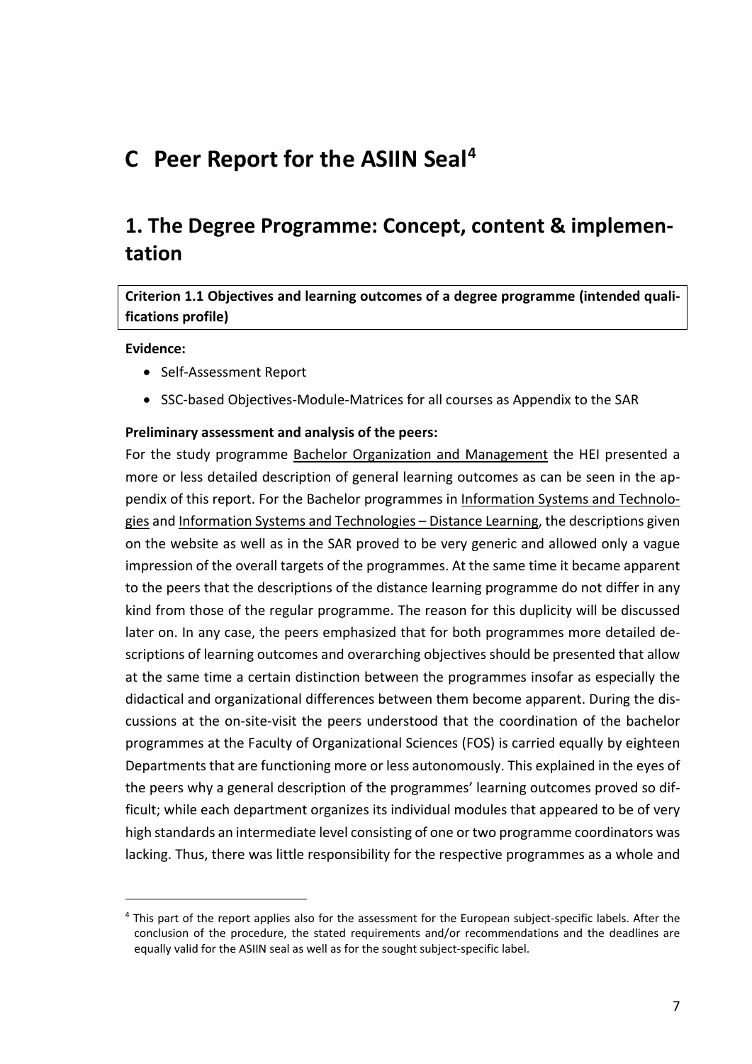# C Peer Report for the ASIIN Seal[4]

## 1. The Degree Programme: Concept, content & implementation

**Criterion 1.1 Objectives and learning outcomes of a degree programme (intended qualifications profile)**

**Evidence:**

- Self-Assessment Report
- SSC-based Objectives-Module-Matrices for all courses as Appendix to the SAR

**Preliminary assessment and analysis of the peers:**

For the study programme Bachelor Organization and Management the HEI presented a more or less detailed description of general learning outcomes as can be seen in the appendix of this report. For the Bachelor programmes in Information Systems and Technologies and Information Systems and Technologies – Distance Learning, the descriptions given on the website as well as in the SAR proved to be very generic and allowed only a vague impression of the overall targets of the programmes. At the same time it became apparent to the peers that the descriptions of the distance learning programme do not differ in any kind from those of the regular programme. The reason for this duplicity will be discussed later on. In any case, the peers emphasized that for both programmes more detailed descriptions of learning outcomes and overarching objectives should be presented that allow at the same time a certain distinction between the programmes insofar as especially the didactical and organizational differences between them become apparent. During the discussions at the on-site-visit the peers understood that the coordination of the bachelor programmes at the Faculty of Organizational Sciences (FOS) is carried equally by eighteen Departments that are functioning more or less autonomously. This explained in the eyes of the peers why a general description of the programmes' learning outcomes proved so difficult; while each department organizes its individual modules that appeared to be of very high standards an intermediate level consisting of one or two programme coordinators was lacking. Thus, there was little responsibility for the respective programmes as a whole and

[4] This part of the report applies also for the assessment for the European subject-specific labels. After the conclusion of the procedure, the stated requirements and/or recommendations and the deadlines are equally valid for the ASIIN seal as well as for the sought subject-specific label.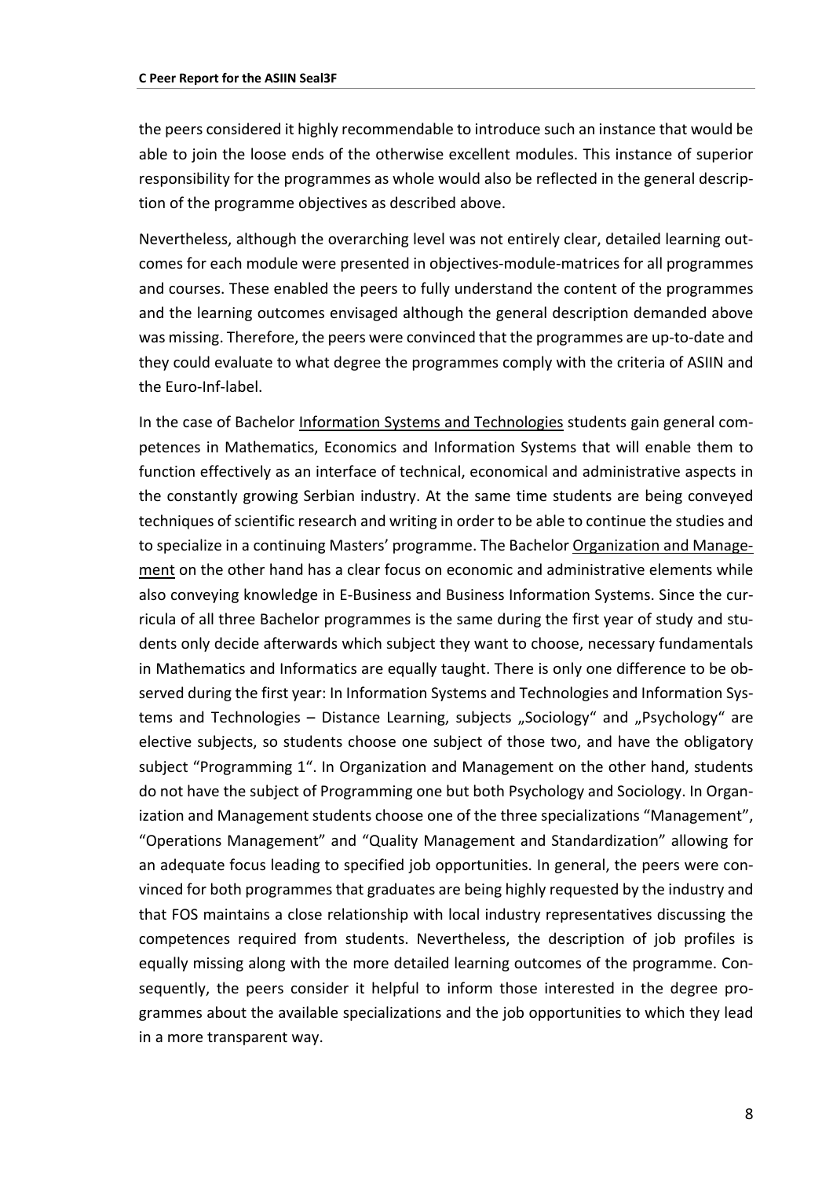the peers considered it highly recommendable to introduce such an instance that would be able to join the loose ends of the otherwise excellent modules. This instance of superior responsibility for the programmes as whole would also be reflected in the general description of the programme objectives as described above.

Nevertheless, although the overarching level was not entirely clear, detailed learning outcomes for each module were presented in objectives-module-matrices for all programmes and courses. These enabled the peers to fully understand the content of the programmes and the learning outcomes envisaged although the general description demanded above was missing. Therefore, the peers were convinced that the programmes are up-to-date and they could evaluate to what degree the programmes comply with the criteria of ASIIN and the Euro-Inf-label.

In the case of Bachelor Information Systems and Technologies students gain general competences in Mathematics, Economics and Information Systems that will enable them to function effectively as an interface of technical, economical and administrative aspects in the constantly growing Serbian industry. At the same time students are being conveyed techniques of scientific research and writing in order to be able to continue the studies and to specialize in a continuing Masters' programme. The Bachelor Organization and Management on the other hand has a clear focus on economic and administrative elements while also conveying knowledge in E-Business and Business Information Systems. Since the curricula of all three Bachelor programmes is the same during the first year of study and students only decide afterwards which subject they want to choose, necessary fundamentals in Mathematics and Informatics are equally taught. There is only one difference to be observed during the first year: In Information Systems and Technologies and Information Systems and Technologies – Distance Learning, subjects „Sociology" and „Psychology" are elective subjects, so students choose one subject of those two, and have the obligatory subject "Programming 1". In Organization and Management on the other hand, students do not have the subject of Programming one but both Psychology and Sociology. In Organization and Management students choose one of the three specializations "Management", "Operations Management" and "Quality Management and Standardization" allowing for an adequate focus leading to specified job opportunities. In general, the peers were convinced for both programmes that graduates are being highly requested by the industry and that FOS maintains a close relationship with local industry representatives discussing the competences required from students. Nevertheless, the description of job profiles is equally missing along with the more detailed learning outcomes of the programme. Consequently, the peers consider it helpful to inform those interested in the degree programmes about the available specializations and the job opportunities to which they lead in a more transparent way.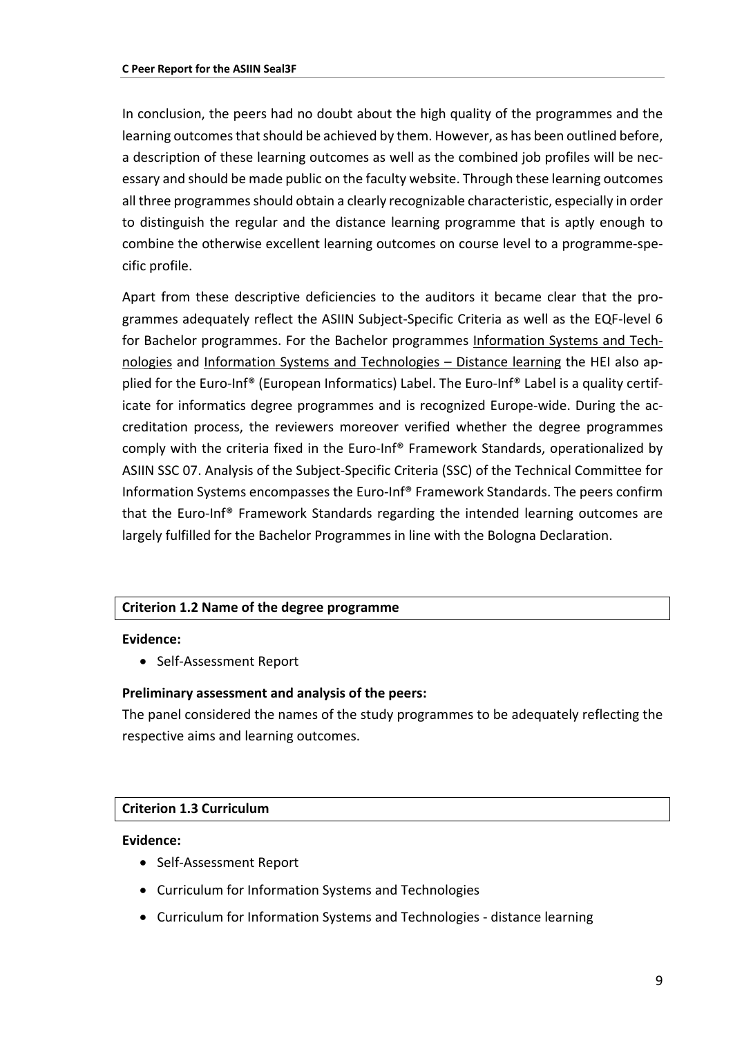In conclusion, the peers had no doubt about the high quality of the programmes and the learning outcomes that should be achieved by them. However, as has been outlined before, a description of these learning outcomes as well as the combined job profiles will be necessary and should be made public on the faculty website. Through these learning outcomes all three programmes should obtain a clearly recognizable characteristic, especially in order to distinguish the regular and the distance learning programme that is aptly enough to combine the otherwise excellent learning outcomes on course level to a programme-specific profile.

Apart from these descriptive deficiencies to the auditors it became clear that the programmes adequately reflect the ASIIN Subject-Specific Criteria as well as the EQF-level 6 for Bachelor programmes. For the Bachelor programmes Information Systems and Technologies and Information Systems and Technologies – Distance learning the HEI also applied for the Euro-Inf® (European Informatics) Label. The Euro-Inf® Label is a quality certificate for informatics degree programmes and is recognized Europe-wide. During the accreditation process, the reviewers moreover verified whether the degree programmes comply with the criteria fixed in the Euro-Inf® Framework Standards, operationalized by ASIIN SSC 07. Analysis of the Subject-Specific Criteria (SSC) of the Technical Committee for Information Systems encompasses the Euro-Inf® Framework Standards. The peers confirm that the Euro-Inf® Framework Standards regarding the intended learning outcomes are largely fulfilled for the Bachelor Programmes in line with the Bologna Declaration.

### Criterion 1.2 Name of the degree programme

**Evidence:**

- Self-Assessment Report

**Preliminary assessment and analysis of the peers:**

The panel considered the names of the study programmes to be adequately reflecting the respective aims and learning outcomes.

### Criterion 1.3 Curriculum

**Evidence:**

- Self-Assessment Report
- Curriculum for Information Systems and Technologies
- Curriculum for Information Systems and Technologies - distance learning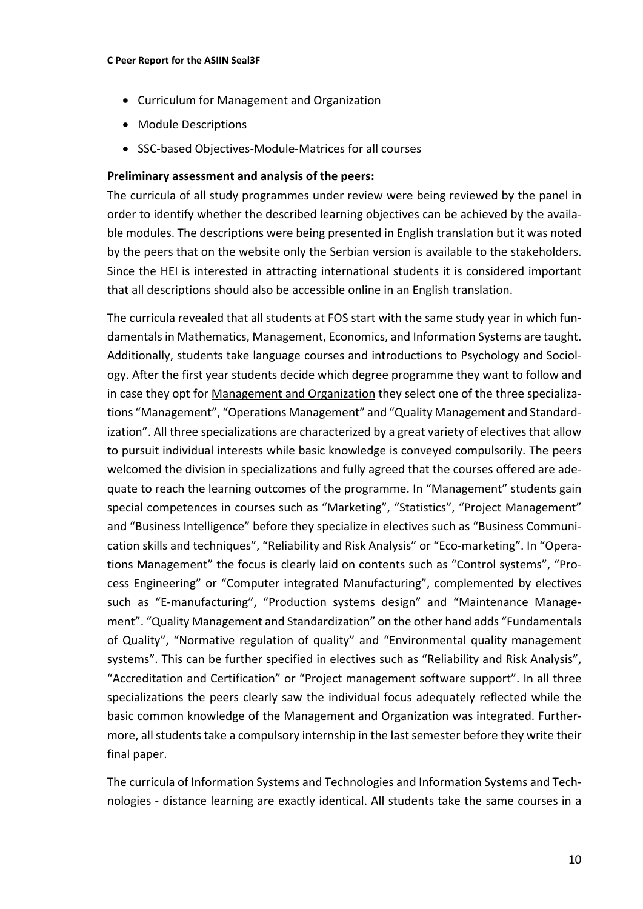- Curriculum for Management and Organization
- Module Descriptions
- SSC-based Objectives-Module-Matrices for all courses

**Preliminary assessment and analysis of the peers:**

The curricula of all study programmes under review were being reviewed by the panel in order to identify whether the described learning objectives can be achieved by the available modules. The descriptions were being presented in English translation but it was noted by the peers that on the website only the Serbian version is available to the stakeholders. Since the HEI is interested in attracting international students it is considered important that all descriptions should also be accessible online in an English translation.

The curricula revealed that all students at FOS start with the same study year in which fundamentals in Mathematics, Management, Economics, and Information Systems are taught. Additionally, students take language courses and introductions to Psychology and Sociology. After the first year students decide which degree programme they want to follow and in case they opt for Management and Organization they select one of the three specializations "Management", "Operations Management" and "Quality Management and Standardization". All three specializations are characterized by a great variety of electives that allow to pursuit individual interests while basic knowledge is conveyed compulsorily. The peers welcomed the division in specializations and fully agreed that the courses offered are adequate to reach the learning outcomes of the programme. In "Management" students gain special competences in courses such as "Marketing", "Statistics", "Project Management" and "Business Intelligence" before they specialize in electives such as "Business Communication skills and techniques", "Reliability and Risk Analysis" or "Eco-marketing". In "Operations Management" the focus is clearly laid on contents such as "Control systems", "Process Engineering" or "Computer integrated Manufacturing", complemented by electives such as "E-manufacturing", "Production systems design" and "Maintenance Management". "Quality Management and Standardization" on the other hand adds "Fundamentals of Quality", "Normative regulation of quality" and "Environmental quality management systems". This can be further specified in electives such as "Reliability and Risk Analysis", "Accreditation and Certification" or "Project management software support". In all three specializations the peers clearly saw the individual focus adequately reflected while the basic common knowledge of the Management and Organization was integrated. Furthermore, all students take a compulsory internship in the last semester before they write their final paper.

The curricula of Information Systems and Technologies and Information Systems and Technologies - distance learning are exactly identical. All students take the same courses in a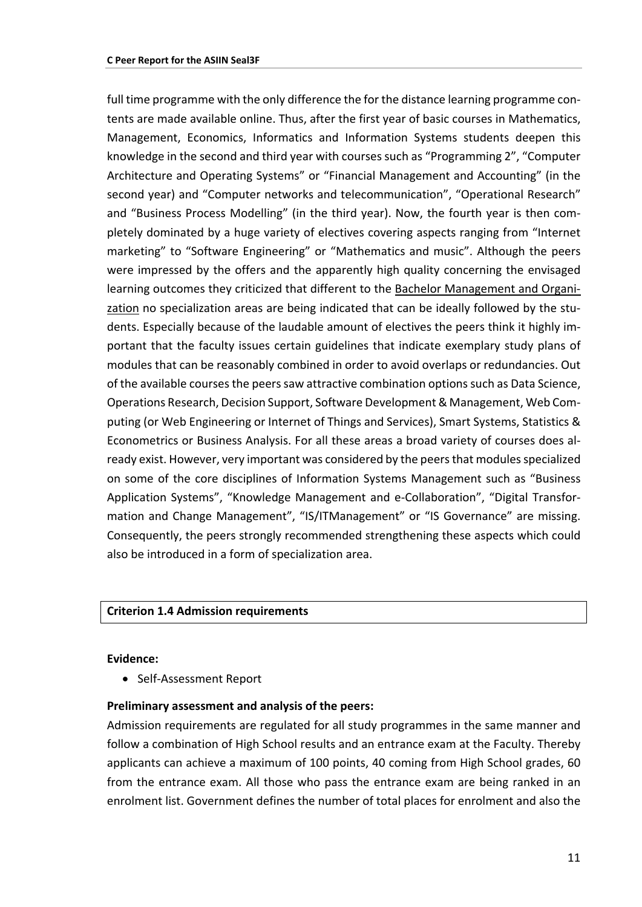full time programme with the only difference the for the distance learning programme contents are made available online. Thus, after the first year of basic courses in Mathematics, Management, Economics, Informatics and Information Systems students deepen this knowledge in the second and third year with courses such as "Programming 2", "Computer Architecture and Operating Systems" or "Financial Management and Accounting" (in the second year) and "Computer networks and telecommunication", "Operational Research" and "Business Process Modelling" (in the third year). Now, the fourth year is then completely dominated by a huge variety of electives covering aspects ranging from "Internet marketing" to "Software Engineering" or "Mathematics and music". Although the peers were impressed by the offers and the apparently high quality concerning the envisaged learning outcomes they criticized that different to the Bachelor Management and Organization no specialization areas are being indicated that can be ideally followed by the students. Especially because of the laudable amount of electives the peers think it highly important that the faculty issues certain guidelines that indicate exemplary study plans of modules that can be reasonably combined in order to avoid overlaps or redundancies. Out of the available courses the peers saw attractive combination options such as Data Science, Operations Research, Decision Support, Software Development & Management, Web Computing (or Web Engineering or Internet of Things and Services), Smart Systems, Statistics & Econometrics or Business Analysis. For all these areas a broad variety of courses does already exist. However, very important was considered by the peers that modules specialized on some of the core disciplines of Information Systems Management such as "Business Application Systems", "Knowledge Management and e-Collaboration", "Digital Transformation and Change Management", "IS/ITManagement" or "IS Governance" are missing. Consequently, the peers strongly recommended strengthening these aspects which could also be introduced in a form of specialization area.

**Criterion 1.4 Admission requirements**

**Evidence:**

- Self-Assessment Report

**Preliminary assessment and analysis of the peers:**

Admission requirements are regulated for all study programmes in the same manner and follow a combination of High School results and an entrance exam at the Faculty. Thereby applicants can achieve a maximum of 100 points, 40 coming from High School grades, 60 from the entrance exam. All those who pass the entrance exam are being ranked in an enrolment list. Government defines the number of total places for enrolment and also the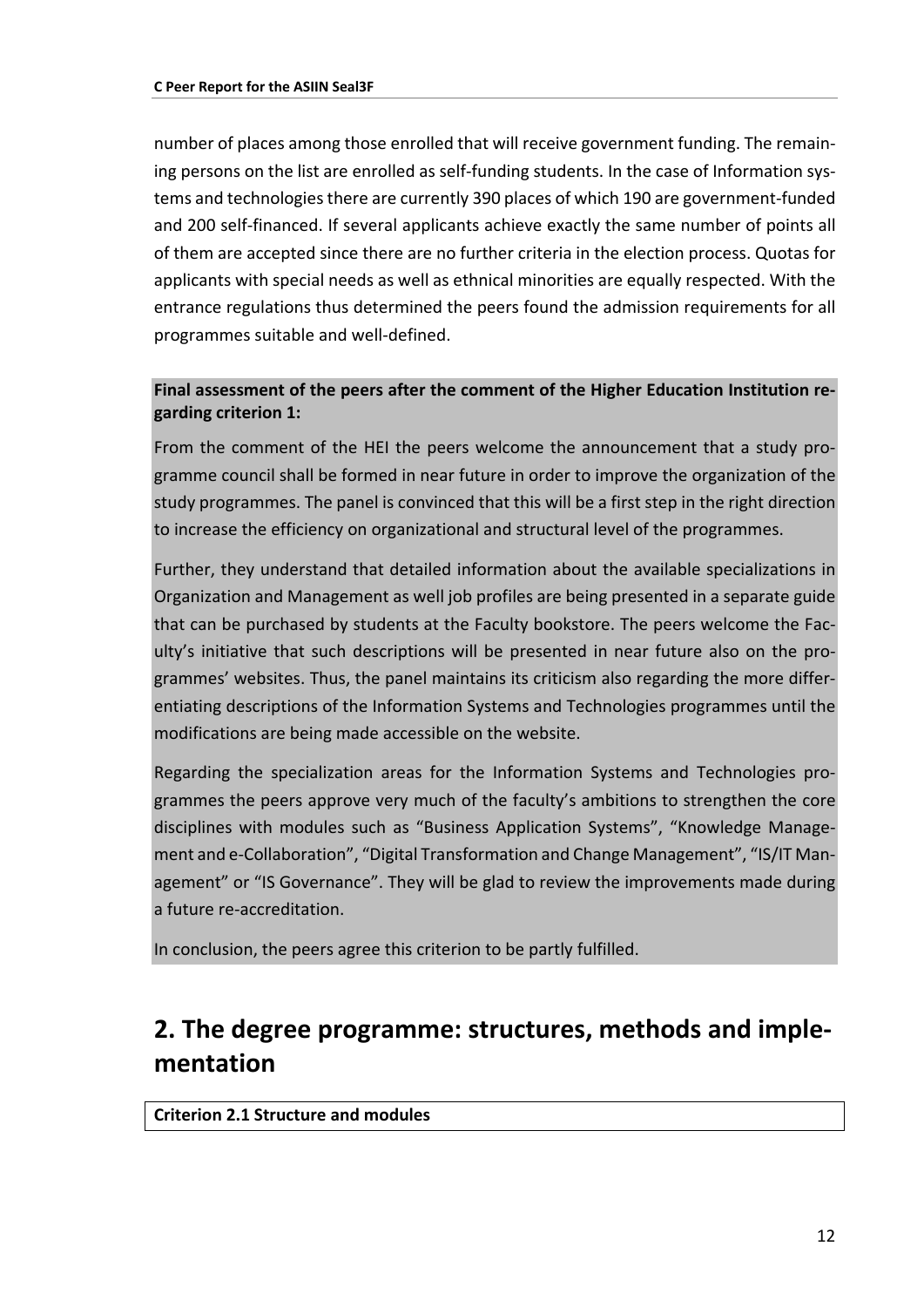number of places among those enrolled that will receive government funding. The remaining persons on the list are enrolled as self-funding students. In the case of Information systems and technologies there are currently 390 places of which 190 are government-funded and 200 self-financed. If several applicants achieve exactly the same number of points all of them are accepted since there are no further criteria in the election process. Quotas for applicants with special needs as well as ethnical minorities are equally respected. With the entrance regulations thus determined the peers found the admission requirements for all programmes suitable and well-defined.

**Final assessment of the peers after the comment of the Higher Education Institution regarding criterion 1:**

From the comment of the HEI the peers welcome the announcement that a study programme council shall be formed in near future in order to improve the organization of the study programmes. The panel is convinced that this will be a first step in the right direction to increase the efficiency on organizational and structural level of the programmes.

Further, they understand that detailed information about the available specializations in Organization and Management as well job profiles are being presented in a separate guide that can be purchased by students at the Faculty bookstore. The peers welcome the Faculty's initiative that such descriptions will be presented in near future also on the programmes' websites. Thus, the panel maintains its criticism also regarding the more differentiating descriptions of the Information Systems and Technologies programmes until the modifications are being made accessible on the website.

Regarding the specialization areas for the Information Systems and Technologies programmes the peers approve very much of the faculty's ambitions to strengthen the core disciplines with modules such as "Business Application Systems", "Knowledge Management and e-Collaboration", "Digital Transformation and Change Management", "IS/IT Management" or "IS Governance". They will be glad to review the improvements made during a future re-accreditation.

In conclusion, the peers agree this criterion to be partly fulfilled.

## 2. The degree programme: structures, methods and implementation

**Criterion 2.1 Structure and modules**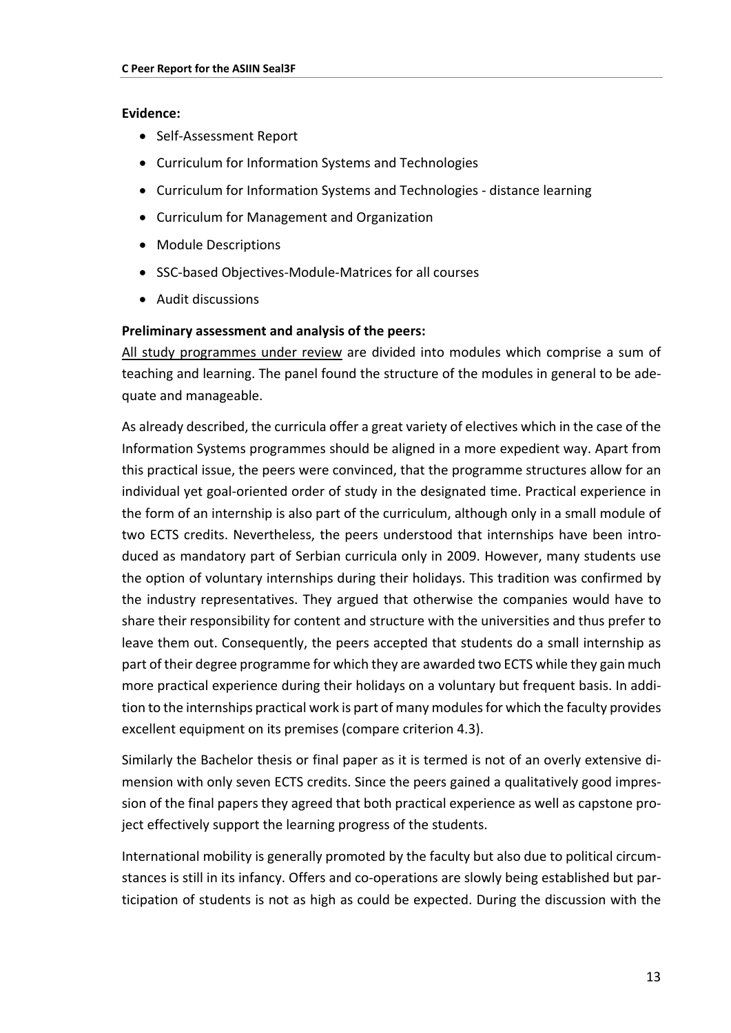**Evidence:**

- Self-Assessment Report
- Curriculum for Information Systems and Technologies
- Curriculum for Information Systems and Technologies - distance learning
- Curriculum for Management and Organization
- Module Descriptions
- SSC-based Objectives-Module-Matrices for all courses
- Audit discussions

**Preliminary assessment and analysis of the peers:**

All study programmes under review are divided into modules which comprise a sum of teaching and learning. The panel found the structure of the modules in general to be adequate and manageable.

As already described, the curricula offer a great variety of electives which in the case of the Information Systems programmes should be aligned in a more expedient way. Apart from this practical issue, the peers were convinced, that the programme structures allow for an individual yet goal-oriented order of study in the designated time. Practical experience in the form of an internship is also part of the curriculum, although only in a small module of two ECTS credits. Nevertheless, the peers understood that internships have been introduced as mandatory part of Serbian curricula only in 2009. However, many students use the option of voluntary internships during their holidays. This tradition was confirmed by the industry representatives. They argued that otherwise the companies would have to share their responsibility for content and structure with the universities and thus prefer to leave them out. Consequently, the peers accepted that students do a small internship as part of their degree programme for which they are awarded two ECTS while they gain much more practical experience during their holidays on a voluntary but frequent basis. In addition to the internships practical work is part of many modules for which the faculty provides excellent equipment on its premises (compare criterion 4.3).

Similarly the Bachelor thesis or final paper as it is termed is not of an overly extensive dimension with only seven ECTS credits. Since the peers gained a qualitatively good impression of the final papers they agreed that both practical experience as well as capstone project effectively support the learning progress of the students.

International mobility is generally promoted by the faculty but also due to political circumstances is still in its infancy. Offers and co-operations are slowly being established but participation of students is not as high as could be expected. During the discussion with the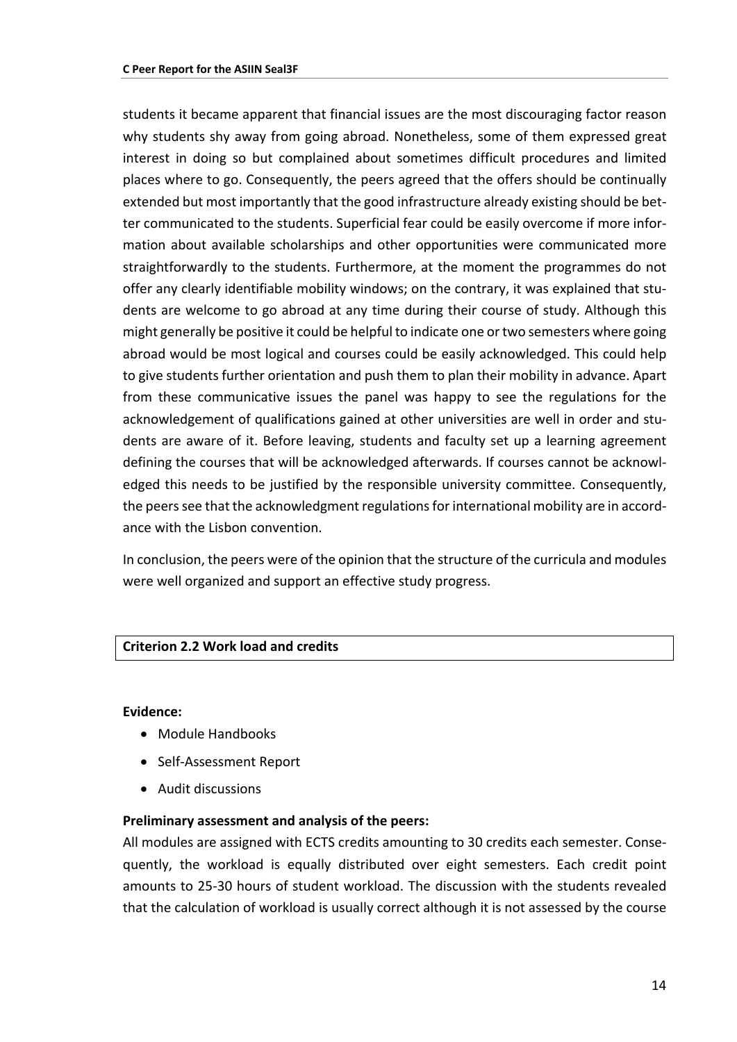students it became apparent that financial issues are the most discouraging factor reason why students shy away from going abroad. Nonetheless, some of them expressed great interest in doing so but complained about sometimes difficult procedures and limited places where to go. Consequently, the peers agreed that the offers should be continually extended but most importantly that the good infrastructure already existing should be better communicated to the students. Superficial fear could be easily overcome if more information about available scholarships and other opportunities were communicated more straightforwardly to the students. Furthermore, at the moment the programmes do not offer any clearly identifiable mobility windows; on the contrary, it was explained that students are welcome to go abroad at any time during their course of study. Although this might generally be positive it could be helpful to indicate one or two semesters where going abroad would be most logical and courses could be easily acknowledged. This could help to give students further orientation and push them to plan their mobility in advance. Apart from these communicative issues the panel was happy to see the regulations for the acknowledgement of qualifications gained at other universities are well in order and students are aware of it. Before leaving, students and faculty set up a learning agreement defining the courses that will be acknowledged afterwards. If courses cannot be acknowledged this needs to be justified by the responsible university committee. Consequently, the peers see that the acknowledgment regulations for international mobility are in accordance with the Lisbon convention.

In conclusion, the peers were of the opinion that the structure of the curricula and modules were well organized and support an effective study progress.

**Criterion 2.2 Work load and credits**

**Evidence:**

- Module Handbooks
- Self-Assessment Report
- Audit discussions

**Preliminary assessment and analysis of the peers:**

All modules are assigned with ECTS credits amounting to 30 credits each semester. Consequently, the workload is equally distributed over eight semesters. Each credit point amounts to 25-30 hours of student workload. The discussion with the students revealed that the calculation of workload is usually correct although it is not assessed by the course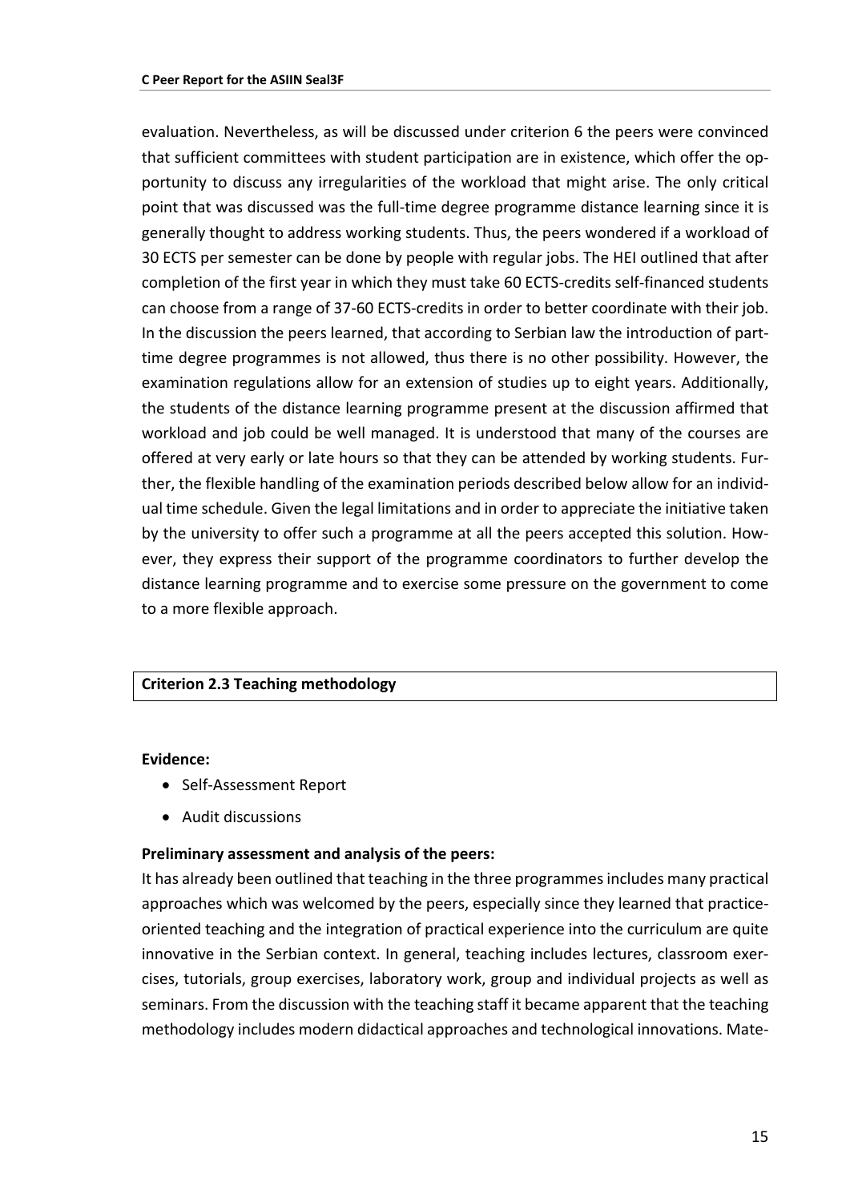evaluation. Nevertheless, as will be discussed under criterion 6 the peers were convinced that sufficient committees with student participation are in existence, which offer the opportunity to discuss any irregularities of the workload that might arise. The only critical point that was discussed was the full-time degree programme distance learning since it is generally thought to address working students. Thus, the peers wondered if a workload of 30 ECTS per semester can be done by people with regular jobs. The HEI outlined that after completion of the first year in which they must take 60 ECTS-credits self-financed students can choose from a range of 37-60 ECTS-credits in order to better coordinate with their job. In the discussion the peers learned, that according to Serbian law the introduction of part-time degree programmes is not allowed, thus there is no other possibility. However, the examination regulations allow for an extension of studies up to eight years. Additionally, the students of the distance learning programme present at the discussion affirmed that workload and job could be well managed. It is understood that many of the courses are offered at very early or late hours so that they can be attended by working students. Further, the flexible handling of the examination periods described below allow for an individual time schedule. Given the legal limitations and in order to appreciate the initiative taken by the university to offer such a programme at all the peers accepted this solution. However, they express their support of the programme coordinators to further develop the distance learning programme and to exercise some pressure on the government to come to a more flexible approach.

## Criterion 2.3 Teaching methodology

**Evidence:**

- Self-Assessment Report
- Audit discussions

**Preliminary assessment and analysis of the peers:**

It has already been outlined that teaching in the three programmes includes many practical approaches which was welcomed by the peers, especially since they learned that practice-oriented teaching and the integration of practical experience into the curriculum are quite innovative in the Serbian context. In general, teaching includes lectures, classroom exercises, tutorials, group exercises, laboratory work, group and individual projects as well as seminars. From the discussion with the teaching staff it became apparent that the teaching methodology includes modern didactical approaches and technological innovations. Mate-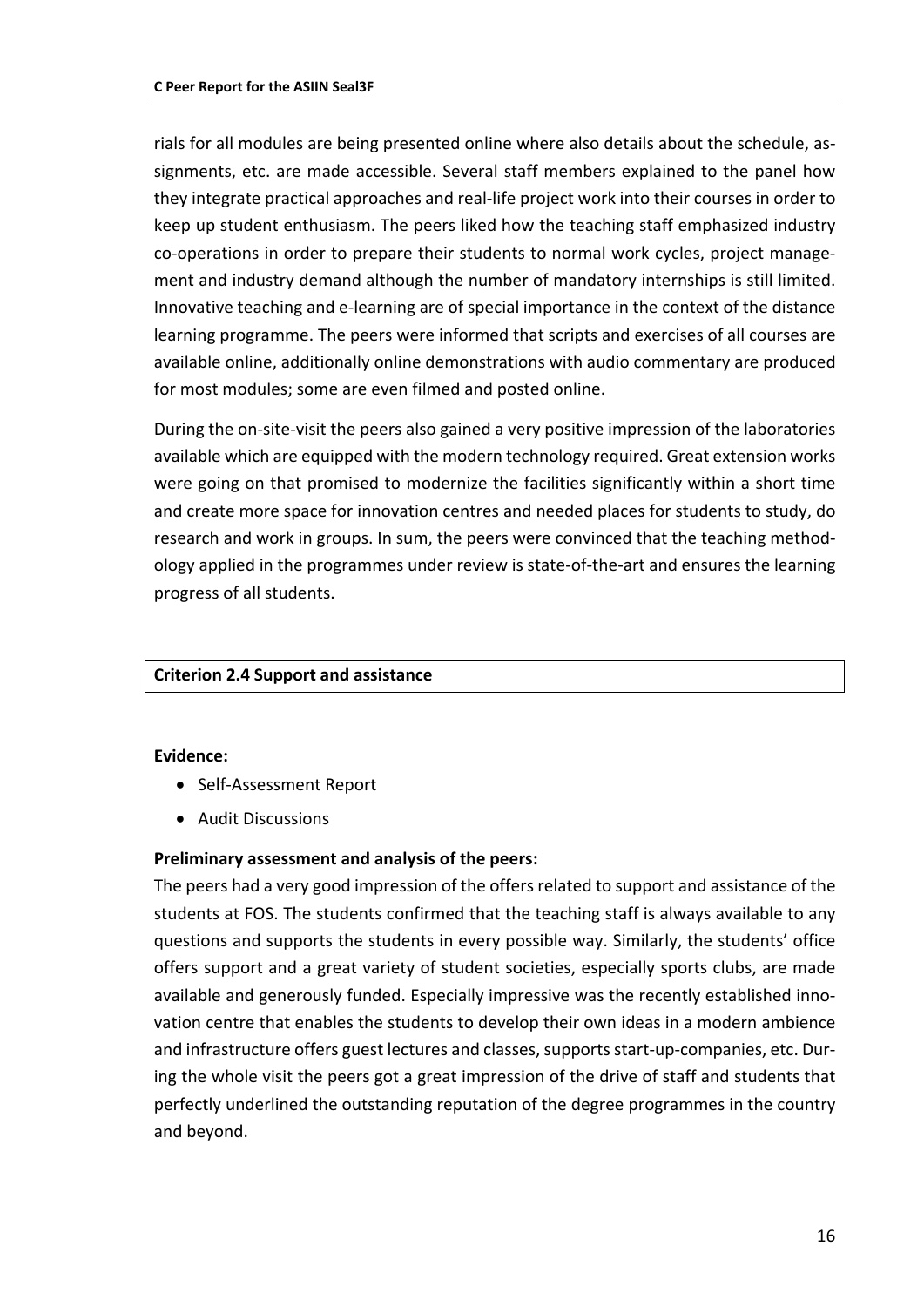rials for all modules are being presented online where also details about the schedule, assignments, etc. are made accessible. Several staff members explained to the panel how they integrate practical approaches and real-life project work into their courses in order to keep up student enthusiasm. The peers liked how the teaching staff emphasized industry co-operations in order to prepare their students to normal work cycles, project management and industry demand although the number of mandatory internships is still limited. Innovative teaching and e-learning are of special importance in the context of the distance learning programme. The peers were informed that scripts and exercises of all courses are available online, additionally online demonstrations with audio commentary are produced for most modules; some are even filmed and posted online.

During the on-site-visit the peers also gained a very positive impression of the laboratories available which are equipped with the modern technology required. Great extension works were going on that promised to modernize the facilities significantly within a short time and create more space for innovation centres and needed places for students to study, do research and work in groups. In sum, the peers were convinced that the teaching methodology applied in the programmes under review is state-of-the-art and ensures the learning progress of all students.

**Criterion 2.4 Support and assistance**

**Evidence:**

- Self-Assessment Report
- Audit Discussions

**Preliminary assessment and analysis of the peers:**

The peers had a very good impression of the offers related to support and assistance of the students at FOS. The students confirmed that the teaching staff is always available to any questions and supports the students in every possible way. Similarly, the students' office offers support and a great variety of student societies, especially sports clubs, are made available and generously funded. Especially impressive was the recently established innovation centre that enables the students to develop their own ideas in a modern ambience and infrastructure offers guest lectures and classes, supports start-up-companies, etc. During the whole visit the peers got a great impression of the drive of staff and students that perfectly underlined the outstanding reputation of the degree programmes in the country and beyond.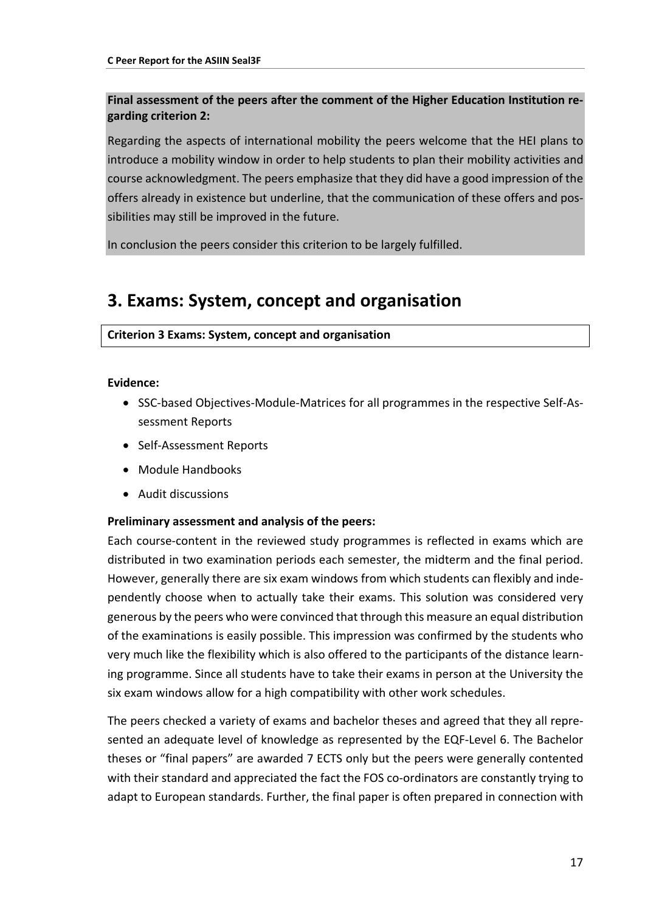**Final assessment of the peers after the comment of the Higher Education Institution regarding criterion 2:**

Regarding the aspects of international mobility the peers welcome that the HEI plans to introduce a mobility window in order to help students to plan their mobility activities and course acknowledgment. The peers emphasize that they did have a good impression of the offers already in existence but underline, that the communication of these offers and possibilities may still be improved in the future.

In conclusion the peers consider this criterion to be largely fulfilled.

## 3. Exams: System, concept and organisation

**Criterion 3 Exams: System, concept and organisation**

**Evidence:**

- SSC-based Objectives-Module-Matrices for all programmes in the respective Self-Assessment Reports
- Self-Assessment Reports
- Module Handbooks
- Audit discussions

**Preliminary assessment and analysis of the peers:**

Each course-content in the reviewed study programmes is reflected in exams which are distributed in two examination periods each semester, the midterm and the final period. However, generally there are six exam windows from which students can flexibly and independently choose when to actually take their exams. This solution was considered very generous by the peers who were convinced that through this measure an equal distribution of the examinations is easily possible. This impression was confirmed by the students who very much like the flexibility which is also offered to the participants of the distance learning programme. Since all students have to take their exams in person at the University the six exam windows allow for a high compatibility with other work schedules.

The peers checked a variety of exams and bachelor theses and agreed that they all represented an adequate level of knowledge as represented by the EQF-Level 6. The Bachelor theses or "final papers" are awarded 7 ECTS only but the peers were generally contented with their standard and appreciated the fact the FOS co-ordinators are constantly trying to adapt to European standards. Further, the final paper is often prepared in connection with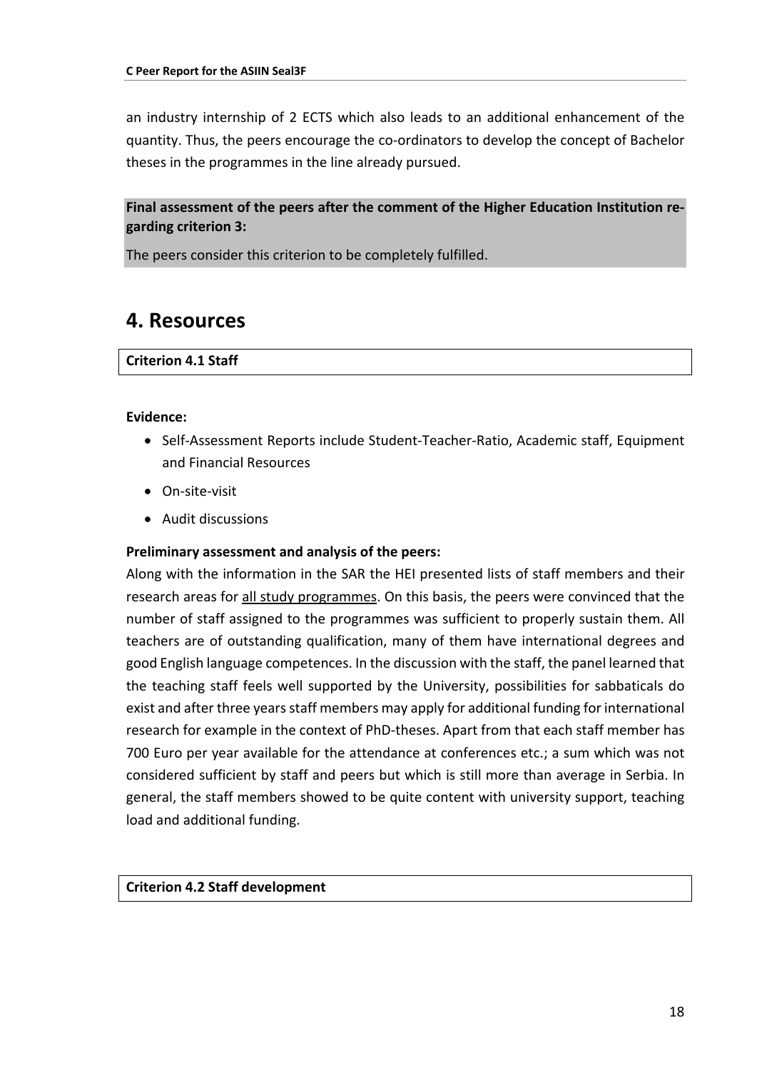an industry internship of 2 ECTS which also leads to an additional enhancement of the quantity. Thus, the peers encourage the co-ordinators to develop the concept of Bachelor theses in the programmes in the line already pursued.

**Final assessment of the peers after the comment of the Higher Education Institution regarding criterion 3:**

The peers consider this criterion to be completely fulfilled.

# 4. Resources

**Criterion 4.1 Staff**

**Evidence:**

- Self-Assessment Reports include Student-Teacher-Ratio, Academic staff, Equipment and Financial Resources
- On-site-visit
- Audit discussions

**Preliminary assessment and analysis of the peers:**

Along with the information in the SAR the HEI presented lists of staff members and their research areas for all study programmes. On this basis, the peers were convinced that the number of staff assigned to the programmes was sufficient to properly sustain them. All teachers are of outstanding qualification, many of them have international degrees and good English language competences. In the discussion with the staff, the panel learned that the teaching staff feels well supported by the University, possibilities for sabbaticals do exist and after three years staff members may apply for additional funding for international research for example in the context of PhD-theses. Apart from that each staff member has 700 Euro per year available for the attendance at conferences etc.; a sum which was not considered sufficient by staff and peers but which is still more than average in Serbia. In general, the staff members showed to be quite content with university support, teaching load and additional funding.

**Criterion 4.2 Staff development**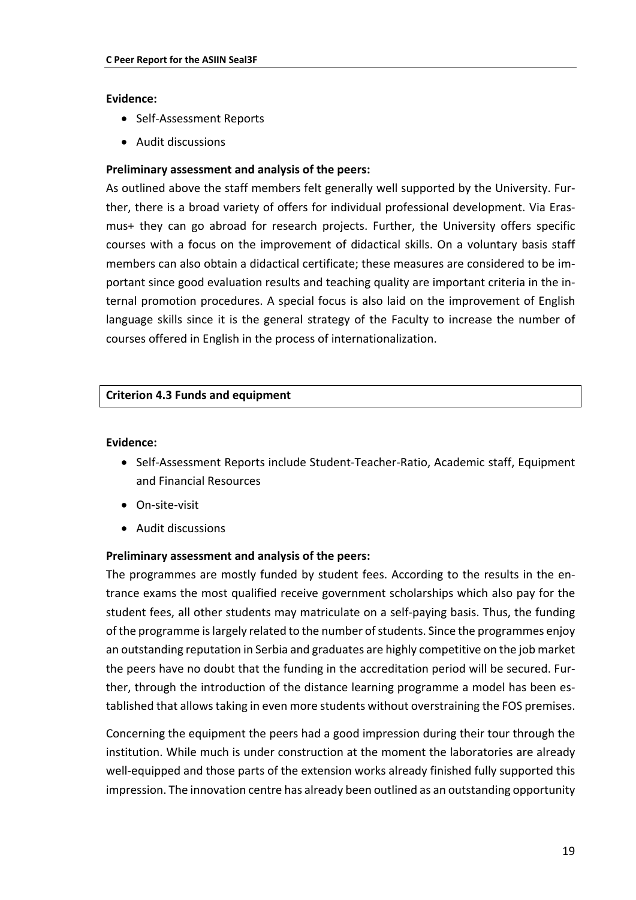**Evidence:**

- Self-Assessment Reports
- Audit discussions

**Preliminary assessment and analysis of the peers:**

As outlined above the staff members felt generally well supported by the University. Further, there is a broad variety of offers for individual professional development. Via Erasmus+ they can go abroad for research projects. Further, the University offers specific courses with a focus on the improvement of didactical skills. On a voluntary basis staff members can also obtain a didactical certificate; these measures are considered to be important since good evaluation results and teaching quality are important criteria in the internal promotion procedures. A special focus is also laid on the improvement of English language skills since it is the general strategy of the Faculty to increase the number of courses offered in English in the process of internationalization.

**Criterion 4.3 Funds and equipment**

**Evidence:**

- Self-Assessment Reports include Student-Teacher-Ratio, Academic staff, Equipment and Financial Resources
- On-site-visit
- Audit discussions

**Preliminary assessment and analysis of the peers:**

The programmes are mostly funded by student fees. According to the results in the entrance exams the most qualified receive government scholarships which also pay for the student fees, all other students may matriculate on a self-paying basis. Thus, the funding of the programme is largely related to the number of students. Since the programmes enjoy an outstanding reputation in Serbia and graduates are highly competitive on the job market the peers have no doubt that the funding in the accreditation period will be secured. Further, through the introduction of the distance learning programme a model has been established that allows taking in even more students without overstraining the FOS premises.

Concerning the equipment the peers had a good impression during their tour through the institution. While much is under construction at the moment the laboratories are already well-equipped and those parts of the extension works already finished fully supported this impression. The innovation centre has already been outlined as an outstanding opportunity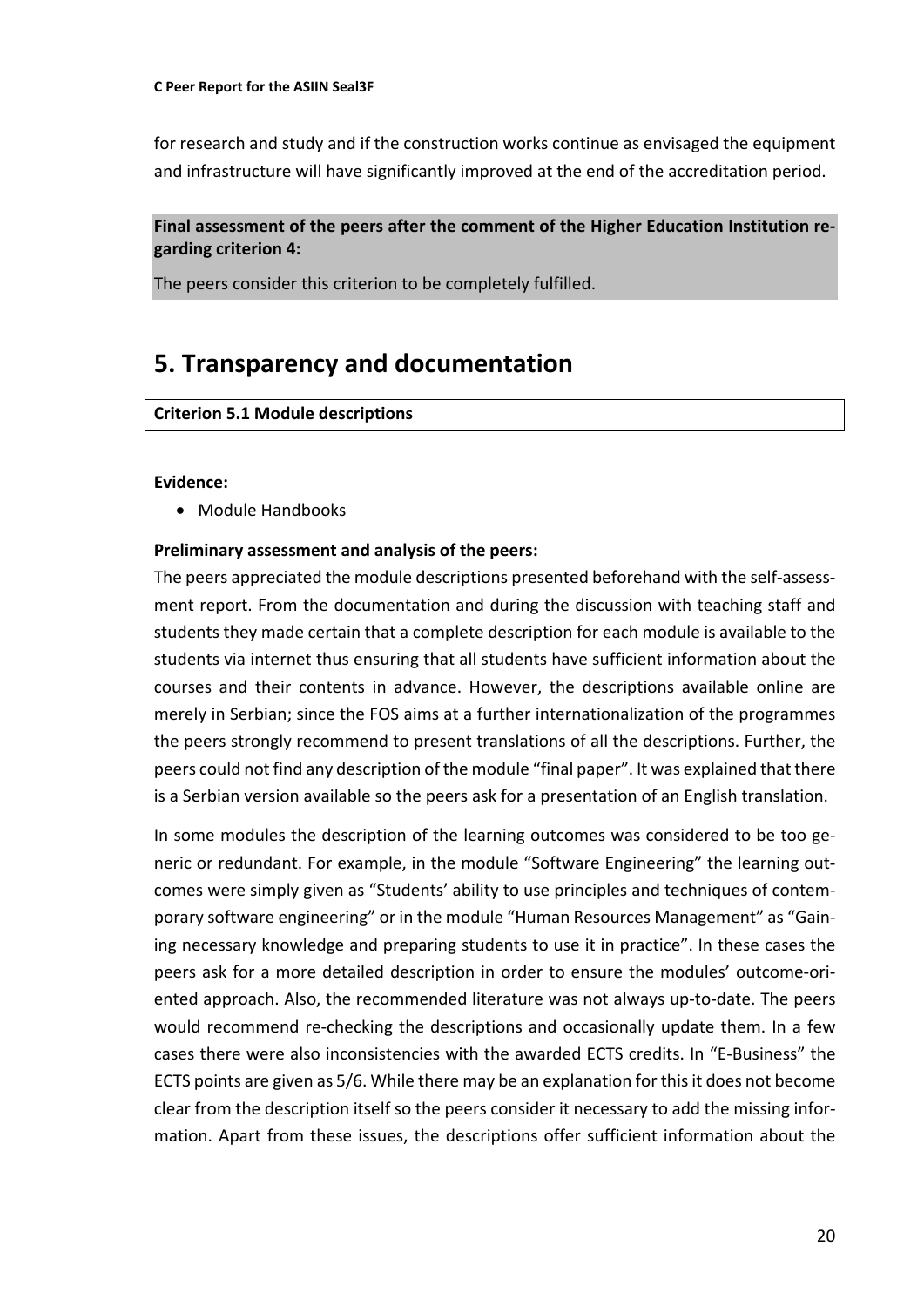for research and study and if the construction works continue as envisaged the equipment and infrastructure will have significantly improved at the end of the accreditation period.

**Final assessment of the peers after the comment of the Higher Education Institution regarding criterion 4:**

The peers consider this criterion to be completely fulfilled.

# 5. Transparency and documentation

**Criterion 5.1 Module descriptions**

**Evidence:**

- Module Handbooks

**Preliminary assessment and analysis of the peers:**

The peers appreciated the module descriptions presented beforehand with the self-assessment report. From the documentation and during the discussion with teaching staff and students they made certain that a complete description for each module is available to the students via internet thus ensuring that all students have sufficient information about the courses and their contents in advance. However, the descriptions available online are merely in Serbian; since the FOS aims at a further internationalization of the programmes the peers strongly recommend to present translations of all the descriptions. Further, the peers could not find any description of the module "final paper". It was explained that there is a Serbian version available so the peers ask for a presentation of an English translation.

In some modules the description of the learning outcomes was considered to be too generic or redundant. For example, in the module "Software Engineering" the learning outcomes were simply given as "Students' ability to use principles and techniques of contemporary software engineering" or in the module "Human Resources Management" as "Gaining necessary knowledge and preparing students to use it in practice". In these cases the peers ask for a more detailed description in order to ensure the modules' outcome-oriented approach. Also, the recommended literature was not always up-to-date. The peers would recommend re-checking the descriptions and occasionally update them. In a few cases there were also inconsistencies with the awarded ECTS credits. In "E-Business" the ECTS points are given as 5/6. While there may be an explanation for this it does not become clear from the description itself so the peers consider it necessary to add the missing information. Apart from these issues, the descriptions offer sufficient information about the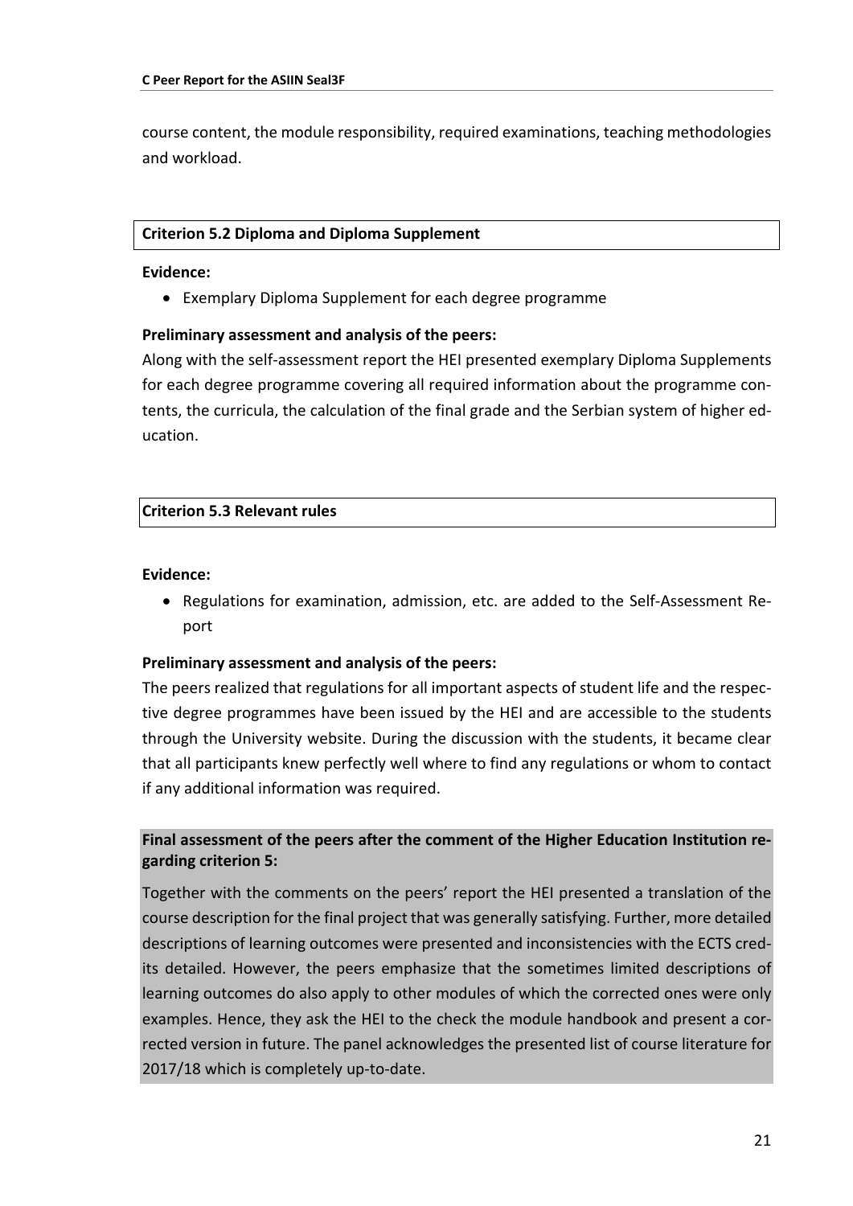course content, the module responsibility, required examinations, teaching methodologies and workload.

### Criterion 5.2 Diploma and Diploma Supplement

**Evidence:**

- Exemplary Diploma Supplement for each degree programme

**Preliminary assessment and analysis of the peers:**

Along with the self-assessment report the HEI presented exemplary Diploma Supplements for each degree programme covering all required information about the programme contents, the curricula, the calculation of the final grade and the Serbian system of higher education.

### Criterion 5.3 Relevant rules

**Evidence:**

- Regulations for examination, admission, etc. are added to the Self-Assessment Report

**Preliminary assessment and analysis of the peers:**

The peers realized that regulations for all important aspects of student life and the respective degree programmes have been issued by the HEI and are accessible to the students through the University website. During the discussion with the students, it became clear that all participants knew perfectly well where to find any regulations or whom to contact if any additional information was required.

**Final assessment of the peers after the comment of the Higher Education Institution regarding criterion 5:**

Together with the comments on the peers' report the HEI presented a translation of the course description for the final project that was generally satisfying. Further, more detailed descriptions of learning outcomes were presented and inconsistencies with the ECTS credits detailed. However, the peers emphasize that the sometimes limited descriptions of learning outcomes do also apply to other modules of which the corrected ones were only examples. Hence, they ask the HEI to the check the module handbook and present a corrected version in future. The panel acknowledges the presented list of course literature for 2017/18 which is completely up-to-date.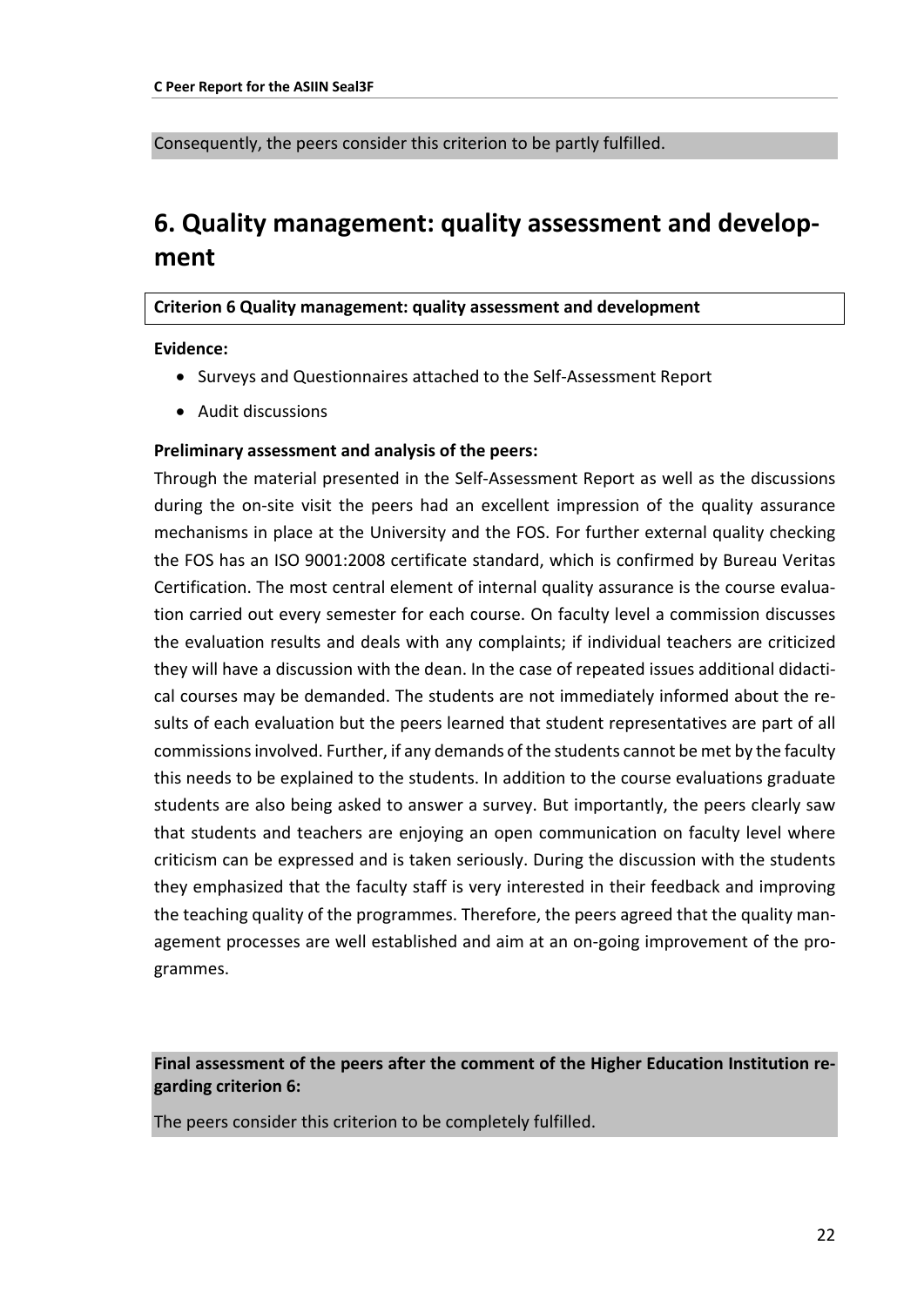Consequently, the peers consider this criterion to be partly fulfilled.

# 6. Quality management: quality assessment and development

**Criterion 6 Quality management: quality assessment and development**

**Evidence:**

- Surveys and Questionnaires attached to the Self-Assessment Report
- Audit discussions

**Preliminary assessment and analysis of the peers:**

Through the material presented in the Self-Assessment Report as well as the discussions during the on-site visit the peers had an excellent impression of the quality assurance mechanisms in place at the University and the FOS. For further external quality checking the FOS has an ISO 9001:2008 certificate standard, which is confirmed by Bureau Veritas Certification. The most central element of internal quality assurance is the course evaluation carried out every semester for each course. On faculty level a commission discusses the evaluation results and deals with any complaints; if individual teachers are criticized they will have a discussion with the dean. In the case of repeated issues additional didactical courses may be demanded. The students are not immediately informed about the results of each evaluation but the peers learned that student representatives are part of all commissions involved. Further, if any demands of the students cannot be met by the faculty this needs to be explained to the students. In addition to the course evaluations graduate students are also being asked to answer a survey. But importantly, the peers clearly saw that students and teachers are enjoying an open communication on faculty level where criticism can be expressed and is taken seriously. During the discussion with the students they emphasized that the faculty staff is very interested in their feedback and improving the teaching quality of the programmes. Therefore, the peers agreed that the quality management processes are well established and aim at an on-going improvement of the programmes.

**Final assessment of the peers after the comment of the Higher Education Institution regarding criterion 6:**

The peers consider this criterion to be completely fulfilled.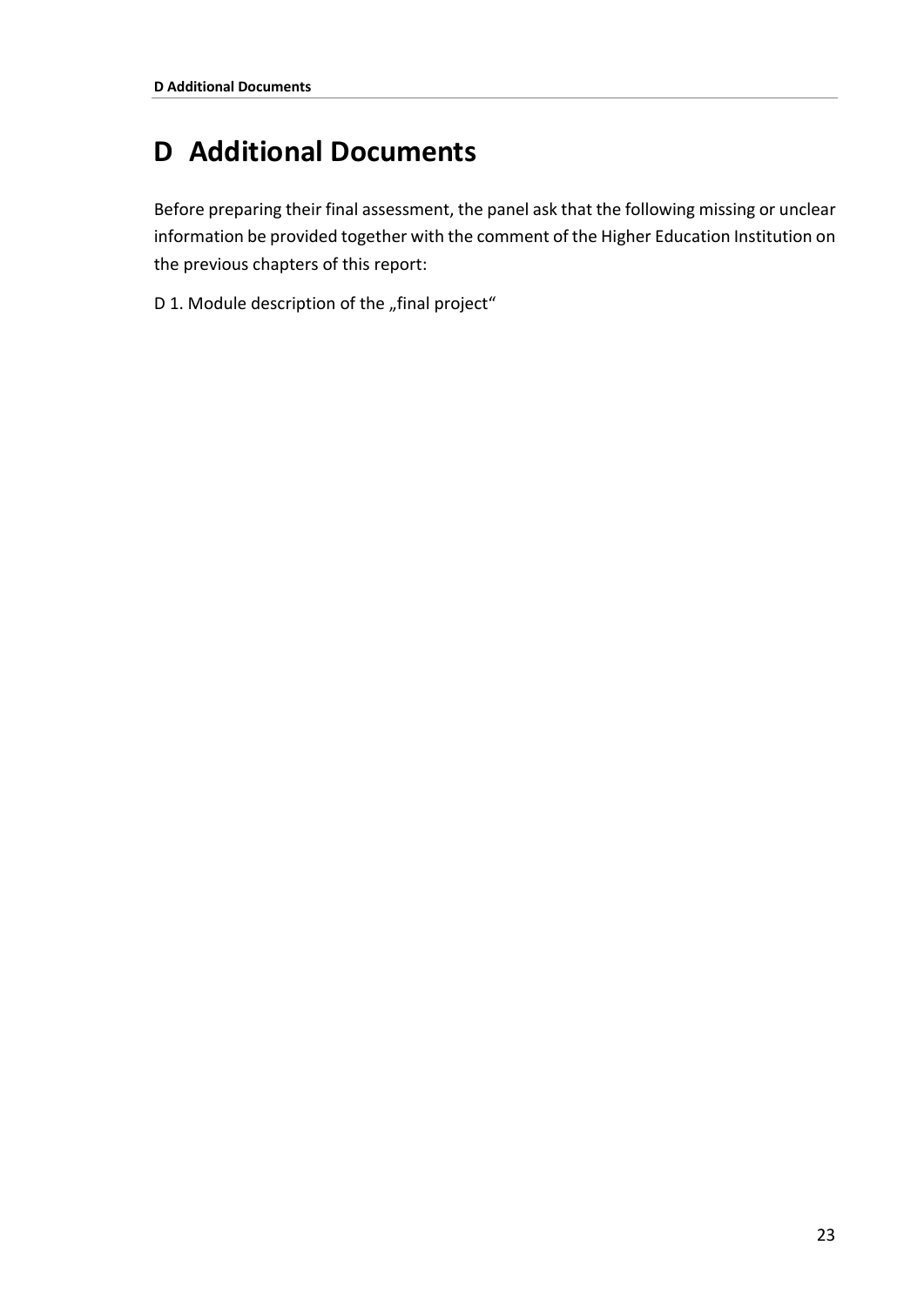# D Additional Documents

Before preparing their final assessment, the panel ask that the following missing or unclear information be provided together with the comment of the Higher Education Institution on the previous chapters of this report:

D 1. Module description of the „final project"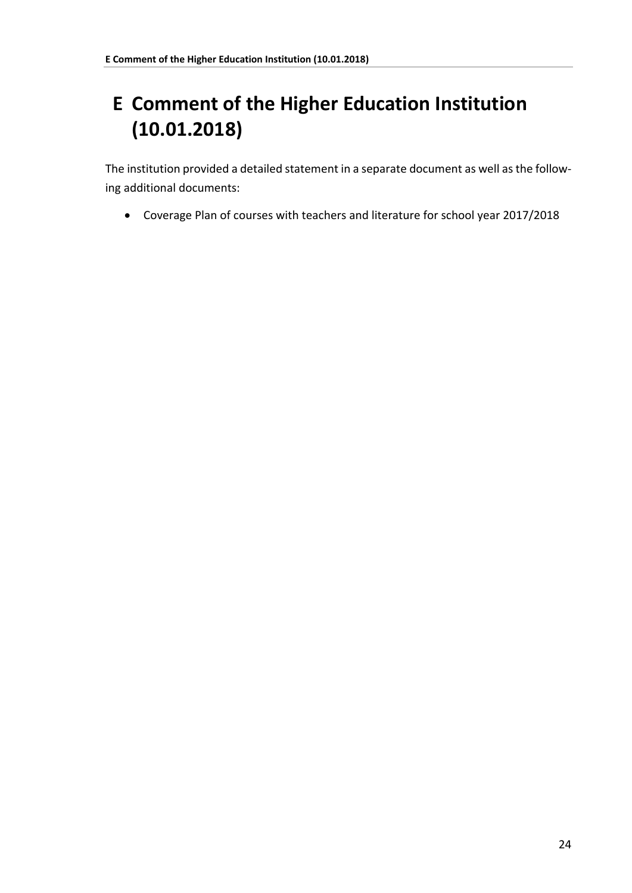# E Comment of the Higher Education Institution (10.01.2018)

The institution provided a detailed statement in a separate document as well as the following additional documents:

- Coverage Plan of courses with teachers and literature for school year 2017/2018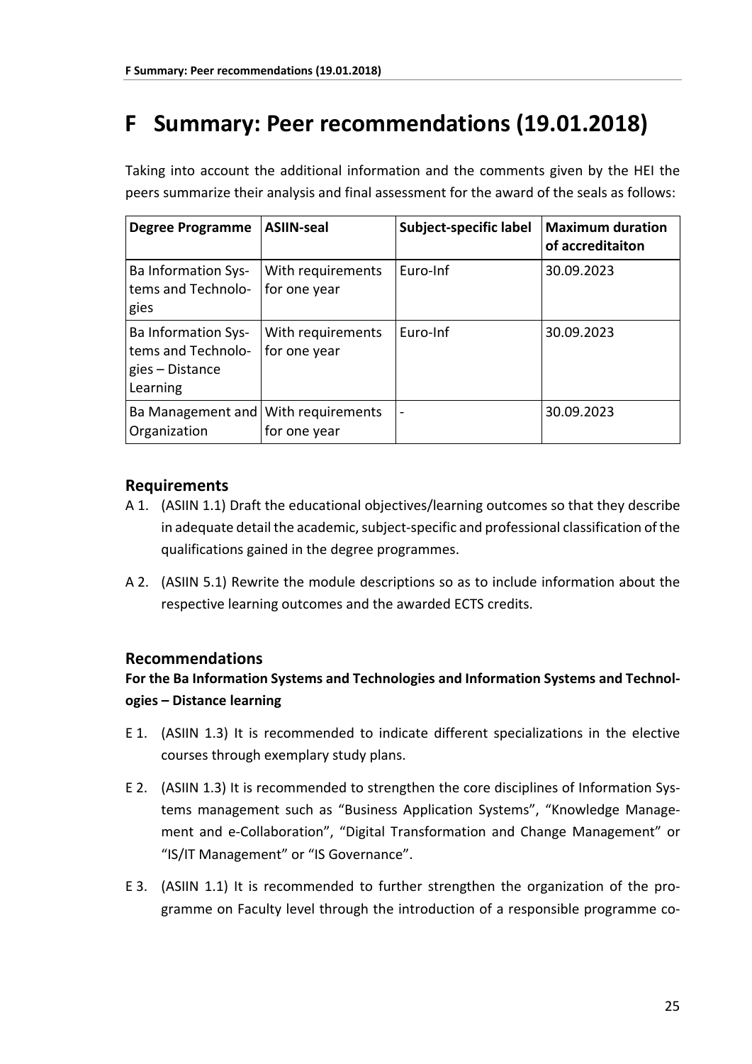# F Summary: Peer recommendations (19.01.2018)

Taking into account the additional information and the comments given by the HEI the peers summarize their analysis and final assessment for the award of the seals as follows:

| Degree Programme | ASIIN-seal | Subject-specific label | Maximum duration of accreditaiton |
|---|---|---|---|
| Ba Information Systems and Technologies | With requirements for one year | Euro-Inf | 30.09.2023 |
| Ba Information Systems and Technologies – Distance Learning | With requirements for one year | Euro-Inf | 30.09.2023 |
| Ba Management and Organization | With requirements for one year | - | 30.09.2023 |

## Requirements

A 1. (ASIIN 1.1) Draft the educational objectives/learning outcomes so that they describe in adequate detail the academic, subject-specific and professional classification of the qualifications gained in the degree programmes.

A 2. (ASIIN 5.1) Rewrite the module descriptions so as to include information about the respective learning outcomes and the awarded ECTS credits.

## Recommendations

**For the Ba Information Systems and Technologies and Information Systems and Technologies – Distance learning**

E 1. (ASIIN 1.3) It is recommended to indicate different specializations in the elective courses through exemplary study plans.

E 2. (ASIIN 1.3) It is recommended to strengthen the core disciplines of Information Systems management such as "Business Application Systems", "Knowledge Management and e-Collaboration", "Digital Transformation and Change Management" or "IS/IT Management" or "IS Governance".

E 3. (ASIIN 1.1) It is recommended to further strengthen the organization of the programme on Faculty level through the introduction of a responsible programme co-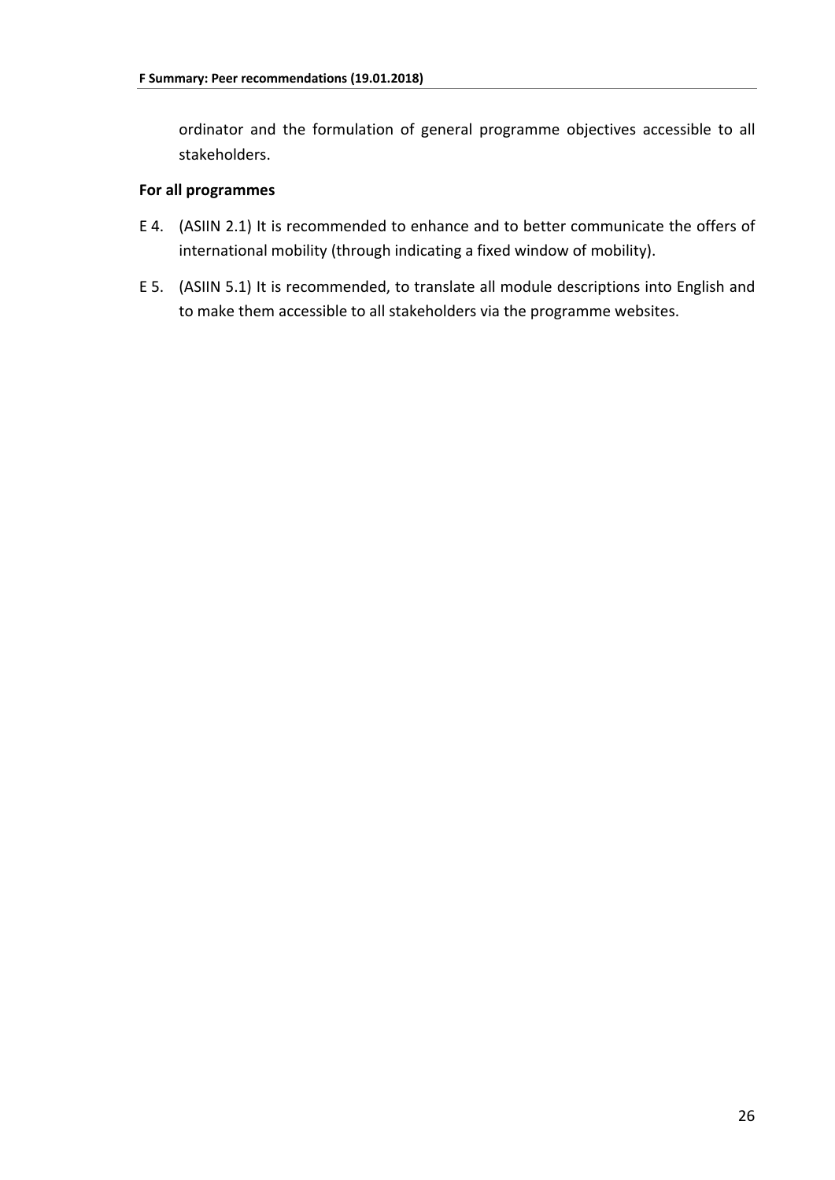ordinator and the formulation of general programme objectives accessible to all stakeholders.

**For all programmes**

E 4. (ASIIN 2.1) It is recommended to enhance and to better communicate the offers of international mobility (through indicating a fixed window of mobility).

E 5. (ASIIN 5.1) It is recommended, to translate all module descriptions into English and to make them accessible to all stakeholders via the programme websites.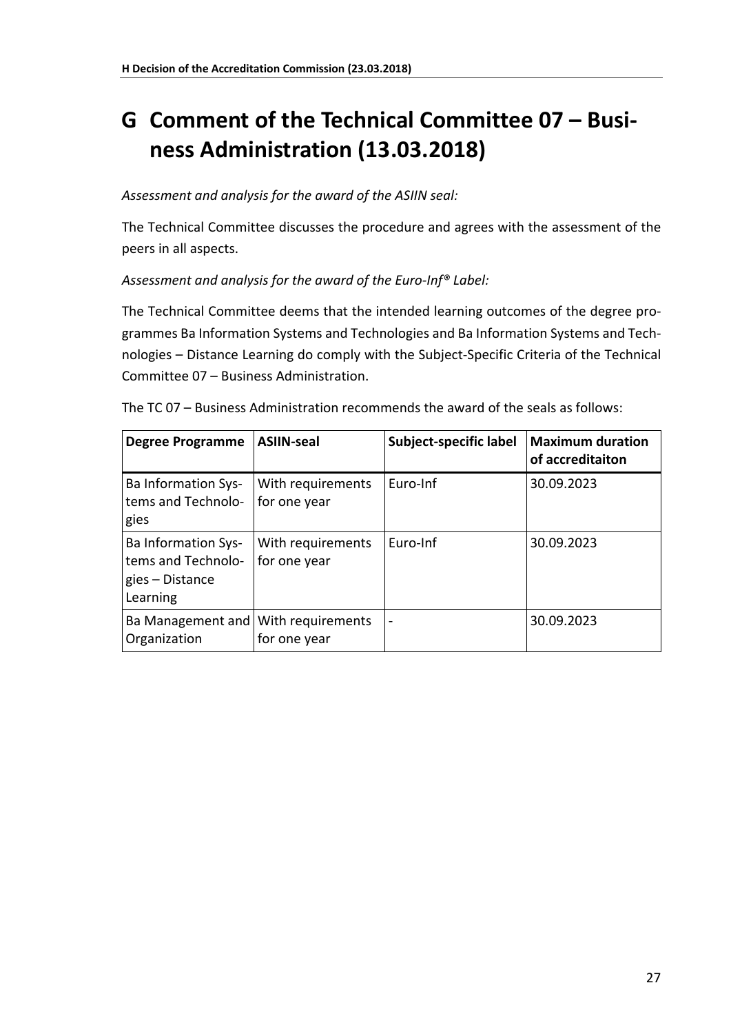# G Comment of the Technical Committee 07 – Business Administration (13.03.2018)

*Assessment and analysis for the award of the ASIIN seal:*

The Technical Committee discusses the procedure and agrees with the assessment of the peers in all aspects.

*Assessment and analysis for the award of the Euro-Inf® Label:*

The Technical Committee deems that the intended learning outcomes of the degree programmes Ba Information Systems and Technologies and Ba Information Systems and Technologies – Distance Learning do comply with the Subject-Specific Criteria of the Technical Committee 07 – Business Administration.

The TC 07 – Business Administration recommends the award of the seals as follows:

| Degree Programme | ASIIN-seal | Subject-specific label | Maximum duration of accreditaiton |
|---|---|---|---|
| Ba Information Systems and Technologies | With requirements for one year | Euro-Inf | 30.09.2023 |
| Ba Information Systems and Technologies – Distance Learning | With requirements for one year | Euro-Inf | 30.09.2023 |
| Ba Management and Organization | With requirements for one year | - | 30.09.2023 |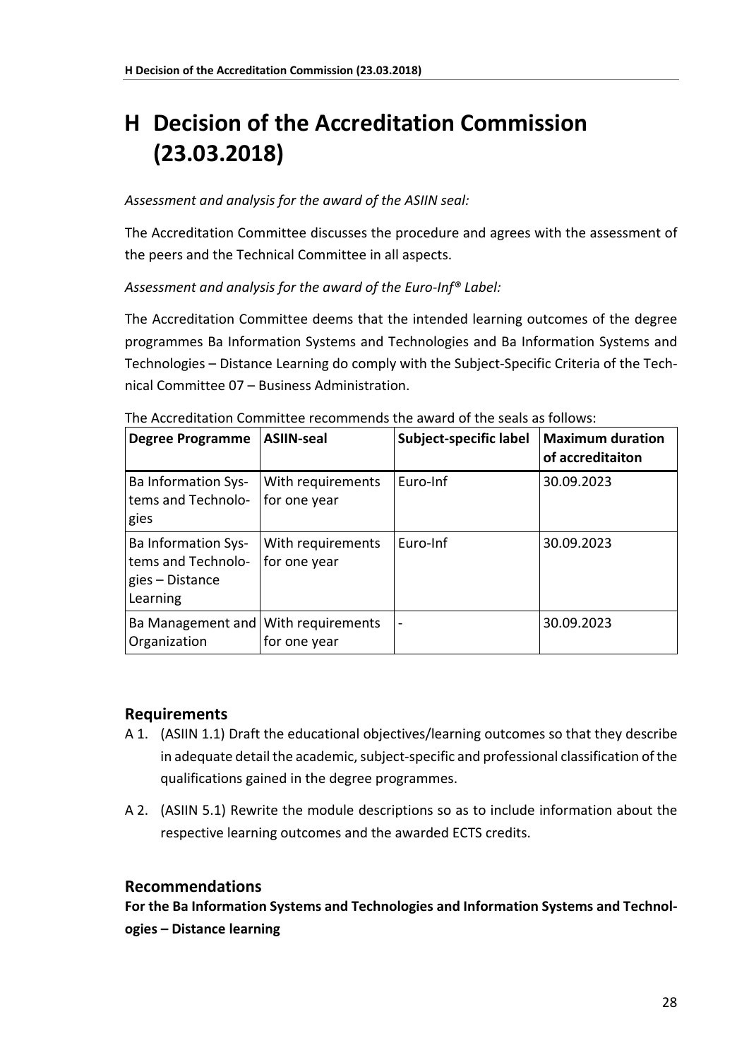# H Decision of the Accreditation Commission (23.03.2018)

*Assessment and analysis for the award of the ASIIN seal:*

The Accreditation Committee discusses the procedure and agrees with the assessment of the peers and the Technical Committee in all aspects.

*Assessment and analysis for the award of the Euro-Inf® Label:*

The Accreditation Committee deems that the intended learning outcomes of the degree programmes Ba Information Systems and Technologies and Ba Information Systems and Technologies – Distance Learning do comply with the Subject-Specific Criteria of the Technical Committee 07 – Business Administration.

The Accreditation Committee recommends the award of the seals as follows:

| Degree Programme | ASIIN-seal | Subject-specific label | Maximum duration of accreditaiton |
|---|---|---|---|
| Ba Information Systems and Technologies | With requirements for one year | Euro-Inf | 30.09.2023 |
| Ba Information Systems and Technologies – Distance Learning | With requirements for one year | Euro-Inf | 30.09.2023 |
| Ba Management and Organization | With requirements for one year | - | 30.09.2023 |

## Requirements

A 1. (ASIIN 1.1) Draft the educational objectives/learning outcomes so that they describe in adequate detail the academic, subject-specific and professional classification of the qualifications gained in the degree programmes.

A 2. (ASIIN 5.1) Rewrite the module descriptions so as to include information about the respective learning outcomes and the awarded ECTS credits.

## Recommendations

**For the Ba Information Systems and Technologies and Information Systems and Technologies – Distance learning**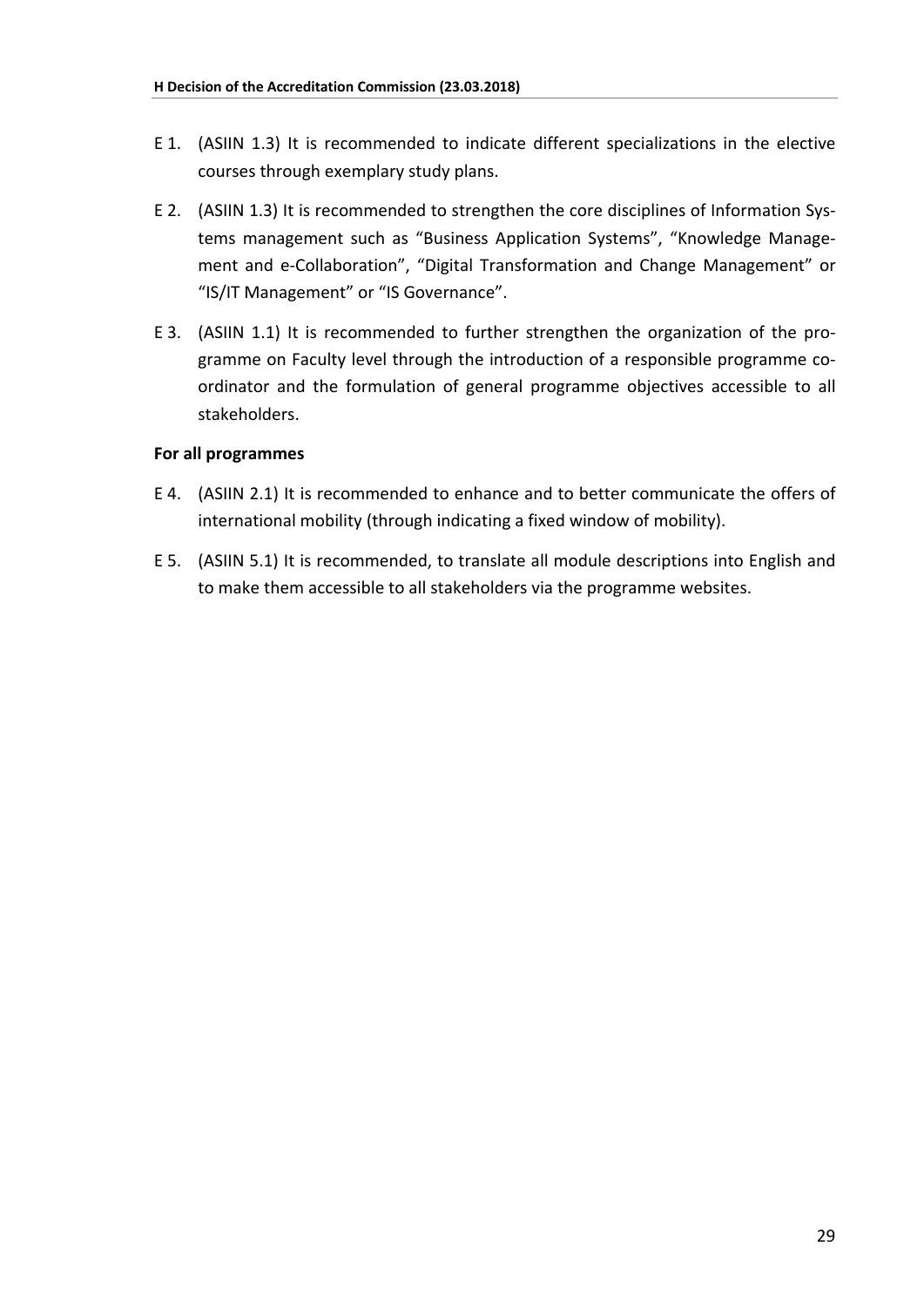E 1. (ASIIN 1.3) It is recommended to indicate different specializations in the elective courses through exemplary study plans.

E 2. (ASIIN 1.3) It is recommended to strengthen the core disciplines of Information Systems management such as "Business Application Systems", "Knowledge Management and e-Collaboration", "Digital Transformation and Change Management" or "IS/IT Management" or "IS Governance".

E 3. (ASIIN 1.1) It is recommended to further strengthen the organization of the programme on Faculty level through the introduction of a responsible programme coordinator and the formulation of general programme objectives accessible to all stakeholders.

**For all programmes**

E 4. (ASIIN 2.1) It is recommended to enhance and to better communicate the offers of international mobility (through indicating a fixed window of mobility).

E 5. (ASIIN 5.1) It is recommended, to translate all module descriptions into English and to make them accessible to all stakeholders via the programme websites.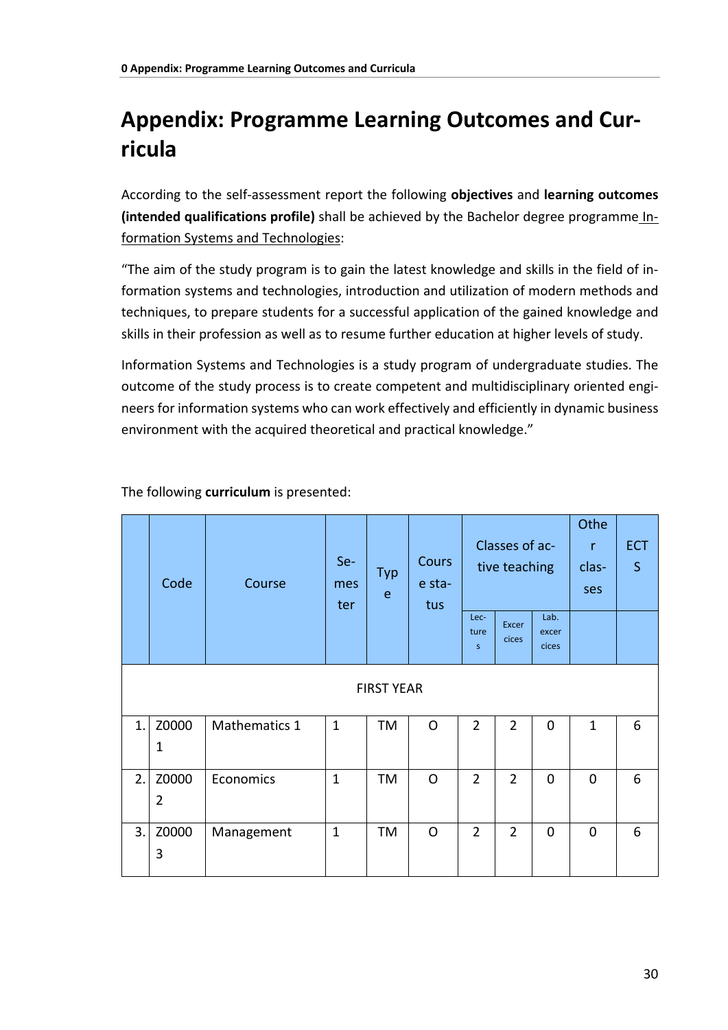# Appendix: Programme Learning Outcomes and Curricula

According to the self-assessment report the following **objectives** and **learning outcomes (intended qualifications profile)** shall be achieved by the Bachelor degree programme Information Systems and Technologies:

"The aim of the study program is to gain the latest knowledge and skills in the field of information systems and technologies, introduction and utilization of modern methods and techniques, to prepare students for a successful application of the gained knowledge and skills in their profession as well as to resume further education at higher levels of study.

Information Systems and Technologies is a study program of undergraduate studies. The outcome of the study process is to create competent and multidisciplinary oriented engineers for information systems who can work effectively and efficiently in dynamic business environment with the acquired theoretical and practical knowledge."

The following **curriculum** is presented:

| | Code | Course | Semester | Type | Course status | Classes of active teaching | | | Other classes | ECTS |
|---|---|---|---|---|---|---|---|---|---|---|
| | | | | | | Lectures | Excercices | Lab. excercices | | |
| | | | | FIRST YEAR | | | | | | |
| 1. | Z00001 | Mathematics 1 | 1 | TM | O | 2 | 2 | 0 | 1 | 6 |
| 2. | Z00002 | Economics | 1 | TM | O | 2 | 2 | 0 | 0 | 6 |
| 3. | Z00003 | Management | 1 | TM | O | 2 | 2 | 0 | 0 | 6 |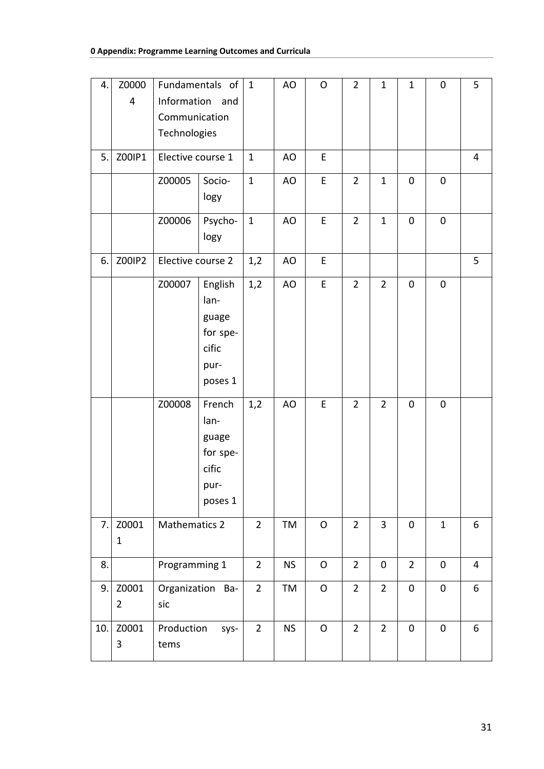| 4. | Z00004 | Fundamentals of Information and Communication Technologies | | 1 | AO | O | 2 | 1 | 1 | 0 | 5 |
|---|---|---|---|---|---|---|---|---|---|---|---|
| 5. | Z00IP1 | Elective course 1 | | 1 | AO | E | | | | | 4 |
| | | Z00005 | Socio-logy | 1 | AO | E | 2 | 1 | 0 | 0 | |
| | | Z00006 | Psycho-logy | 1 | AO | E | 2 | 1 | 0 | 0 | |
| 6. | Z00IP2 | Elective course 2 | | 1,2 | AO | E | | | | | 5 |
| | | Z00007 | English language for specific purposes 1 | 1,2 | AO | E | 2 | 2 | 0 | 0 | |
| | | Z00008 | French language for specific purposes 1 | 1,2 | AO | E | 2 | 2 | 0 | 0 | |
| 7. | Z00011 | Mathematics 2 | | 2 | TM | O | 2 | 3 | 0 | 1 | 6 |
| 8. | | Programming 1 | | 2 | NS | O | 2 | 0 | 2 | 0 | 4 |
| 9. | Z00012 | Organization Basic | | 2 | TM | O | 2 | 2 | 0 | 0 | 6 |
| 10. | Z00013 | Production systems | | 2 | NS | O | 2 | 2 | 0 | 0 | 6 |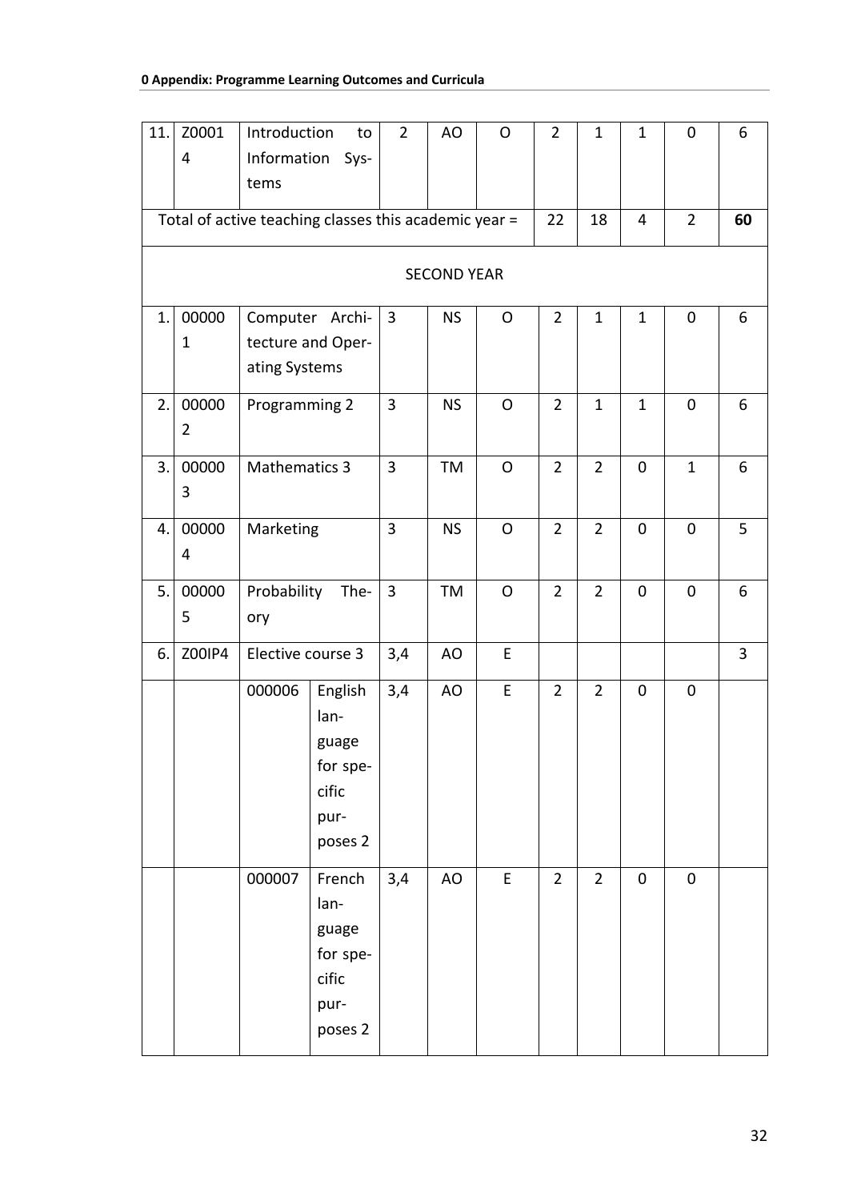| 11. | Z00014 | Introduction to Information Systems | | 2 | AO | O | 2 | 1 | 1 | 0 | 6 |
|---|---|---|---|---|---|---|---|---|---|---|---|
| Total of active teaching classes this academic year = | | | | | | | 22 | 18 | 4 | 2 | **60** |
| SECOND YEAR | | | | | | | | | | | |
| 1. | 000001 | Computer Architecture and Operating Systems | | 3 | NS | O | 2 | 1 | 1 | 0 | 6 |
| 2. | 000002 | Programming 2 | | 3 | NS | O | 2 | 1 | 1 | 0 | 6 |
| 3. | 000003 | Mathematics 3 | | 3 | TM | O | 2 | 2 | 0 | 1 | 6 |
| 4. | 000004 | Marketing | | 3 | NS | O | 2 | 2 | 0 | 0 | 5 |
| 5. | 000005 | Probability Theory | | 3 | TM | O | 2 | 2 | 0 | 0 | 6 |
| 6. | Z00IP4 | Elective course 3 | | 3,4 | AO | E | | | | | 3 |
| | | 000006 | English language for specific purposes 2 | 3,4 | AO | E | 2 | 2 | 0 | 0 | |
| | | 000007 | French language for specific purposes 2 | 3,4 | AO | E | 2 | 2 | 0 | 0 | |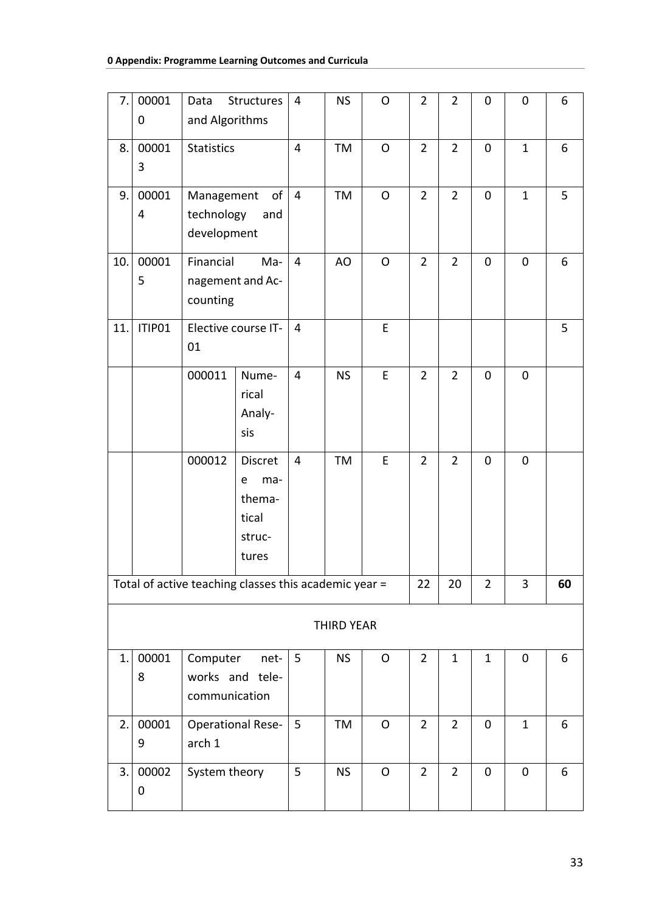| 7. | 000010 | Data Structures and Algorithms | | 4 | NS | O | 2 | 2 | 0 | 0 | 6 |
|---|---|---|---|---|---|---|---|---|---|---|---|
| 8. | 000013 | Statistics | | 4 | TM | O | 2 | 2 | 0 | 1 | 6 |
| 9. | 000014 | Management of technology and development | | 4 | TM | O | 2 | 2 | 0 | 1 | 5 |
| 10. | 000015 | Financial Management and Accounting | | 4 | AO | O | 2 | 2 | 0 | 0 | 6 |
| 11. | ITIP01 | Elective course IT-01 | | 4 | | E | | | | | 5 |
| | | 000011 | Numerical Analysis | 4 | NS | E | 2 | 2 | 0 | 0 | |
| | | 000012 | Discrete mathematical structures | 4 | TM | E | 2 | 2 | 0 | 0 | |
| Total of active teaching classes this academic year = | | | | | | | 22 | 20 | 2 | 3 | **60** |
| THIRD YEAR | | | | | | | | | | | |
| 1. | 000018 | Computer networks and telecommunication | | 5 | NS | O | 2 | 1 | 1 | 0 | 6 |
| 2. | 000019 | Operational Research 1 | | 5 | TM | O | 2 | 2 | 0 | 1 | 6 |
| 3. | 000020 | System theory | | 5 | NS | O | 2 | 2 | 0 | 0 | 6 |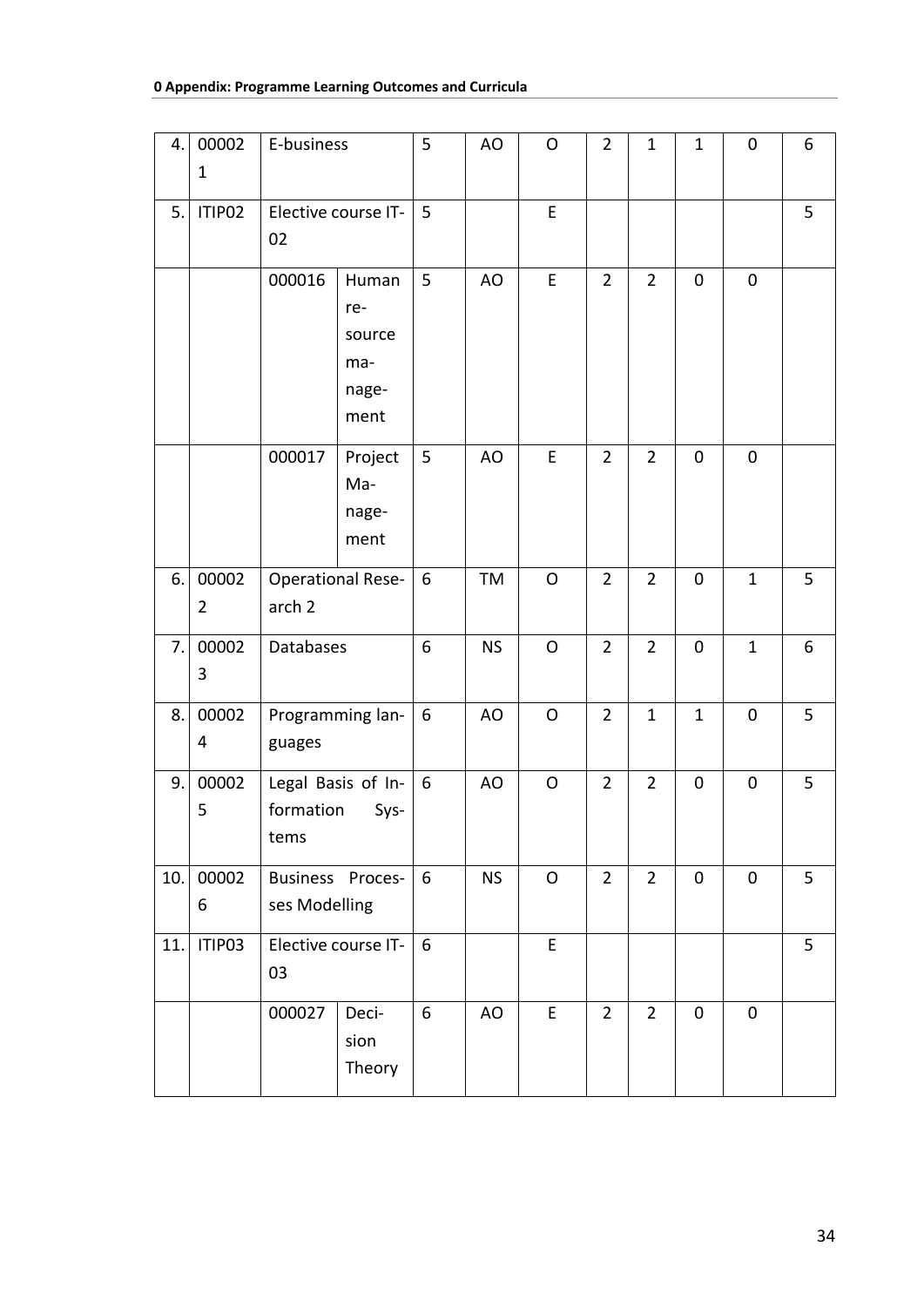| 4. | 000021 | E-business | | 5 | AO | O | 2 | 1 | 1 | 0 | 6 |
|---|---|---|---|---|---|---|---|---|---|---|---|
| 5. | ITIP02 | Elective course IT-02 | | 5 | | E | | | | | 5 |
| | | 000016 | Human resource management | 5 | AO | E | 2 | 2 | 0 | 0 | |
| | | 000017 | Project Management | 5 | AO | E | 2 | 2 | 0 | 0 | |
| 6. | 000022 | Operational Research 2 | | 6 | TM | O | 2 | 2 | 0 | 1 | 5 |
| 7. | 000023 | Databases | | 6 | NS | O | 2 | 2 | 0 | 1 | 6 |
| 8. | 000024 | Programming languages | | 6 | AO | O | 2 | 1 | 1 | 0 | 5 |
| 9. | 000025 | Legal Basis of Information Systems | | 6 | AO | O | 2 | 2 | 0 | 0 | 5 |
| 10. | 000026 | Business Processes Modelling | | 6 | NS | O | 2 | 2 | 0 | 0 | 5 |
| 11. | ITIP03 | Elective course IT-03 | | 6 | | E | | | | | 5 |
| | | 000027 | Decision Theory | 6 | AO | E | 2 | 2 | 0 | 0 | |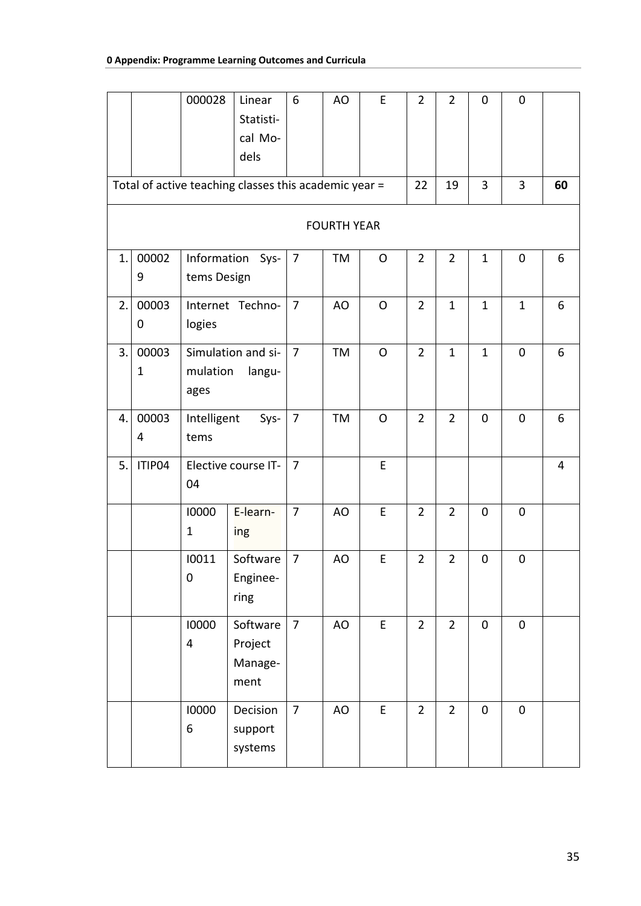| | | | | | | | | | | | |
|---|---|---|---|---|---|---|---|---|---|---|---|
| | | 000028 | Linear Statistical Models | 6 | AO | E | 2 | 2 | 0 | 0 | |
| Total of active teaching classes this academic year = | | | | | | | 22 | 19 | 3 | 3 | **60** |
| FOURTH YEAR | | | | | | | | | | | |
| 1. | 000029 | Information Systems Design | | 7 | TM | O | 2 | 2 | 1 | 0 | 6 |
| 2. | 000030 | Internet Technologies | | 7 | AO | O | 2 | 1 | 1 | 1 | 6 |
| 3. | 000031 | Simulation and simulation languages | | 7 | TM | O | 2 | 1 | 1 | 0 | 6 |
| 4. | 000034 | Intelligent Systems | | 7 | TM | O | 2 | 2 | 0 | 0 | 6 |
| 5. | ITIP04 | Elective course IT-04 | | 7 | | E | | | | | 4 |
| | | I00001 | E-learning | 7 | AO | E | 2 | 2 | 0 | 0 | |
| | | I00110 | Software Engineering | 7 | AO | E | 2 | 2 | 0 | 0 | |
| | | I00004 | Software Project Management | 7 | AO | E | 2 | 2 | 0 | 0 | |
| | | I00006 | Decision support systems | 7 | AO | E | 2 | 2 | 0 | 0 | |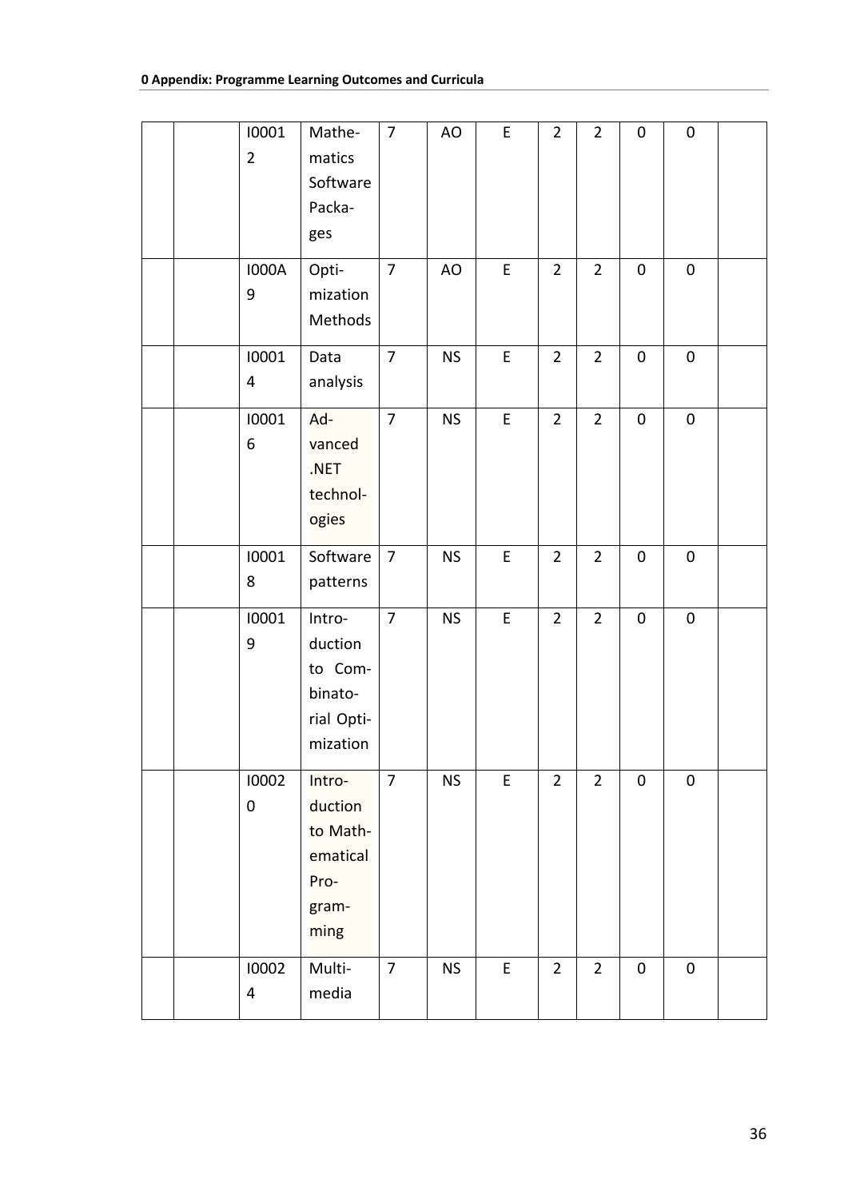| | | | | | | | | | | |
|---|---|---|---|---|---|---|---|---|---|---|
| | | I00012 | Mathematics Software Packages | 7 | AO | E | 2 | 2 | 0 | 0 | |
| | | I000A9 | Optimization Methods | 7 | AO | E | 2 | 2 | 0 | 0 | |
| | | I00014 | Data analysis | 7 | NS | E | 2 | 2 | 0 | 0 | |
| | | I00016 | Advanced .NET technologies | 7 | NS | E | 2 | 2 | 0 | 0 | |
| | | I00018 | Software patterns | 7 | NS | E | 2 | 2 | 0 | 0 | |
| | | I00019 | Introduction to Combinatorial Optimization | 7 | NS | E | 2 | 2 | 0 | 0 | |
| | | I00020 | Introduction to Mathematical Programming | 7 | NS | E | 2 | 2 | 0 | 0 | |
| | | I00024 | Multimedia | 7 | NS | E | 2 | 2 | 0 | 0 | |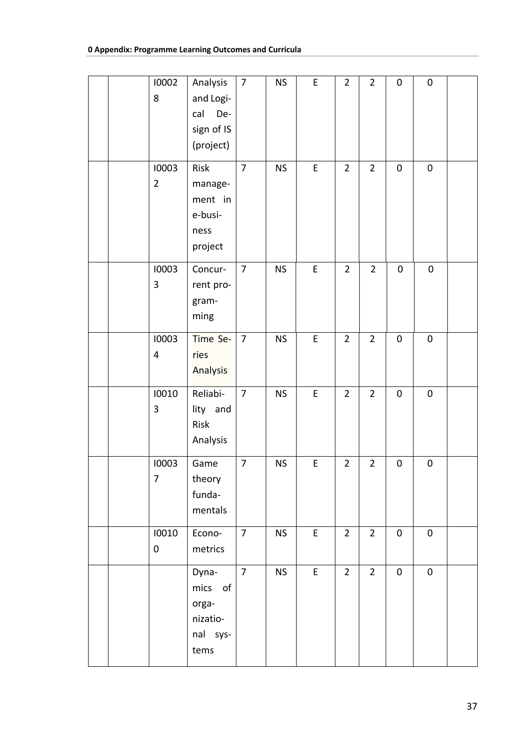|  |  | I00028 | Analysis and Logical Design of IS (project) | 7 | NS | E | 2 | 2 | 0 | 0 |  |
|---|---|---|---|---|---|---|---|---|---|---|---|
|  |  | I00032 | Risk management in e-business project | 7 | NS | E | 2 | 2 | 0 | 0 |  |
|  |  | I00033 | Concurrent programming | 7 | NS | E | 2 | 2 | 0 | 0 |  |
|  |  | I00034 | Time Series Analysis | 7 | NS | E | 2 | 2 | 0 | 0 |  |
|  |  | I00103 | Reliability and Risk Analysis | 7 | NS | E | 2 | 2 | 0 | 0 |  |
|  |  | I00037 | Game theory fundamentals | 7 | NS | E | 2 | 2 | 0 | 0 |  |
|  |  | I00100 | Econometrics | 7 | NS | E | 2 | 2 | 0 | 0 |  |
|  |  |  | Dynamics of organizational systems | 7 | NS | E | 2 | 2 | 0 | 0 |  |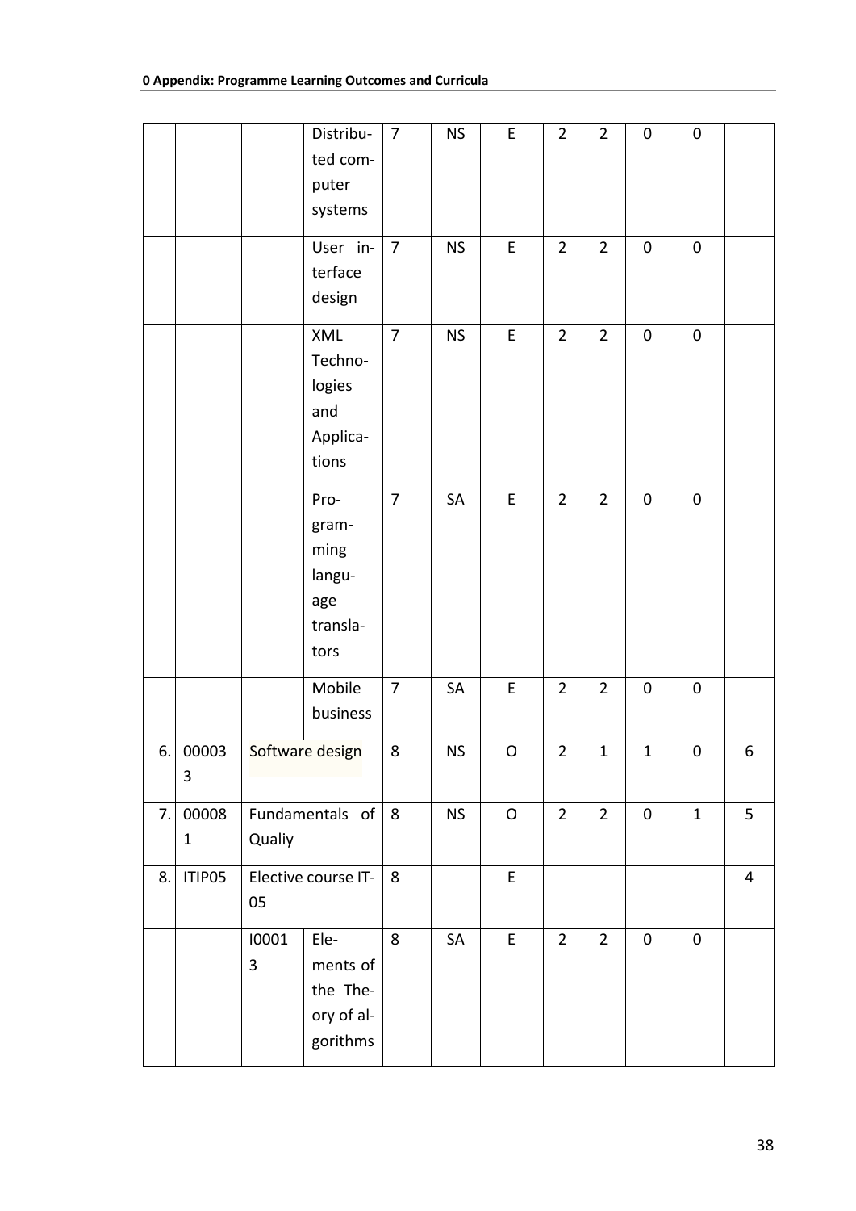| | | | | | | | | | | | |
|---|---|---|---|---|---|---|---|---|---|---|---|
| | | | Distributed computer systems | 7 | NS | E | 2 | 2 | 0 | 0 | |
| | | | User interface design | 7 | NS | E | 2 | 2 | 0 | 0 | |
| | | | XML Technologies and Applications | 7 | NS | E | 2 | 2 | 0 | 0 | |
| | | | Programming language translators | 7 | SA | E | 2 | 2 | 0 | 0 | |
| | | | Mobile business | 7 | SA | E | 2 | 2 | 0 | 0 | |
| 6. | 000033 | Software design | | 8 | NS | O | 2 | 1 | 1 | 0 | 6 |
| 7. | 000081 | Fundamentals of Qualiy | | 8 | NS | O | 2 | 2 | 0 | 1 | 5 |
| 8. | ITIP05 | Elective course IT-05 | | 8 | | E | | | | | 4 |
| | | I00013 | Elements of the Theory of algorithms | 8 | SA | E | 2 | 2 | 0 | 0 | |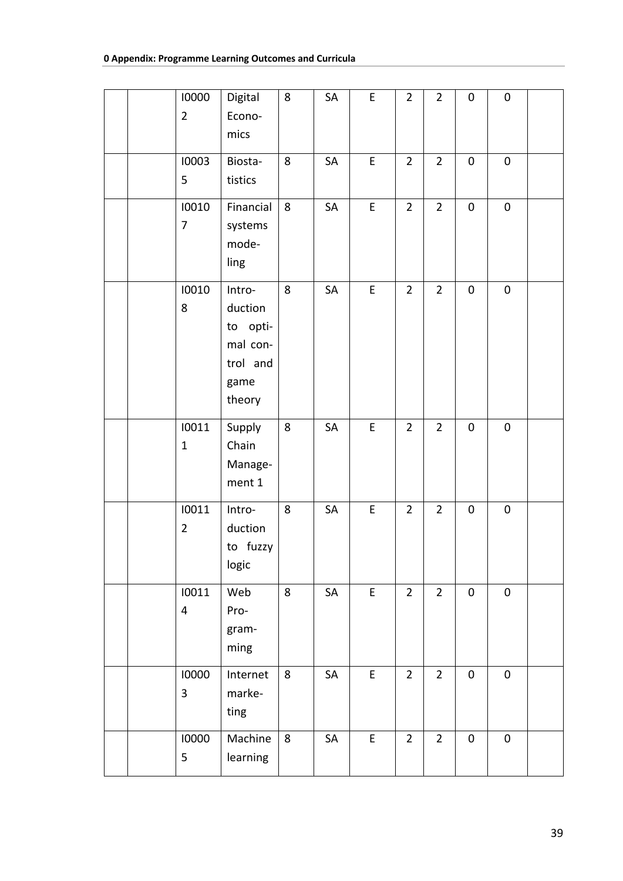| | | I00002 | Digital Economics | 8 | SA | E | 2 | 2 | 0 | 0 | |
|---|---|---|---|---|---|---|---|---|---|---|---|
| | | I00035 | Biostatistics | 8 | SA | E | 2 | 2 | 0 | 0 | |
| | | I00107 | Financial systems modeling | 8 | SA | E | 2 | 2 | 0 | 0 | |
| | | I00108 | Introduction to optimal control and game theory | 8 | SA | E | 2 | 2 | 0 | 0 | |
| | | I00111 | Supply Chain Management 1 | 8 | SA | E | 2 | 2 | 0 | 0 | |
| | | I00112 | Introduction to fuzzy logic | 8 | SA | E | 2 | 2 | 0 | 0 | |
| | | I00114 | Web Programming | 8 | SA | E | 2 | 2 | 0 | 0 | |
| | | I00003 | Internet marketing | 8 | SA | E | 2 | 2 | 0 | 0 | |
| | | I00005 | Machine learning | 8 | SA | E | 2 | 2 | 0 | 0 | |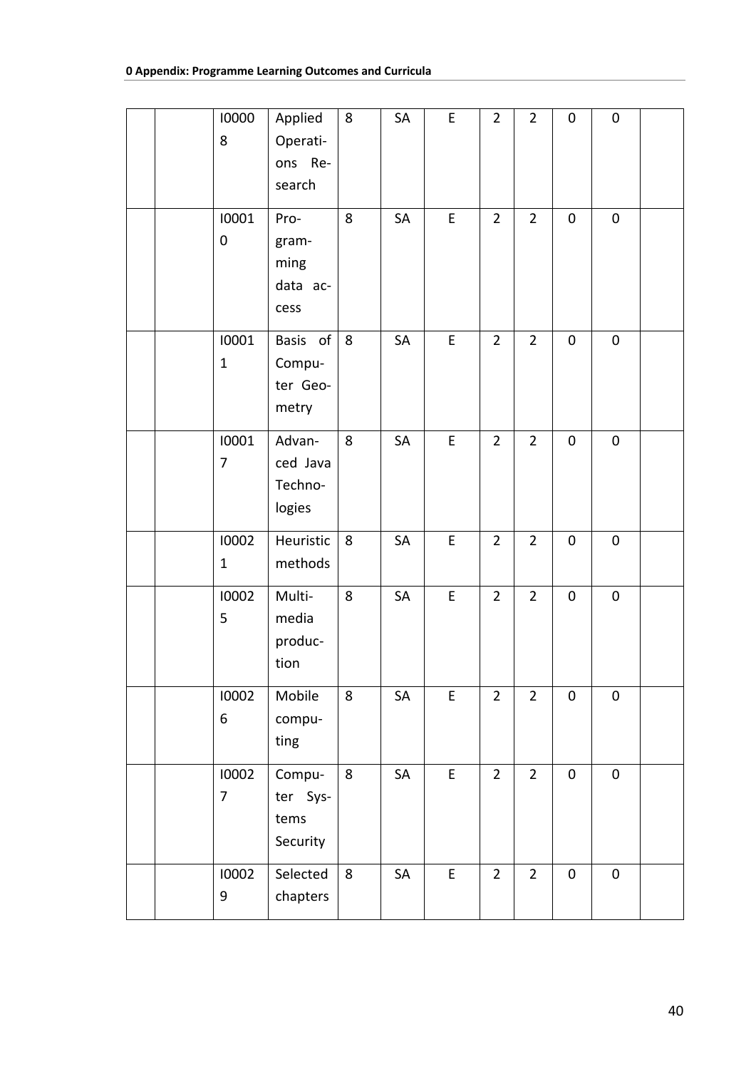| | | | | | | | | | | |
|---|---|---|---|---|---|---|---|---|---|---|
| | | I00008 | Applied Operations Research | 8 | SA | E | 2 | 2 | 0 | 0 | |
| | | I00010 | Programming data access | 8 | SA | E | 2 | 2 | 0 | 0 | |
| | | I00011 | Basis of Computer Geometry | 8 | SA | E | 2 | 2 | 0 | 0 | |
| | | I00017 | Advanced Java Technologies | 8 | SA | E | 2 | 2 | 0 | 0 | |
| | | I00021 | Heuristic methods | 8 | SA | E | 2 | 2 | 0 | 0 | |
| | | I00025 | Multimedia production | 8 | SA | E | 2 | 2 | 0 | 0 | |
| | | I00026 | Mobile computing | 8 | SA | E | 2 | 2 | 0 | 0 | |
| | | I00027 | Computer Systems Security | 8 | SA | E | 2 | 2 | 0 | 0 | |
| | | I00029 | Selected chapters | 8 | SA | E | 2 | 2 | 0 | 0 | |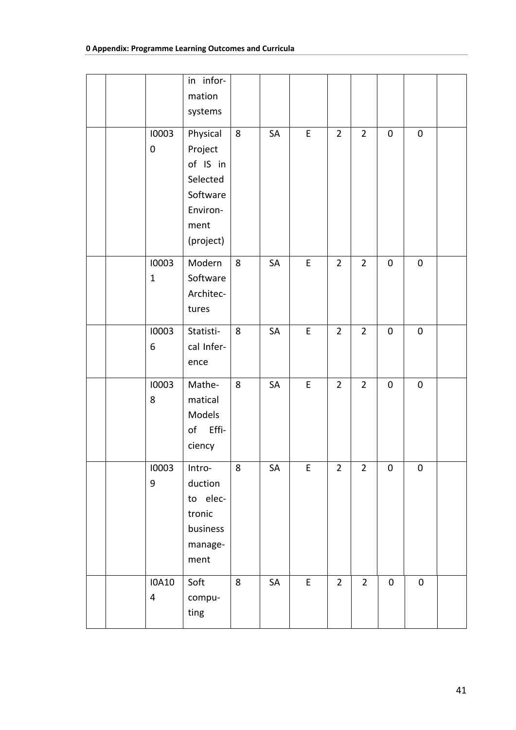|  |  |  | in information systems |  |  |  |  |  |  |  |  |
|---|---|---|---|---|---|---|---|---|---|---|---|
|  |  | I00030 | Physical Project of IS in Selected Software Environment (project) | 8 | SA | E | 2 | 2 | 0 | 0 |  |
|  |  | I00031 | Modern Software Architectures | 8 | SA | E | 2 | 2 | 0 | 0 |  |
|  |  | I00036 | Statistical Inference | 8 | SA | E | 2 | 2 | 0 | 0 |  |
|  |  | I00038 | Mathematical Models of Efficiency | 8 | SA | E | 2 | 2 | 0 | 0 |  |
|  |  | I00039 | Introduction to electronic business management | 8 | SA | E | 2 | 2 | 0 | 0 |  |
|  |  | I0A104 | Soft computing | 8 | SA | E | 2 | 2 | 0 | 0 |  |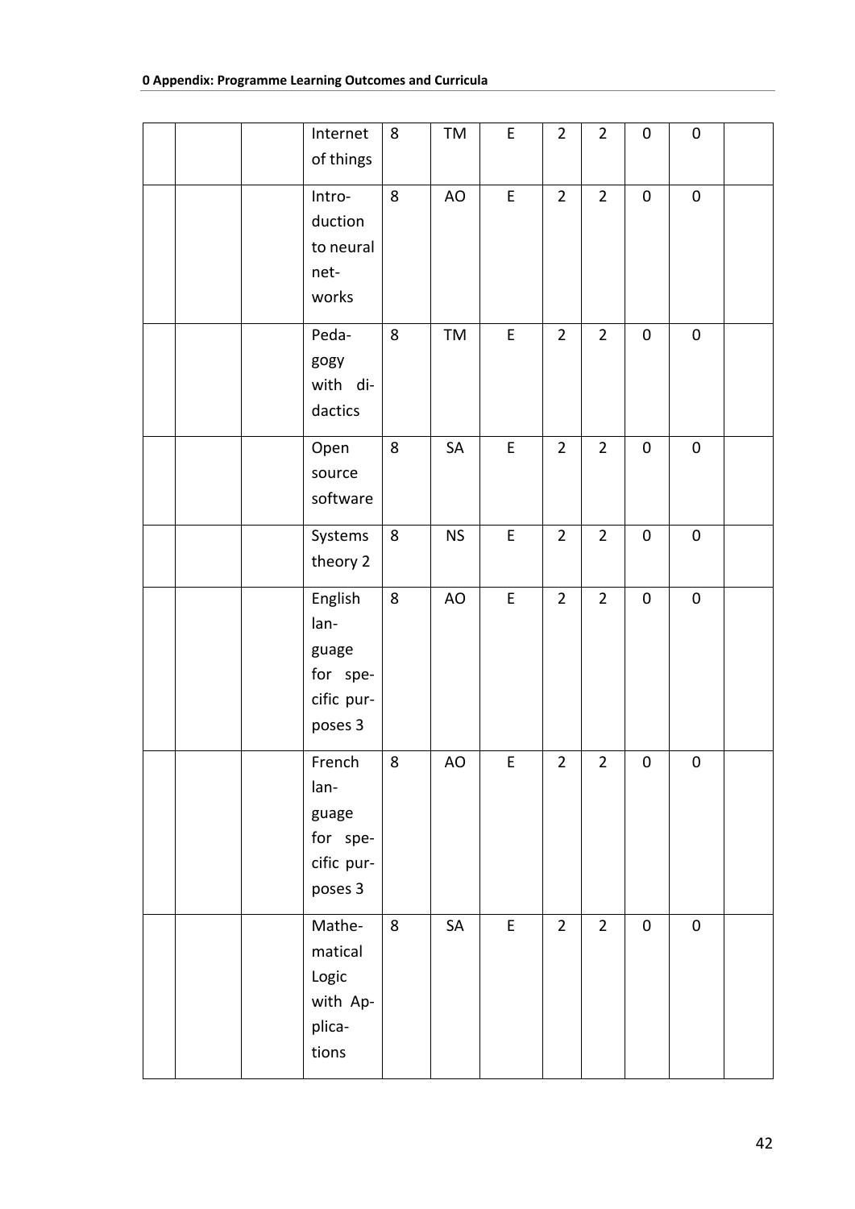| | | | Internet of things | 8 | TM | E | 2 | 2 | 0 | 0 | |
|---|---|---|---|---|---|---|---|---|---|---|---|
| | | | Introduction to neural networks | 8 | AO | E | 2 | 2 | 0 | 0 | |
| | | | Pedagogy with didactics | 8 | TM | E | 2 | 2 | 0 | 0 | |
| | | | Open source software | 8 | SA | E | 2 | 2 | 0 | 0 | |
| | | | Systems theory 2 | 8 | NS | E | 2 | 2 | 0 | 0 | |
| | | | English language for specific purposes 3 | 8 | AO | E | 2 | 2 | 0 | 0 | |
| | | | French language for specific purposes 3 | 8 | AO | E | 2 | 2 | 0 | 0 | |
| | | | Mathematical Logic with Applications | 8 | SA | E | 2 | 2 | 0 | 0 | |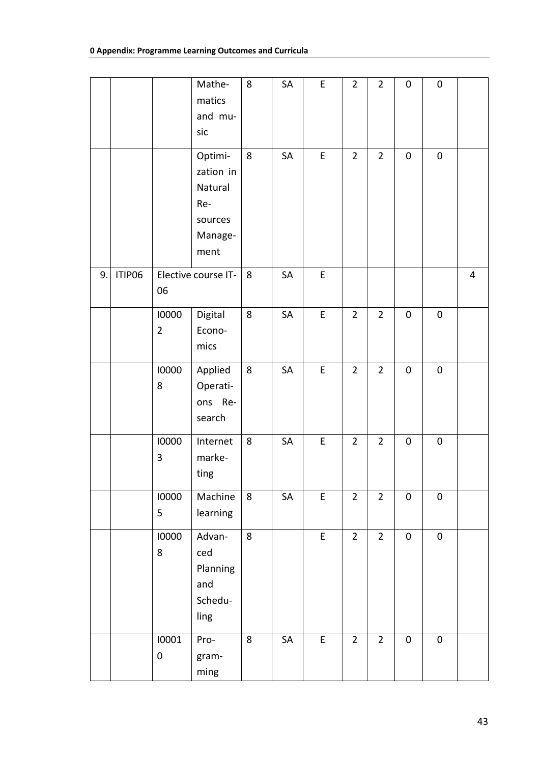| | | | | | | | | | | | |
|---|---|---|---|---|---|---|---|---|---|---|---|
| | | | Mathematics and music | 8 | SA | E | 2 | 2 | 0 | 0 | |
| | | | Optimization in Natural Resources Management | 8 | SA | E | 2 | 2 | 0 | 0 | |
| 9. | ITIP06 | Elective course IT-06 | | 8 | SA | E | | | | | 4 |
| | | I00002 | Digital Economics | 8 | SA | E | 2 | 2 | 0 | 0 | |
| | | I00008 | Applied Operations Research | 8 | SA | E | 2 | 2 | 0 | 0 | |
| | | I00003 | Internet marketing | 8 | SA | E | 2 | 2 | 0 | 0 | |
| | | I00005 | Machine learning | 8 | SA | E | 2 | 2 | 0 | 0 | |
| | | I00008 | Advanced Planning and Scheduling | 8 | | E | 2 | 2 | 0 | 0 | |
| | | I00010 | Programming | 8 | SA | E | 2 | 2 | 0 | 0 | |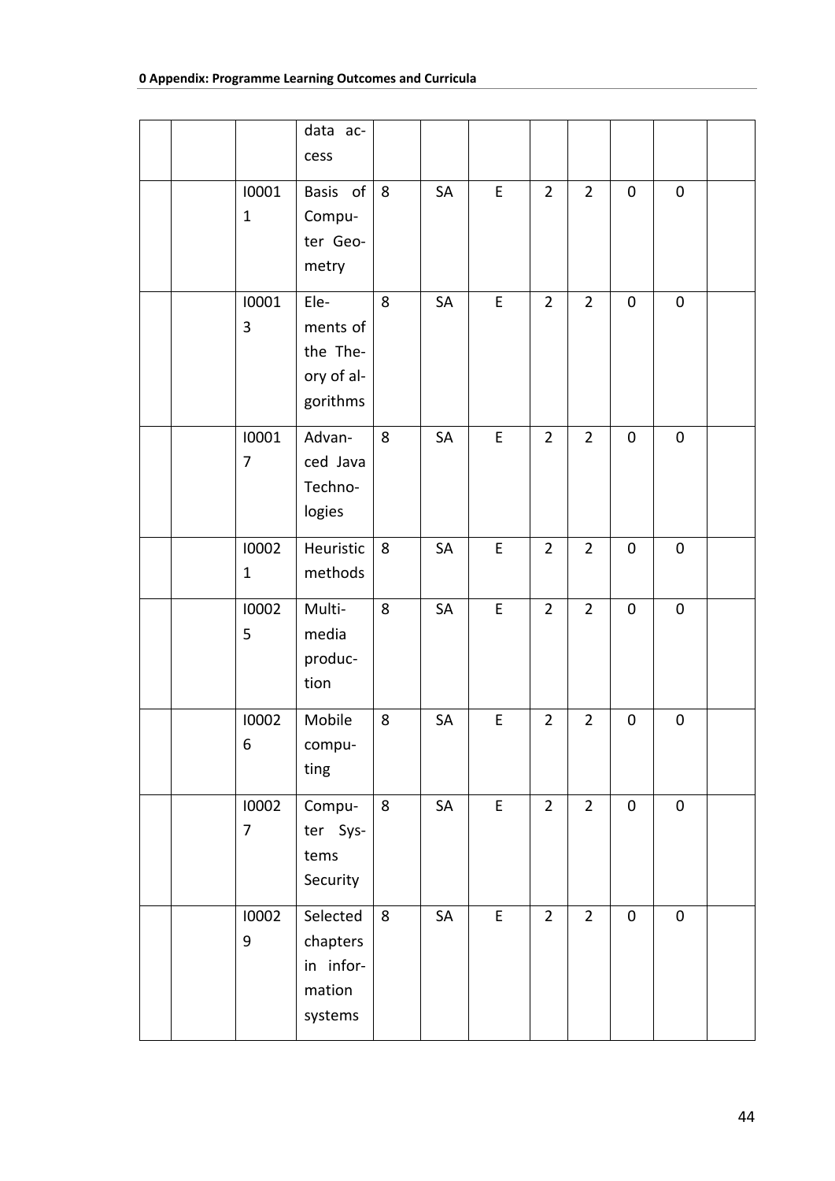|  |  |  | data access |  |  |  |  |  |  |  |  |
|---|---|---|---|---|---|---|---|---|---|---|---|
|  |  | I00011 | Basis of Computer Geometry | 8 | SA | E | 2 | 2 | 0 | 0 |  |
|  |  | I00013 | Elements of the Theory of algorithms | 8 | SA | E | 2 | 2 | 0 | 0 |  |
|  |  | I00017 | Advanced Java Technologies | 8 | SA | E | 2 | 2 | 0 | 0 |  |
|  |  | I00021 | Heuristic methods | 8 | SA | E | 2 | 2 | 0 | 0 |  |
|  |  | I00025 | Multimedia production | 8 | SA | E | 2 | 2 | 0 | 0 |  |
|  |  | I00026 | Mobile computing | 8 | SA | E | 2 | 2 | 0 | 0 |  |
|  |  | I00027 | Computer Systems Security | 8 | SA | E | 2 | 2 | 0 | 0 |  |
|  |  | I00029 | Selected chapters in information systems | 8 | SA | E | 2 | 2 | 0 | 0 |  |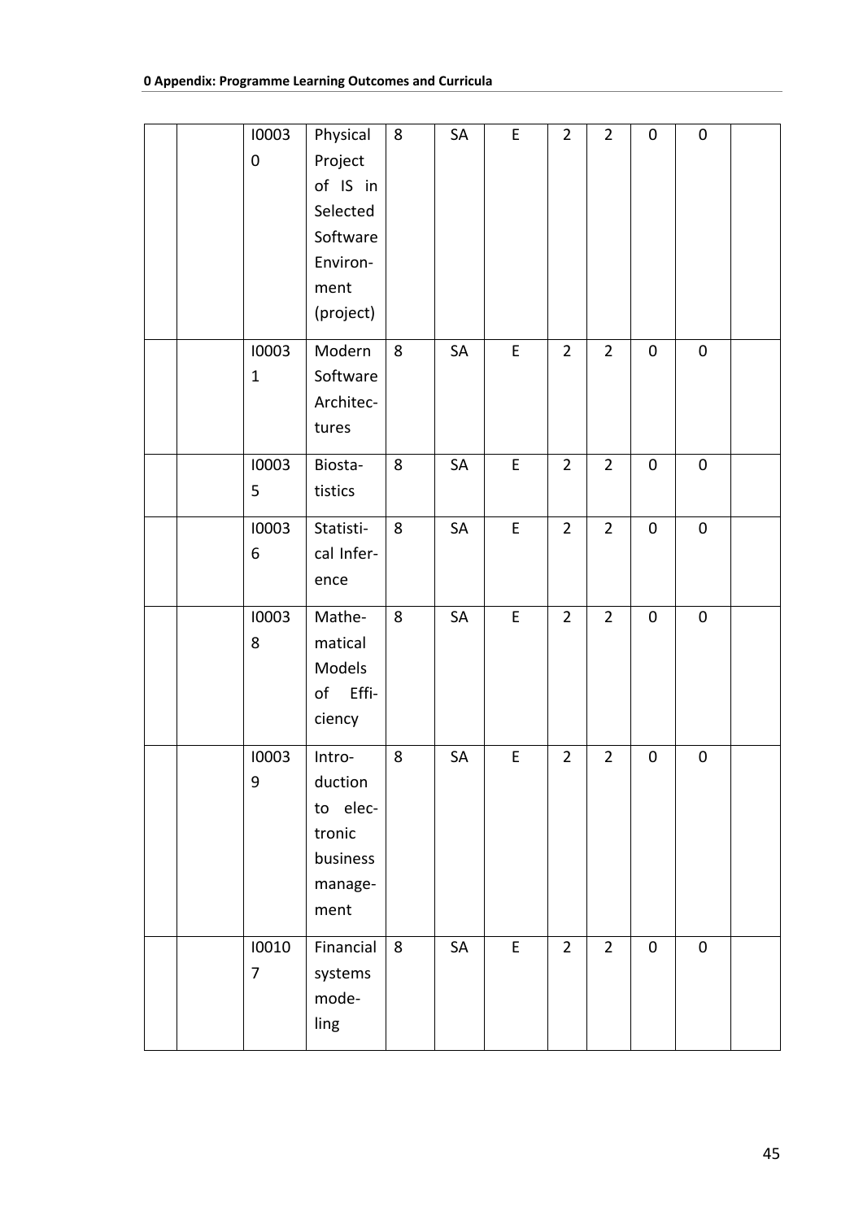|  |  |  |  |  |  |  |  |  |  |  |  |
|---|---|---|---|---|---|---|---|---|---|---|---|
|  |  | I00030 | Physical Project of IS in Selected Software Environment (project) | 8 | SA | E | 2 | 2 | 0 | 0 |  |
|  |  | I00031 | Modern Software Architectures | 8 | SA | E | 2 | 2 | 0 | 0 |  |
|  |  | I00035 | Biostatistics | 8 | SA | E | 2 | 2 | 0 | 0 |  |
|  |  | I00036 | Statistical Inference | 8 | SA | E | 2 | 2 | 0 | 0 |  |
|  |  | I00038 | Mathematical Models of Efficiency | 8 | SA | E | 2 | 2 | 0 | 0 |  |
|  |  | I00039 | Introduction to electronic business management | 8 | SA | E | 2 | 2 | 0 | 0 |  |
|  |  | I00107 | Financial systems modeling | 8 | SA | E | 2 | 2 | 0 | 0 |  |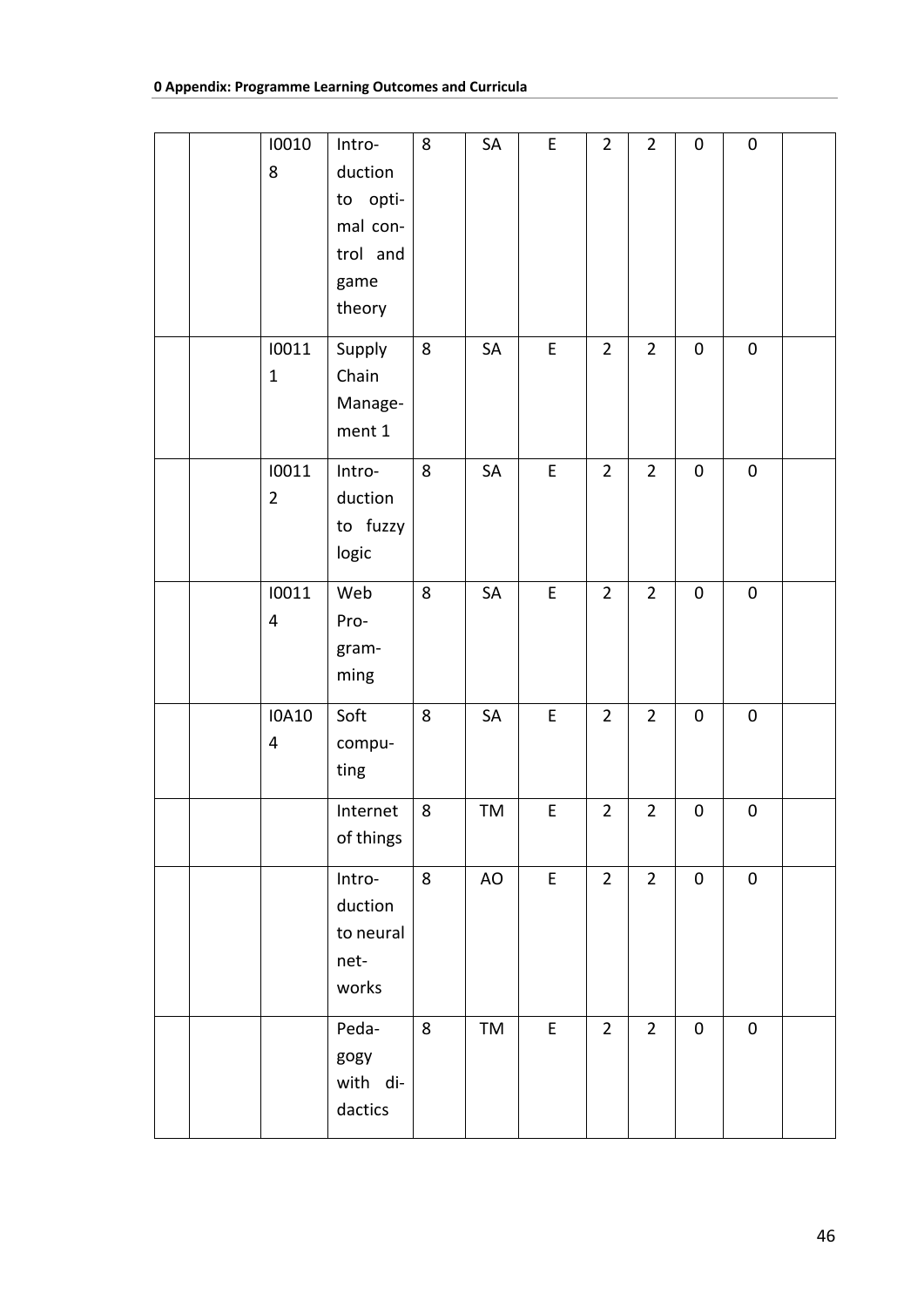| | | | | | | | | | | |
|---|---|---|---|---|---|---|---|---|---|---|
| | | I00108 | Introduction to optimal control and game theory | 8 | SA | E | 2 | 2 | 0 | 0 | |
| | | I00111 | Supply Chain Management 1 | 8 | SA | E | 2 | 2 | 0 | 0 | |
| | | I00112 | Introduction to fuzzy logic | 8 | SA | E | 2 | 2 | 0 | 0 | |
| | | I00114 | Web Programming | 8 | SA | E | 2 | 2 | 0 | 0 | |
| | | I0A104 | Soft computing | 8 | SA | E | 2 | 2 | 0 | 0 | |
| | | | Internet of things | 8 | TM | E | 2 | 2 | 0 | 0 | |
| | | | Introduction to neural networks | 8 | AO | E | 2 | 2 | 0 | 0 | |
| | | | Pedagogy with didactics | 8 | TM | E | 2 | 2 | 0 | 0 | |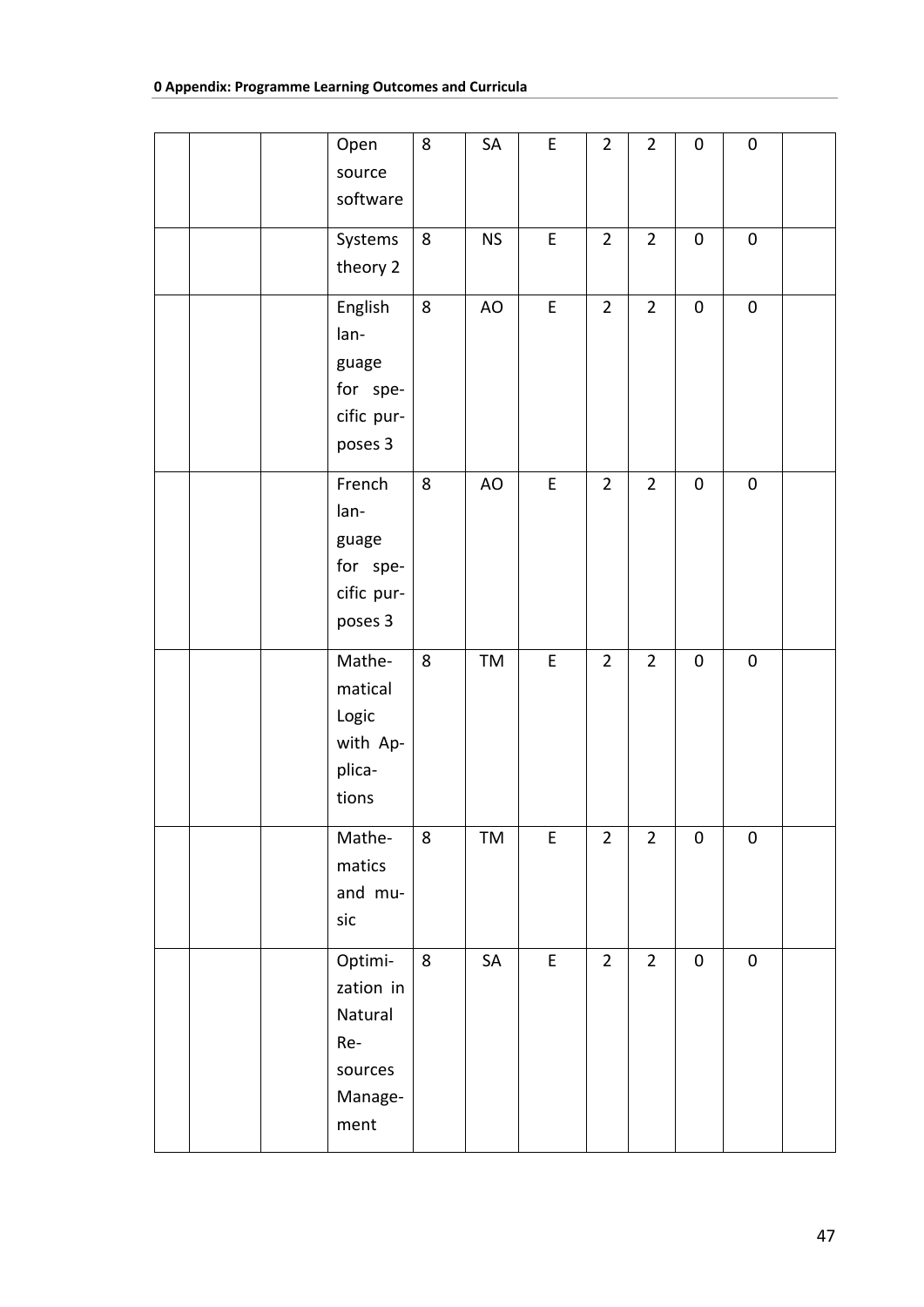| | | | | | | | | | | |
|---|---|---|---|---|---|---|---|---|---|---|
| | | | Open source software | 8 | SA | E | 2 | 2 | 0 | 0 | |
| | | | Systems theory 2 | 8 | NS | E | 2 | 2 | 0 | 0 | |
| | | | English language for specific purposes 3 | 8 | AO | E | 2 | 2 | 0 | 0 | |
| | | | French language for specific purposes 3 | 8 | AO | E | 2 | 2 | 0 | 0 | |
| | | | Mathematical Logic with Applications | 8 | TM | E | 2 | 2 | 0 | 0 | |
| | | | Mathematics and music | 8 | TM | E | 2 | 2 | 0 | 0 | |
| | | | Optimization in Natural Resources Management | 8 | SA | E | 2 | 2 | 0 | 0 | |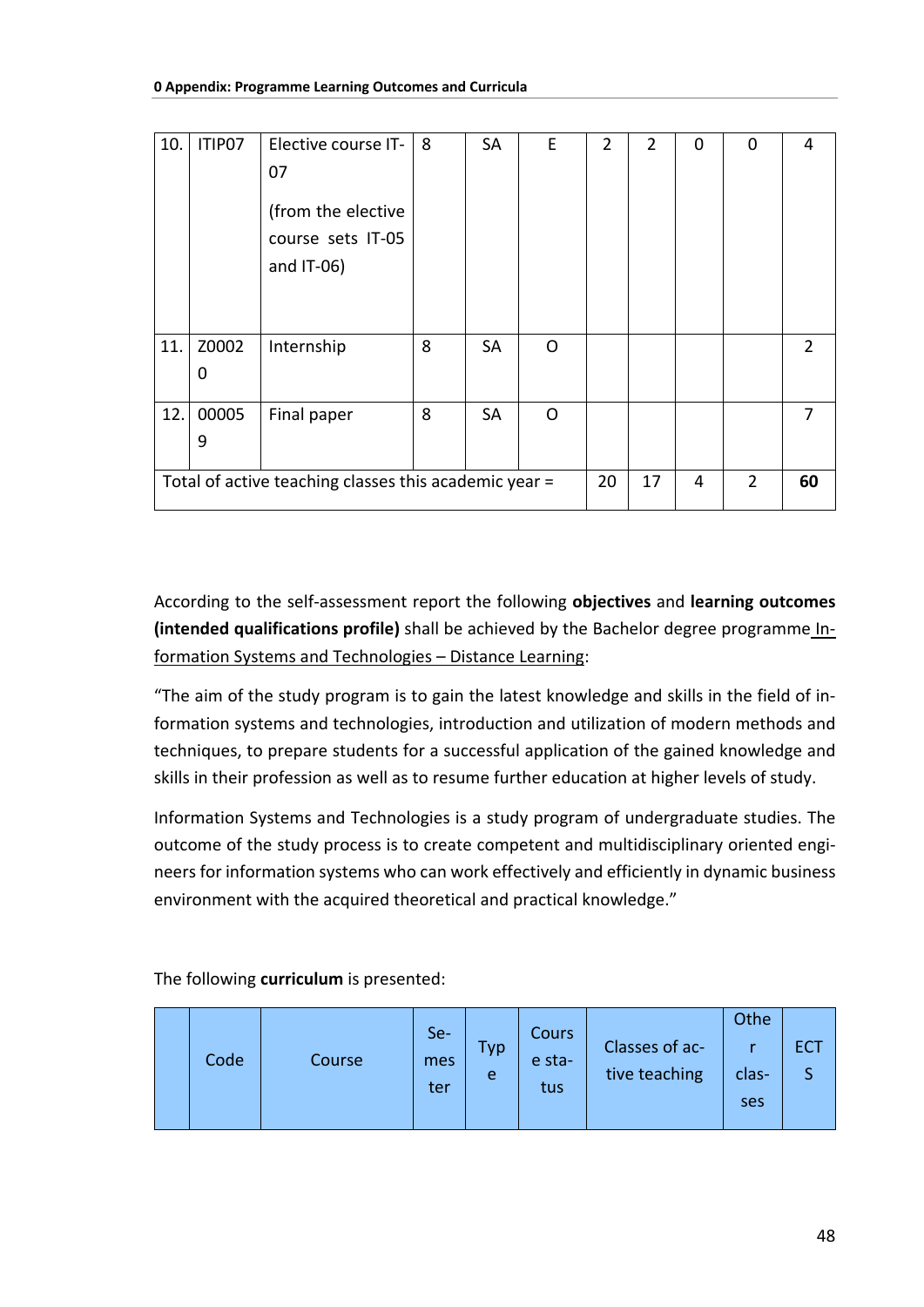| 10. | ITIP07 | Elective course IT-07<br><br>(from the elective course sets IT-05 and IT-06) | 8 | SA | E | 2 | 2 | 0 | 0 | 4 |
|---|---|---|---|---|---|---|---|---|---|---|
| 11. | Z00020 | Internship | 8 | SA | O | | | | | 2 |
| 12. | 000059 | Final paper | 8 | SA | O | | | | | 7 |
| Total of active teaching classes this academic year = | | | | | | 20 | 17 | 4 | 2 | **60** |

According to the self-assessment report the following **objectives** and **learning outcomes (intended qualifications profile)** shall be achieved by the Bachelor degree programme Information Systems and Technologies – Distance Learning:

"The aim of the study program is to gain the latest knowledge and skills in the field of information systems and technologies, introduction and utilization of modern methods and techniques, to prepare students for a successful application of the gained knowledge and skills in their profession as well as to resume further education at higher levels of study.

Information Systems and Technologies is a study program of undergraduate studies. The outcome of the study process is to create competent and multidisciplinary oriented engineers for information systems who can work effectively and efficiently in dynamic business environment with the acquired theoretical and practical knowledge."

The following **curriculum** is presented:

| | Code | Course | Semester | Type | Course status | Classes of active teaching | Other classes | ECTS |
|---|---|---|---|---|---|---|---|---|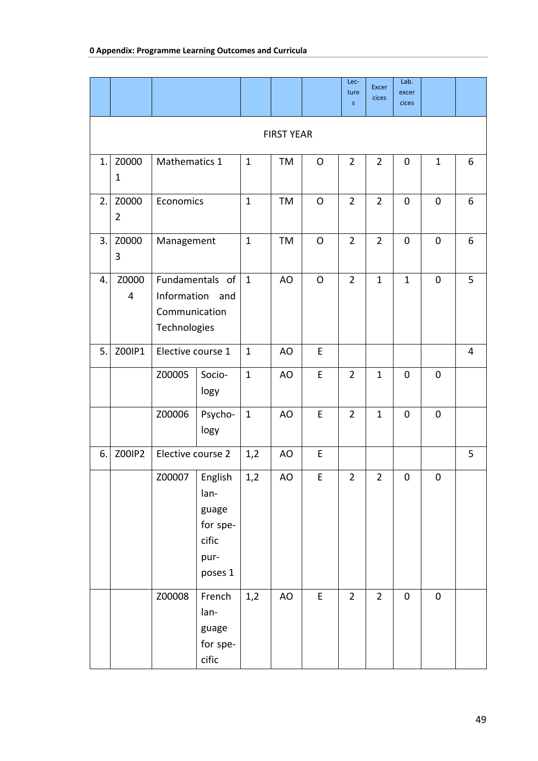**0 Appendix: Programme Learning Outcomes and Curricula**

| | | | | | | | Lectures | Excercices | Lab. excercices | | |
|---|---|---|---|---|---|---|---|---|---|---|---|
| FIRST YEAR | | | | | | | | | | | |
| 1. | Z00001 | Mathematics 1 | | 1 | TM | O | 2 | 2 | 0 | 1 | 6 |
| 2. | Z00002 | Economics | | 1 | TM | O | 2 | 2 | 0 | 0 | 6 |
| 3. | Z00003 | Management | | 1 | TM | O | 2 | 2 | 0 | 0 | 6 |
| 4. | Z00004 | Fundamentals of Information and Communication Technologies | | 1 | AO | O | 2 | 1 | 1 | 0 | 5 |
| 5. | Z00IP1 | Elective course 1 | | 1 | AO | E | | | | | 4 |
| | | Z00005 | Sociology | 1 | AO | E | 2 | 1 | 0 | 0 | |
| | | Z00006 | Psychology | 1 | AO | E | 2 | 1 | 0 | 0 | |
| 6. | Z00IP2 | Elective course 2 | | 1,2 | AO | E | | | | | 5 |
| | | Z00007 | English language for specific purposes 1 | 1,2 | AO | E | 2 | 2 | 0 | 0 | |
| | | Z00008 | French language for specific | 1,2 | AO | E | 2 | 2 | 0 | 0 | |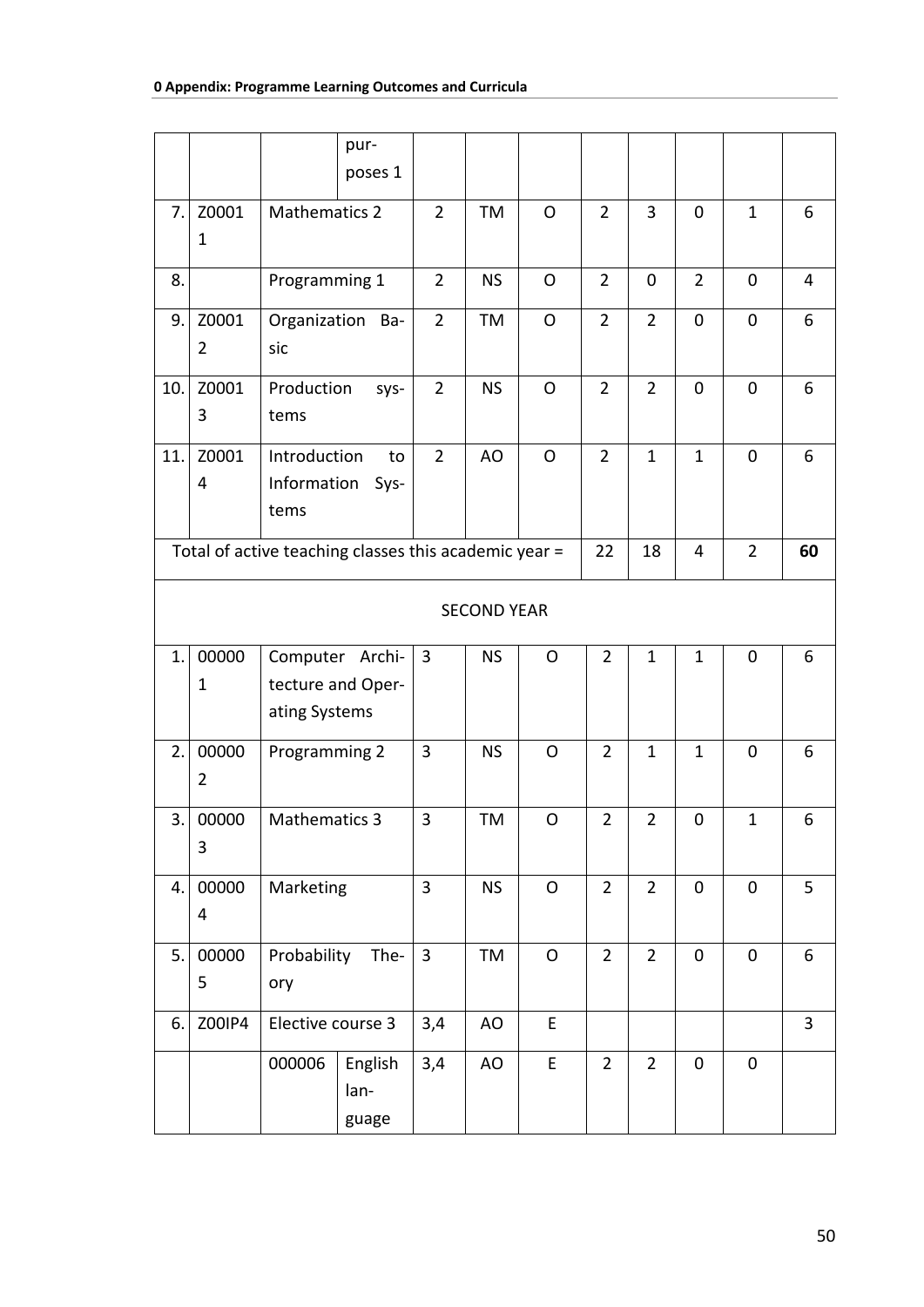| | | | | | | | | | | | |
|---|---|---|---|---|---|---|---|---|---|---|---|
| | | | purposes 1 | | | | | | | | |
| 7. | Z00011 | Mathematics 2 | | 2 | TM | O | 2 | 3 | 0 | 1 | 6 |
| 8. | | Programming 1 | | 2 | NS | O | 2 | 0 | 2 | 0 | 4 |
| 9. | Z00012 | Organization Basic | | 2 | TM | O | 2 | 2 | 0 | 0 | 6 |
| 10. | Z00013 | Production systems | | 2 | NS | O | 2 | 2 | 0 | 0 | 6 |
| 11. | Z00014 | Introduction to Information Systems | | 2 | AO | O | 2 | 1 | 1 | 0 | 6 |
| Total of active teaching classes this academic year = | | | | | | | 22 | 18 | 4 | 2 | **60** |
| SECOND YEAR | | | | | | | | | | | |
| 1. | 000001 | Computer Architecture and Operating Systems | | 3 | NS | O | 2 | 1 | 1 | 0 | 6 |
| 2. | 000002 | Programming 2 | | 3 | NS | O | 2 | 1 | 1 | 0 | 6 |
| 3. | 000003 | Mathematics 3 | | 3 | TM | O | 2 | 2 | 0 | 1 | 6 |
| 4. | 000004 | Marketing | | 3 | NS | O | 2 | 2 | 0 | 0 | 5 |
| 5. | 000005 | Probability Theory | | 3 | TM | O | 2 | 2 | 0 | 0 | 6 |
| 6. | Z00IP4 | Elective course 3 | | 3,4 | AO | E | | | | | 3 |
| | | 000006 | English language | 3,4 | AO | E | 2 | 2 | 0 | 0 | |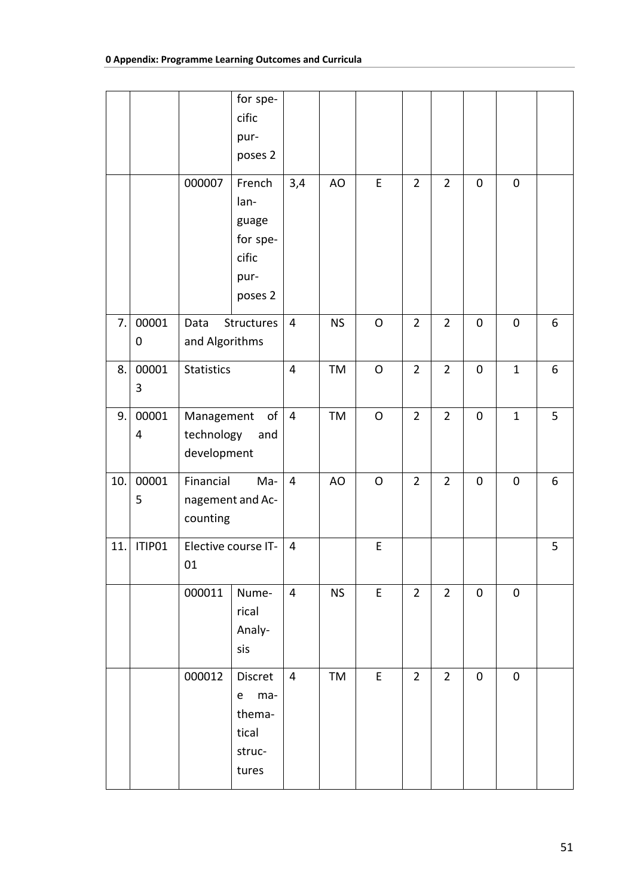| | | | | | | | | | | | |
|---|---|---|---|---|---|---|---|---|---|---|---|
| | | | for specific purposes 2 | | | | | | | | |
| | | 000007 | French language for specific purposes 2 | 3,4 | AO | E | 2 | 2 | 0 | 0 | |
| 7. | 000010 | Data Structures and Algorithms | | 4 | NS | O | 2 | 2 | 0 | 0 | 6 |
| 8. | 000013 | Statistics | | 4 | TM | O | 2 | 2 | 0 | 1 | 6 |
| 9. | 000014 | Management of technology and development | | 4 | TM | O | 2 | 2 | 0 | 1 | 5 |
| 10. | 000015 | Financial Management and Accounting | | 4 | AO | O | 2 | 2 | 0 | 0 | 6 |
| 11. | ITIP01 | Elective course IT-01 | | 4 | | E | | | | | 5 |
| | | 000011 | Numerical Analysis | 4 | NS | E | 2 | 2 | 0 | 0 | |
| | | 000012 | Discrete mathematical structures | 4 | TM | E | 2 | 2 | 0 | 0 | |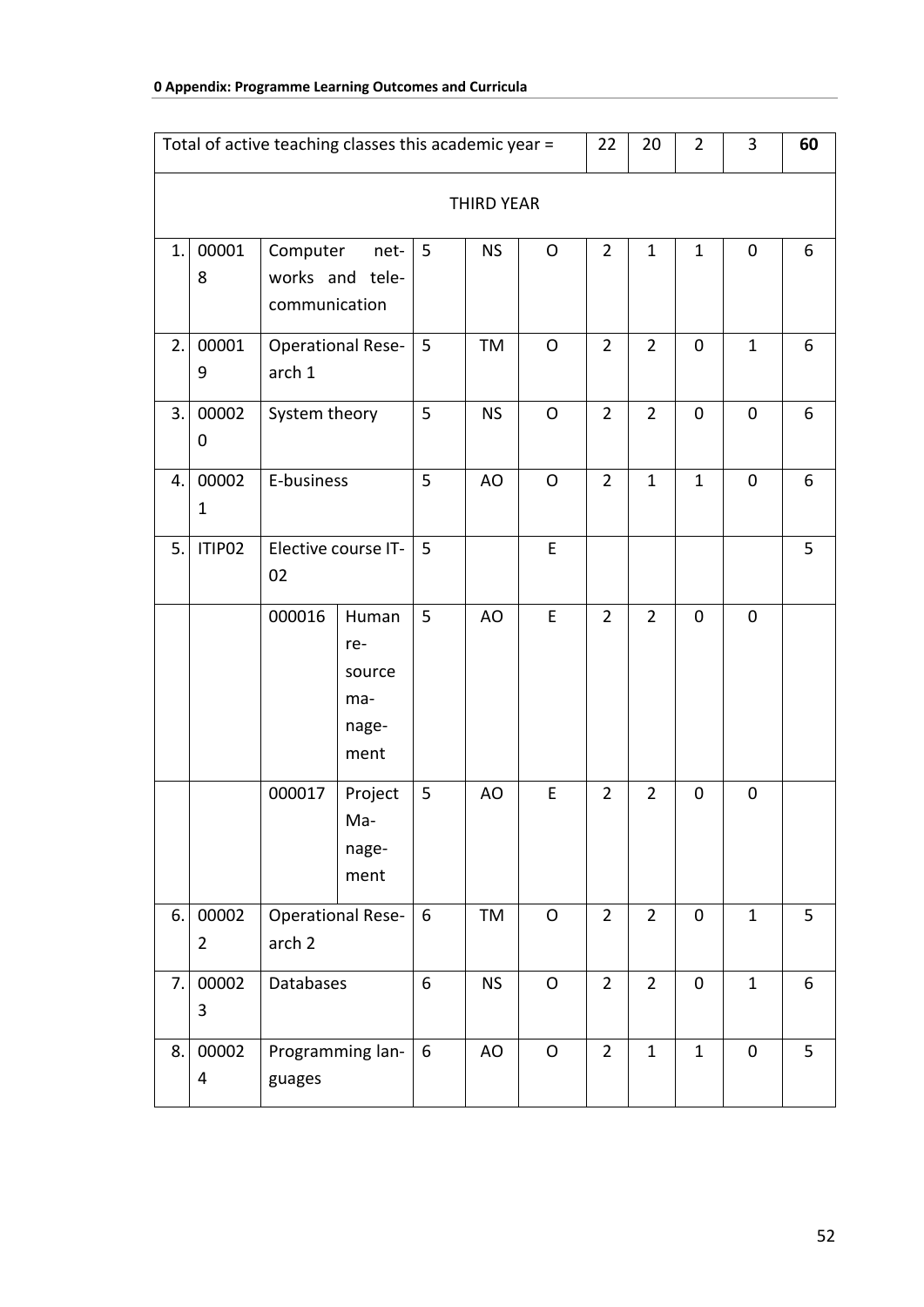| Total of active teaching classes this academic year = | | | | | | | 22 | 20 | 2 | 3 | **60** |
|---|---|---|---|---|---|---|---|---|---|---|---|
| THIRD YEAR | | | | | | | | | | | |
| 1. | 000018 | Computer networks and telecommunication | | 5 | NS | O | 2 | 1 | 1 | 0 | 6 |
| 2. | 000019 | Operational Research 1 | | 5 | TM | O | 2 | 2 | 0 | 1 | 6 |
| 3. | 000020 | System theory | | 5 | NS | O | 2 | 2 | 0 | 0 | 6 |
| 4. | 000021 | E-business | | 5 | AO | O | 2 | 1 | 1 | 0 | 6 |
| 5. | ITIP02 | Elective course IT-02 | | 5 | | E | | | | | 5 |
| | | 000016 | Human resource management | 5 | AO | E | 2 | 2 | 0 | 0 | |
| | | 000017 | Project Management | 5 | AO | E | 2 | 2 | 0 | 0 | |
| 6. | 000022 | Operational Research 2 | | 6 | TM | O | 2 | 2 | 0 | 1 | 5 |
| 7. | 000023 | Databases | | 6 | NS | O | 2 | 2 | 0 | 1 | 6 |
| 8. | 000024 | Programming languages | | 6 | AO | O | 2 | 1 | 1 | 0 | 5 |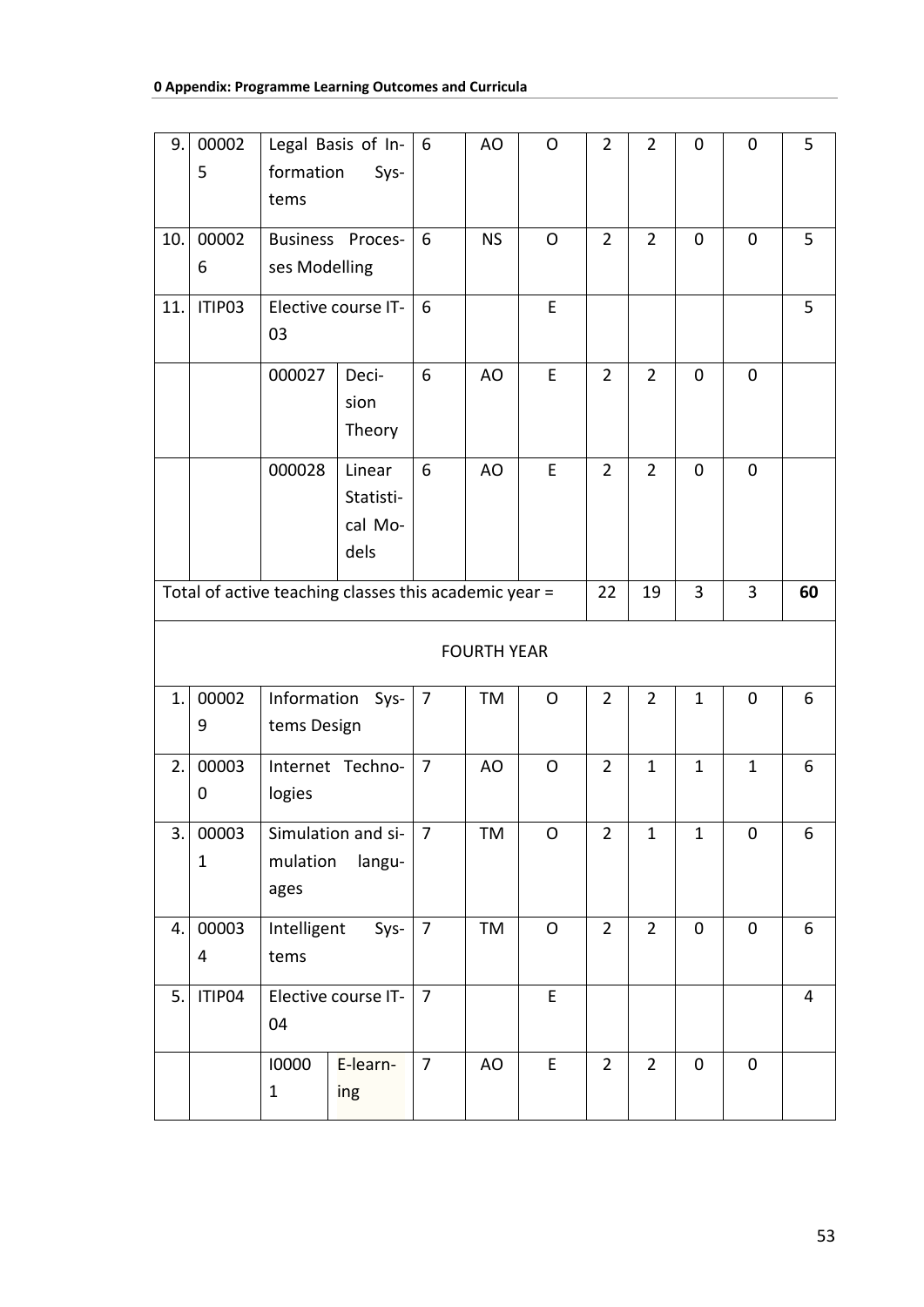| 9. | 000025 | Legal Basis of Information Systems | | 6 | AO | O | 2 | 2 | 0 | 0 | 5 |
|---|---|---|---|---|---|---|---|---|---|---|---|
| 10. | 000026 | Business Processes Modelling | | 6 | NS | O | 2 | 2 | 0 | 0 | 5 |
| 11. | ITIP03 | Elective course IT-03 | | 6 | | E | | | | | 5 |
| | | 000027 | Decision Theory | 6 | AO | E | 2 | 2 | 0 | 0 | |
| | | 000028 | Linear Statistical Models | 6 | AO | E | 2 | 2 | 0 | 0 | |
| Total of active teaching classes this academic year = | | | | | | | 22 | 19 | 3 | 3 | **60** |
| | | | | FOURTH YEAR | | | | | | | |
| 1. | 000029 | Information Systems Design | | 7 | TM | O | 2 | 2 | 1 | 0 | 6 |
| 2. | 000030 | Internet Technologies | | 7 | AO | O | 2 | 1 | 1 | 1 | 6 |
| 3. | 000031 | Simulation and simulation languages | | 7 | TM | O | 2 | 1 | 1 | 0 | 6 |
| 4. | 000034 | Intelligent Systems | | 7 | TM | O | 2 | 2 | 0 | 0 | 6 |
| 5. | ITIP04 | Elective course IT-04 | | 7 | | E | | | | | 4 |
| | | I00001 | E-learning | 7 | AO | E | 2 | 2 | 0 | 0 | |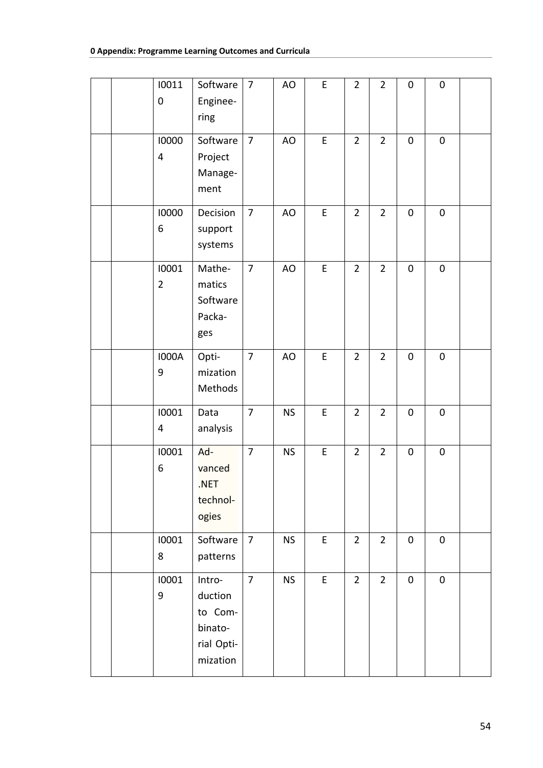|  |  | I00110 | Software Engineering | 7 | AO | E | 2 | 2 | 0 | 0 |  |
|---|---|---|---|---|---|---|---|---|---|---|---|
|  |  | I00004 | Software Project Management | 7 | AO | E | 2 | 2 | 0 | 0 |  |
|  |  | I00006 | Decision support systems | 7 | AO | E | 2 | 2 | 0 | 0 |  |
|  |  | I00012 | Mathematics Software Packages | 7 | AO | E | 2 | 2 | 0 | 0 |  |
|  |  | I000A9 | Optimization Methods | 7 | AO | E | 2 | 2 | 0 | 0 |  |
|  |  | I00014 | Data analysis | 7 | NS | E | 2 | 2 | 0 | 0 |  |
|  |  | I00016 | Advanced .NET technologies | 7 | NS | E | 2 | 2 | 0 | 0 |  |
|  |  | I00018 | Software patterns | 7 | NS | E | 2 | 2 | 0 | 0 |  |
|  |  | I00019 | Introduction to Combinatorial Optimization | 7 | NS | E | 2 | 2 | 0 | 0 |  |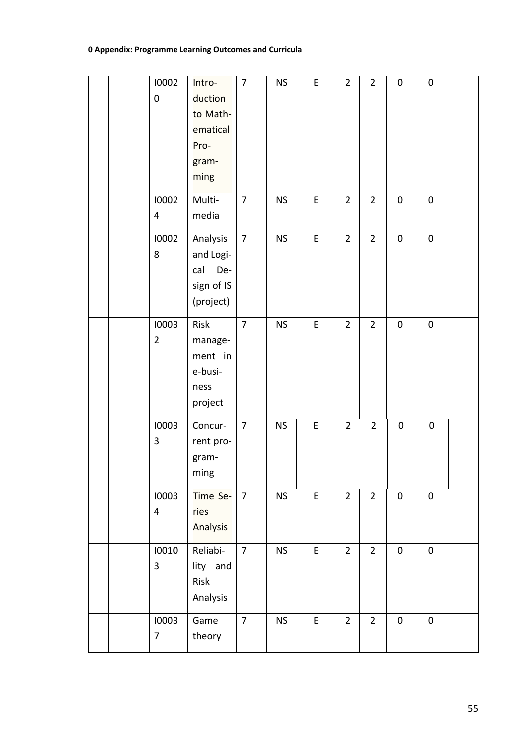|  |  | I00020 | Introduction to Mathematical Programming | 7 | NS | E | 2 | 2 | 0 | 0 |  |
|---|---|---|---|---|---|---|---|---|---|---|---|
|  |  | I00024 | Multimedia | 7 | NS | E | 2 | 2 | 0 | 0 |  |
|  |  | I00028 | Analysis and Logical Design of IS (project) | 7 | NS | E | 2 | 2 | 0 | 0 |  |
|  |  | I00032 | Risk management in e-business project | 7 | NS | E | 2 | 2 | 0 | 0 |  |
|  |  | I00033 | Concurrent programming | 7 | NS | E | 2 | 2 | 0 | 0 |  |
|  |  | I00034 | Time Series Analysis | 7 | NS | E | 2 | 2 | 0 | 0 |  |
|  |  | I00103 | Reliability and Risk Analysis | 7 | NS | E | 2 | 2 | 0 | 0 |  |
|  |  | I00037 | Game theory | 7 | NS | E | 2 | 2 | 0 | 0 |  |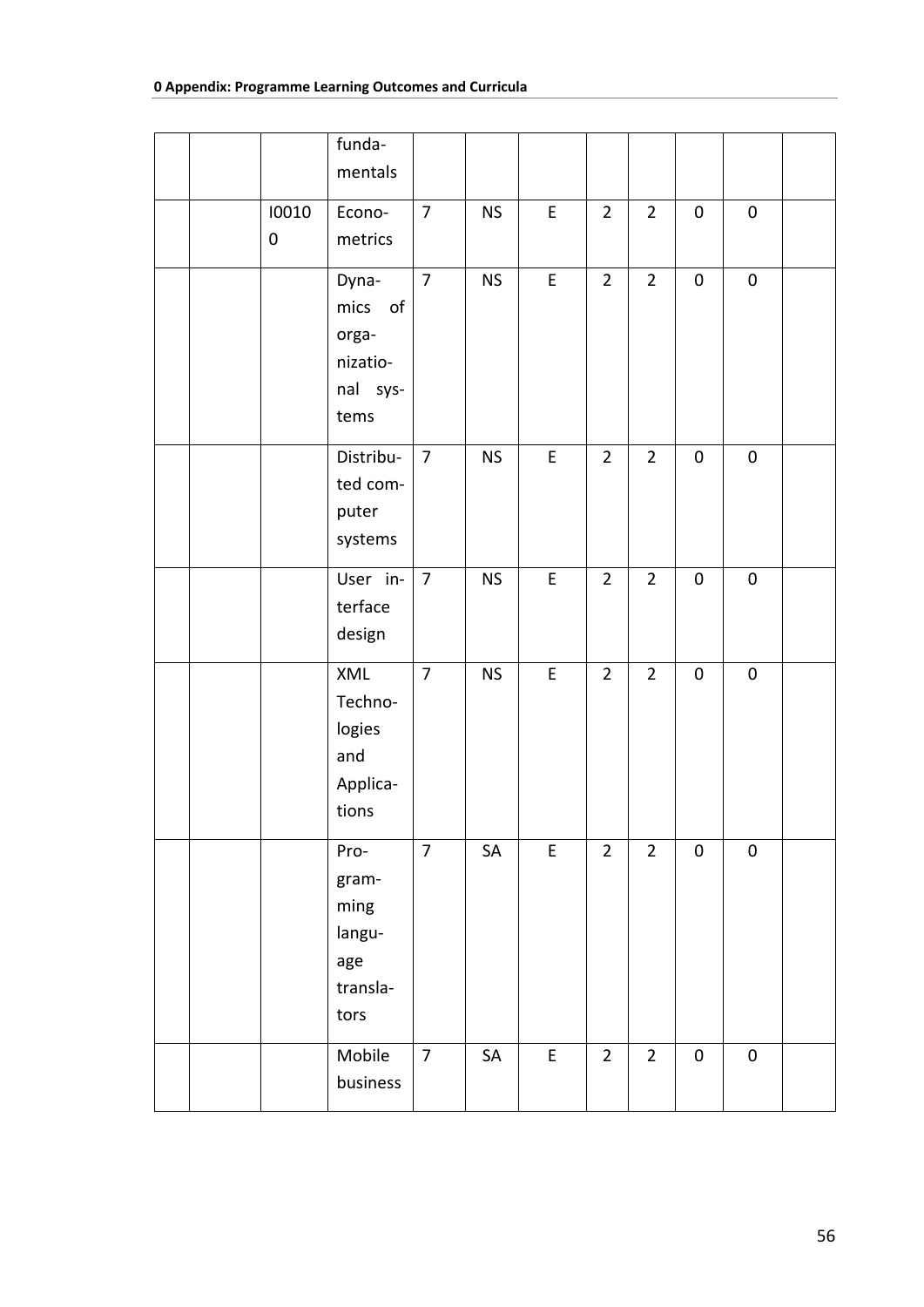| | | | fundamentals | | | | | | | | |
|---|---|---|---|---|---|---|---|---|---|---|---|
| | | I00100 | Econometrics | 7 | NS | E | 2 | 2 | 0 | 0 | |
| | | | Dynamics of organizational systems | 7 | NS | E | 2 | 2 | 0 | 0 | |
| | | | Distributed computer systems | 7 | NS | E | 2 | 2 | 0 | 0 | |
| | | | User interface design | 7 | NS | E | 2 | 2 | 0 | 0 | |
| | | | XML Technologies and Applications | 7 | NS | E | 2 | 2 | 0 | 0 | |
| | | | Programming language translators | 7 | SA | E | 2 | 2 | 0 | 0 | |
| | | | Mobile business | 7 | SA | E | 2 | 2 | 0 | 0 | |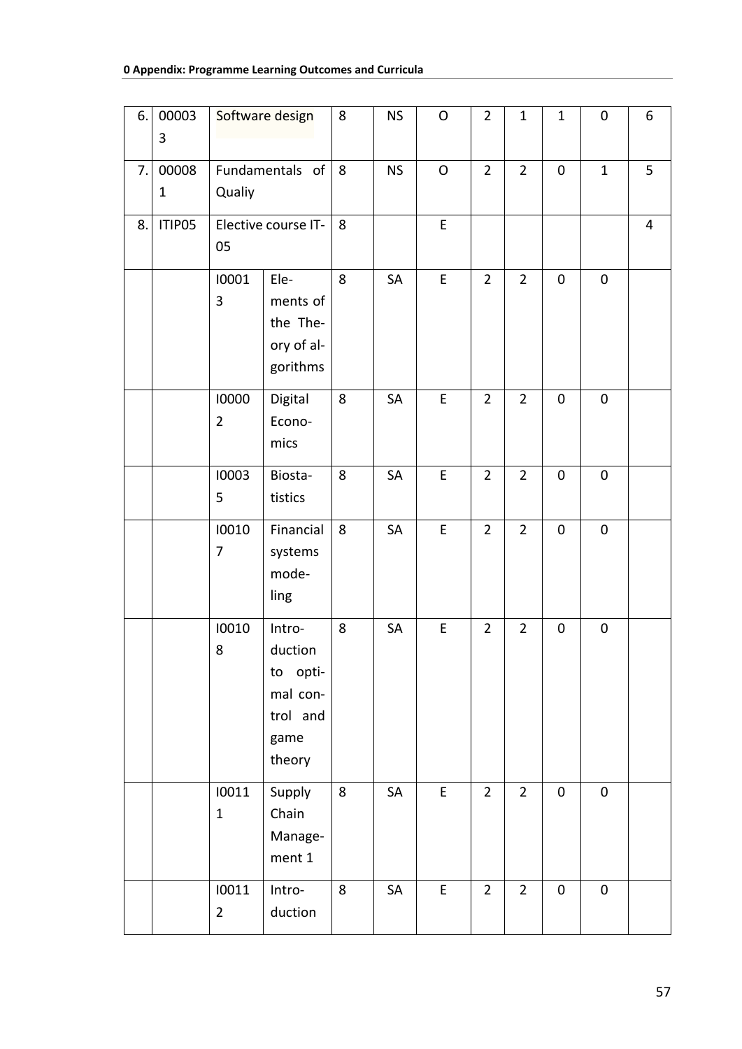| 6. | 000033 | Software design | | 8 | NS | O | 2 | 1 | 1 | 0 | 6 |
|---|---|---|---|---|---|---|---|---|---|---|---|
| 7. | 000081 | Fundamentals of Qualiy | | 8 | NS | O | 2 | 2 | 0 | 1 | 5 |
| 8. | ITIP05 | Elective course IT-05 | | 8 | | E | | | | | 4 |
| | | I00013 | Elements of the Theory of algorithms | 8 | SA | E | 2 | 2 | 0 | 0 | |
| | | I00002 | Digital Economics | 8 | SA | E | 2 | 2 | 0 | 0 | |
| | | I00035 | Biostatistics | 8 | SA | E | 2 | 2 | 0 | 0 | |
| | | I00107 | Financial systems modeling | 8 | SA | E | 2 | 2 | 0 | 0 | |
| | | I00108 | Introduction to optimal control and game theory | 8 | SA | E | 2 | 2 | 0 | 0 | |
| | | I00111 | Supply Chain Management 1 | 8 | SA | E | 2 | 2 | 0 | 0 | |
| | | I00112 | Introduction | 8 | SA | E | 2 | 2 | 0 | 0 | |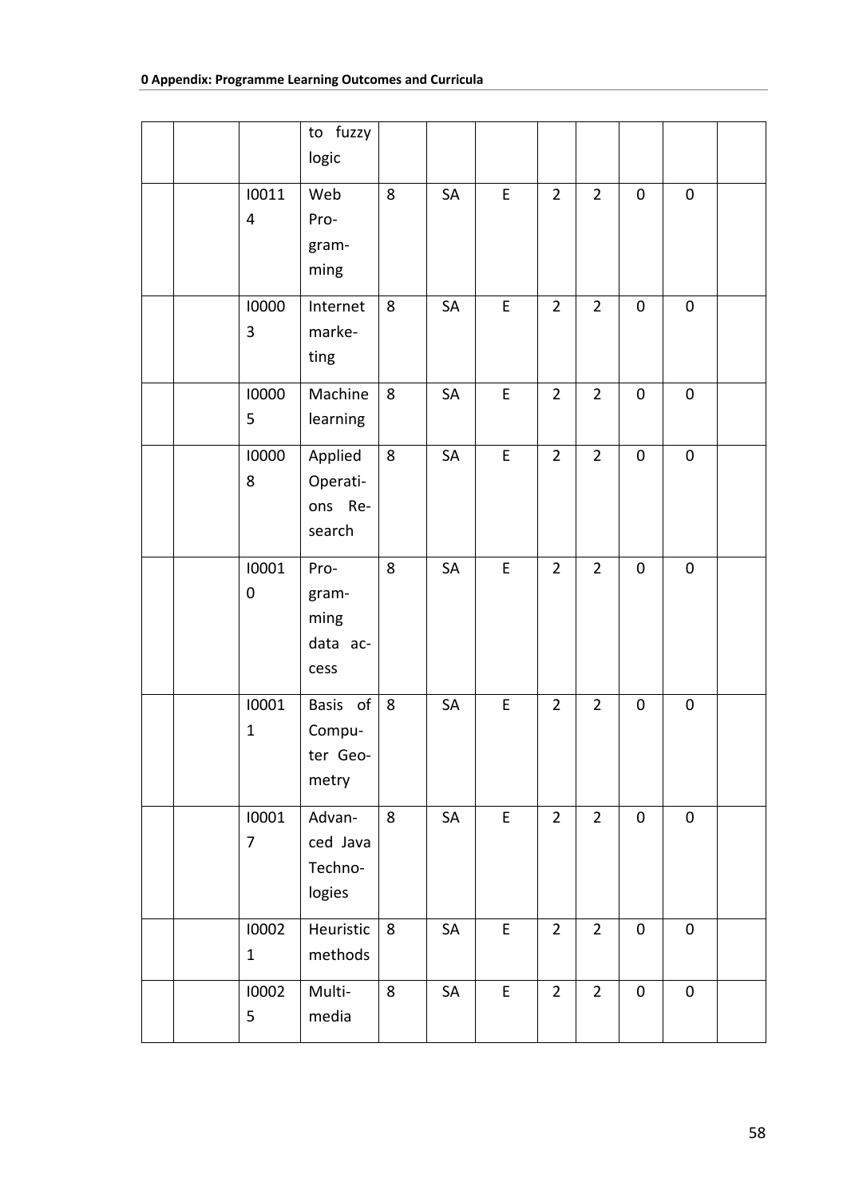| | | | | | | | | | | |
|---|---|---|---|---|---|---|---|---|---|---|
| | | | to fuzzy logic | | | | | | | |
| | | I00114 | Web Programming | 8 | SA | E | 2 | 2 | 0 | 0 | |
| | | I00003 | Internet marketing | 8 | SA | E | 2 | 2 | 0 | 0 | |
| | | I00005 | Machine learning | 8 | SA | E | 2 | 2 | 0 | 0 | |
| | | I00008 | Applied Operations Research | 8 | SA | E | 2 | 2 | 0 | 0 | |
| | | I00010 | Programming data access | 8 | SA | E | 2 | 2 | 0 | 0 | |
| | | I00011 | Basis of Computer Geometry | 8 | SA | E | 2 | 2 | 0 | 0 | |
| | | I00017 | Advanced Java Technologies | 8 | SA | E | 2 | 2 | 0 | 0 | |
| | | I00021 | Heuristic methods | 8 | SA | E | 2 | 2 | 0 | 0 | |
| | | I00025 | Multimedia | 8 | SA | E | 2 | 2 | 0 | 0 | |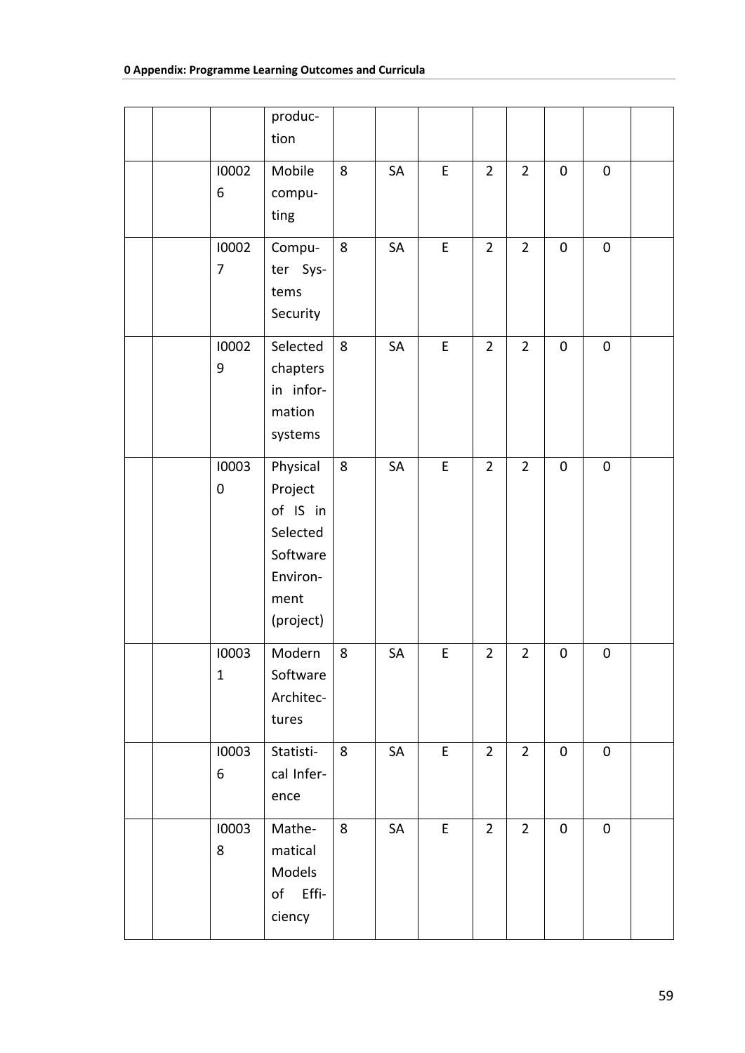| | | | production | | | | | | | | |
|---|---|---|---|---|---|---|---|---|---|---|---|
| | | I00026 | Mobile computing | 8 | SA | E | 2 | 2 | 0 | 0 | |
| | | I00027 | Computer Systems Security | 8 | SA | E | 2 | 2 | 0 | 0 | |
| | | I00029 | Selected chapters in information systems | 8 | SA | E | 2 | 2 | 0 | 0 | |
| | | I00030 | Physical Project of IS in Selected Software Environment (project) | 8 | SA | E | 2 | 2 | 0 | 0 | |
| | | I00031 | Modern Software Architectures | 8 | SA | E | 2 | 2 | 0 | 0 | |
| | | I00036 | Statistical Inference | 8 | SA | E | 2 | 2 | 0 | 0 | |
| | | I00038 | Mathematical Models of Efficiency | 8 | SA | E | 2 | 2 | 0 | 0 | |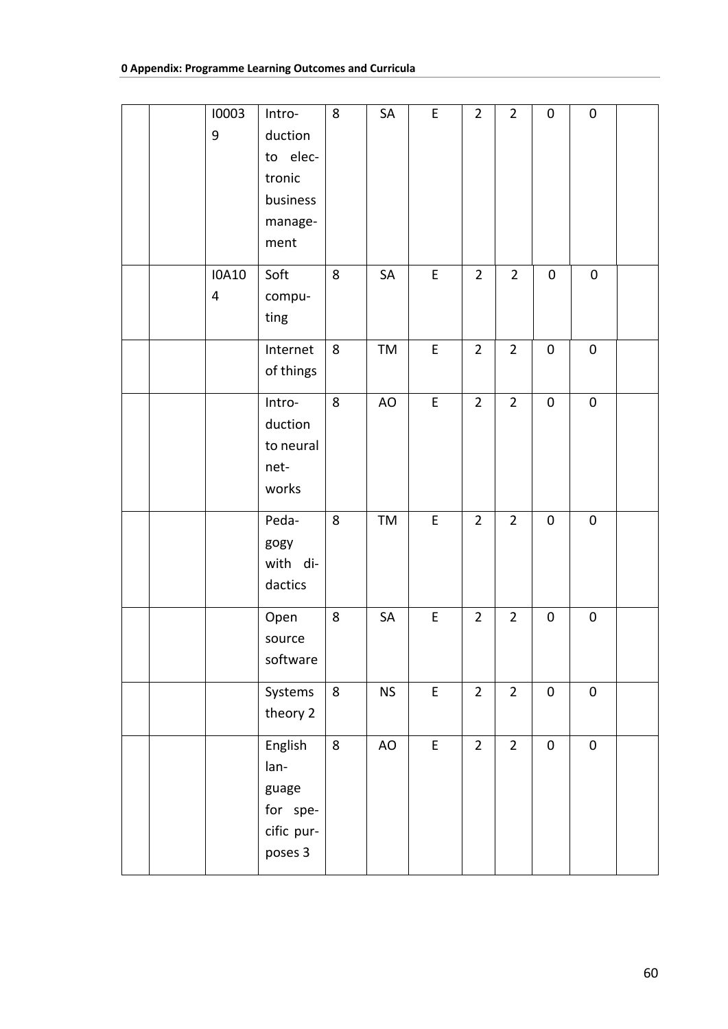| | | I00039 | Introduction to electronic business management | 8 | SA | E | 2 | 2 | 0 | 0 | |
|---|---|---|---|---|---|---|---|---|---|---|---|
| | | I0A104 | Soft computing | 8 | SA | E | 2 | 2 | 0 | 0 | |
| | | | Internet of things | 8 | TM | E | 2 | 2 | 0 | 0 | |
| | | | Introduction to neural networks | 8 | AO | E | 2 | 2 | 0 | 0 | |
| | | | Pedagogy with didactics | 8 | TM | E | 2 | 2 | 0 | 0 | |
| | | | Open source software | 8 | SA | E | 2 | 2 | 0 | 0 | |
| | | | Systems theory 2 | 8 | NS | E | 2 | 2 | 0 | 0 | |
| | | | English language for specific purposes 3 | 8 | AO | E | 2 | 2 | 0 | 0 | |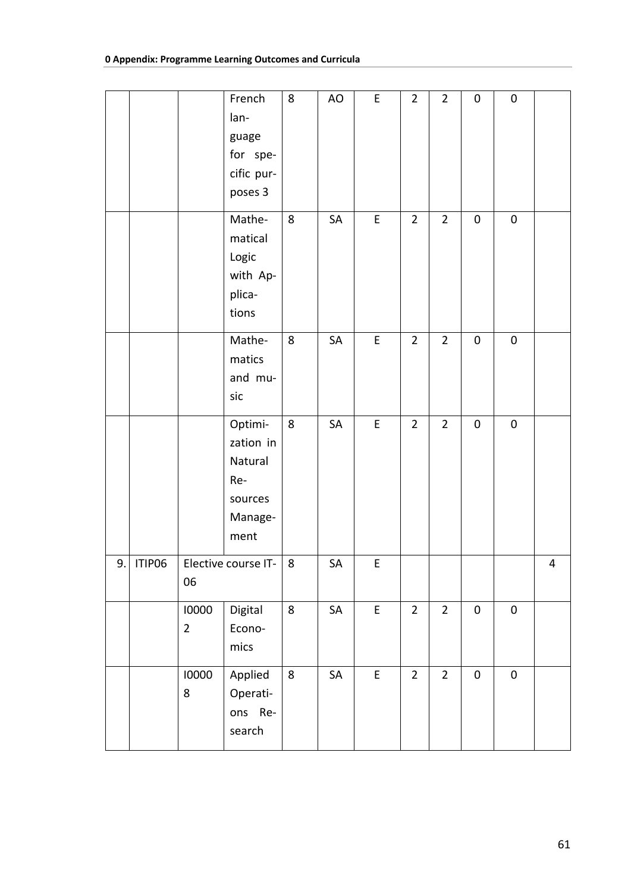| | | | French language for specific purposes 3 | 8 | AO | E | 2 | 2 | 0 | 0 | |
|---|---|---|---|---|---|---|---|---|---|---|---|
| | | | Mathematical Logic with Applications | 8 | SA | E | 2 | 2 | 0 | 0 | |
| | | | Mathematics and music | 8 | SA | E | 2 | 2 | 0 | 0 | |
| | | | Optimization in Natural Resources Management | 8 | SA | E | 2 | 2 | 0 | 0 | |
| 9. | ITIP06 | Elective course IT-06 | | 8 | SA | E | | | | | 4 |
| | | I00002 | Digital Economics | 8 | SA | E | 2 | 2 | 0 | 0 | |
| | | I00008 | Applied Operations Research | 8 | SA | E | 2 | 2 | 0 | 0 | |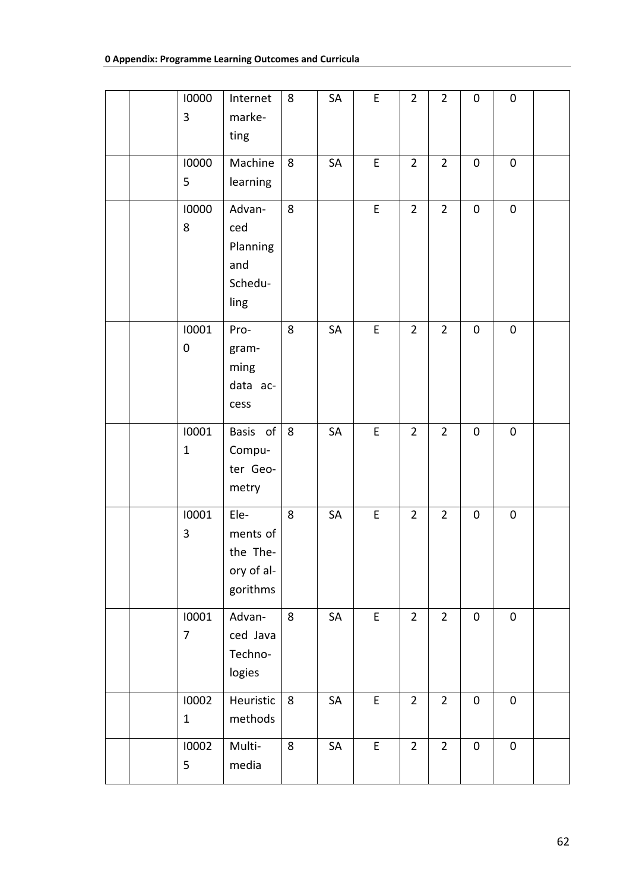| | | I00003 | Internet marketing | 8 | SA | E | 2 | 2 | 0 | 0 | |
|---|---|---|---|---|---|---|---|---|---|---|---|
| | | I00005 | Machine learning | 8 | SA | E | 2 | 2 | 0 | 0 | |
| | | I00008 | Advanced Planning and Scheduling | 8 | | E | 2 | 2 | 0 | 0 | |
| | | I00010 | Programming data access | 8 | SA | E | 2 | 2 | 0 | 0 | |
| | | I00011 | Basis of Computer Geometry | 8 | SA | E | 2 | 2 | 0 | 0 | |
| | | I00013 | Elements of the Theory of algorithms | 8 | SA | E | 2 | 2 | 0 | 0 | |
| | | I00017 | Advanced Java Technologies | 8 | SA | E | 2 | 2 | 0 | 0 | |
| | | I00021 | Heuristic methods | 8 | SA | E | 2 | 2 | 0 | 0 | |
| | | I00025 | Multimedia | 8 | SA | E | 2 | 2 | 0 | 0 | |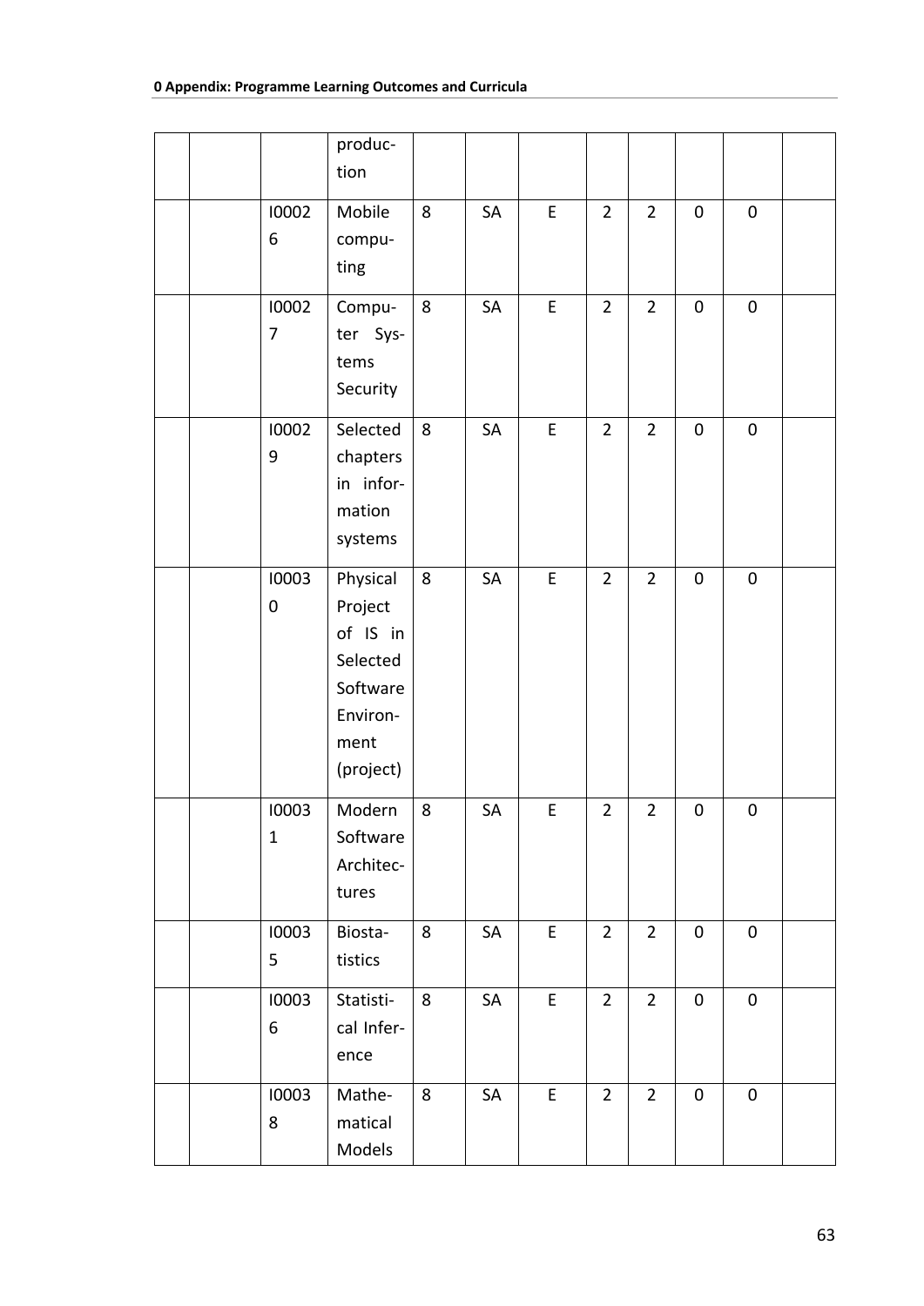|  |  |  | production |  |  |  |  |  |  |  |  |
|---|---|---|---|---|---|---|---|---|---|---|---|
|  |  | I00026 | Mobile computing | 8 | SA | E | 2 | 2 | 0 | 0 |  |
|  |  | I00027 | Computer Systems Security | 8 | SA | E | 2 | 2 | 0 | 0 |  |
|  |  | I00029 | Selected chapters in information systems | 8 | SA | E | 2 | 2 | 0 | 0 |  |
|  |  | I00030 | Physical Project of IS in Selected Software Environment (project) | 8 | SA | E | 2 | 2 | 0 | 0 |  |
|  |  | I00031 | Modern Software Architectures | 8 | SA | E | 2 | 2 | 0 | 0 |  |
|  |  | I00035 | Biostatistics | 8 | SA | E | 2 | 2 | 0 | 0 |  |
|  |  | I00036 | Statistical Inference | 8 | SA | E | 2 | 2 | 0 | 0 |  |
|  |  | I00038 | Mathematical Models | 8 | SA | E | 2 | 2 | 0 | 0 |  |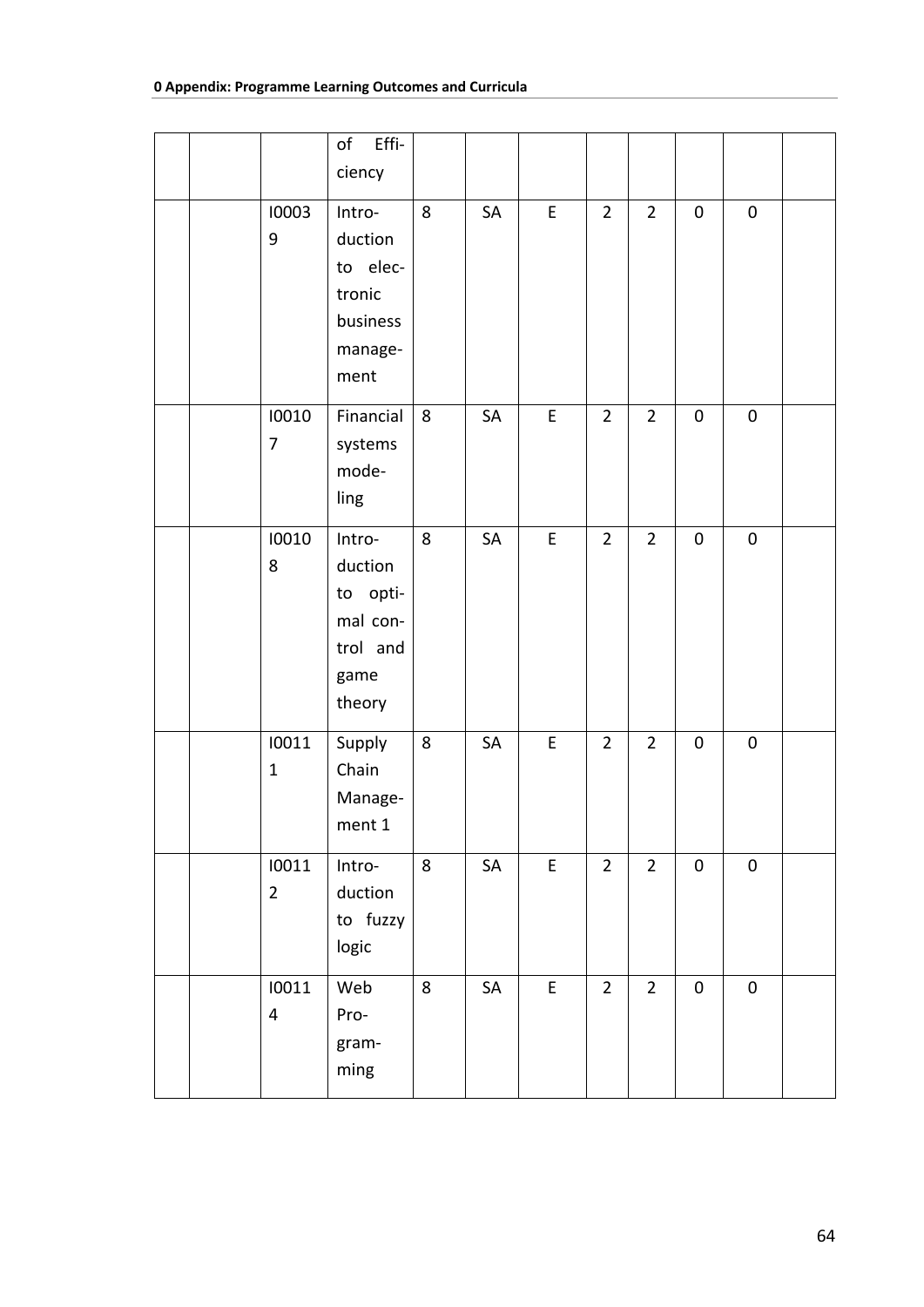| | | | of Efficiency | | | | | | | | |
|---|---|---|---|---|---|---|---|---|---|---|---|
| | | I00039 | Introduction to electronic business management | 8 | SA | E | 2 | 2 | 0 | 0 | |
| | | I00107 | Financial systems modeling | 8 | SA | E | 2 | 2 | 0 | 0 | |
| | | I00108 | Introduction to optimal control and game theory | 8 | SA | E | 2 | 2 | 0 | 0 | |
| | | I00111 | Supply Chain Management 1 | 8 | SA | E | 2 | 2 | 0 | 0 | |
| | | I00112 | Introduction to fuzzy logic | 8 | SA | E | 2 | 2 | 0 | 0 | |
| | | I00114 | Web Programming | 8 | SA | E | 2 | 2 | 0 | 0 | |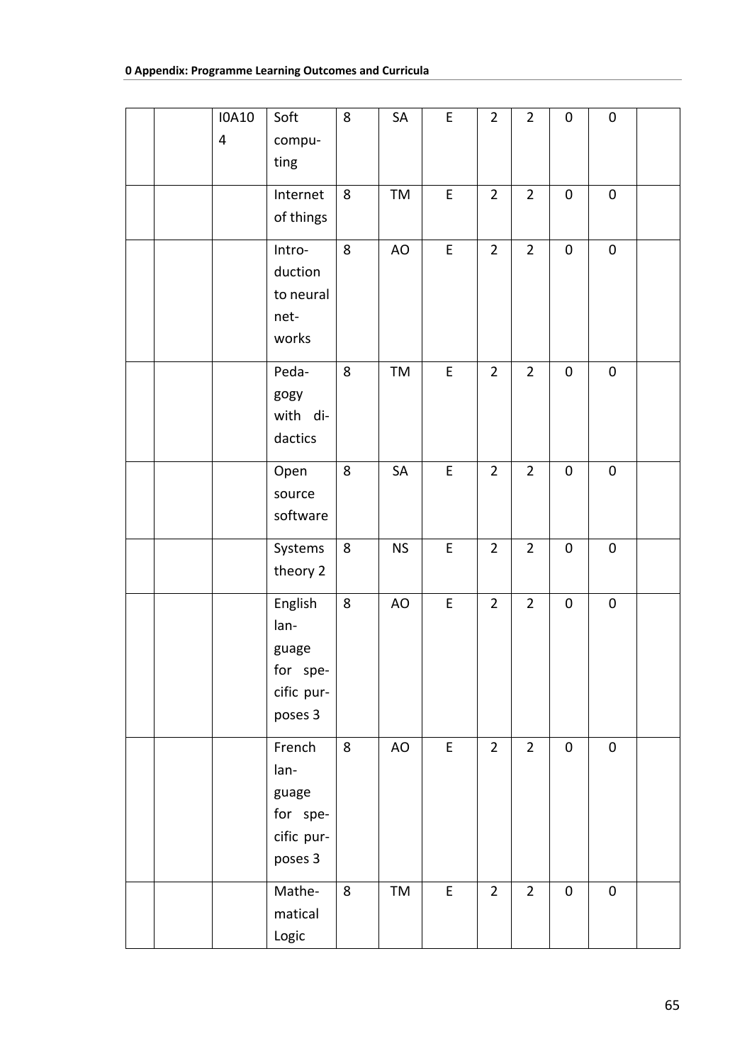| | | I0A104 | Soft computing | 8 | SA | E | 2 | 2 | 0 | 0 | |
|---|---|---|---|---|---|---|---|---|---|---|---|
| | | | Internet of things | 8 | TM | E | 2 | 2 | 0 | 0 | |
| | | | Introduction to neural networks | 8 | AO | E | 2 | 2 | 0 | 0 | |
| | | | Pedagogy with didactics | 8 | TM | E | 2 | 2 | 0 | 0 | |
| | | | Open source software | 8 | SA | E | 2 | 2 | 0 | 0 | |
| | | | Systems theory 2 | 8 | NS | E | 2 | 2 | 0 | 0 | |
| | | | English language for specific purposes 3 | 8 | AO | E | 2 | 2 | 0 | 0 | |
| | | | French language for specific purposes 3 | 8 | AO | E | 2 | 2 | 0 | 0 | |
| | | | Mathematical Logic | 8 | TM | E | 2 | 2 | 0 | 0 | |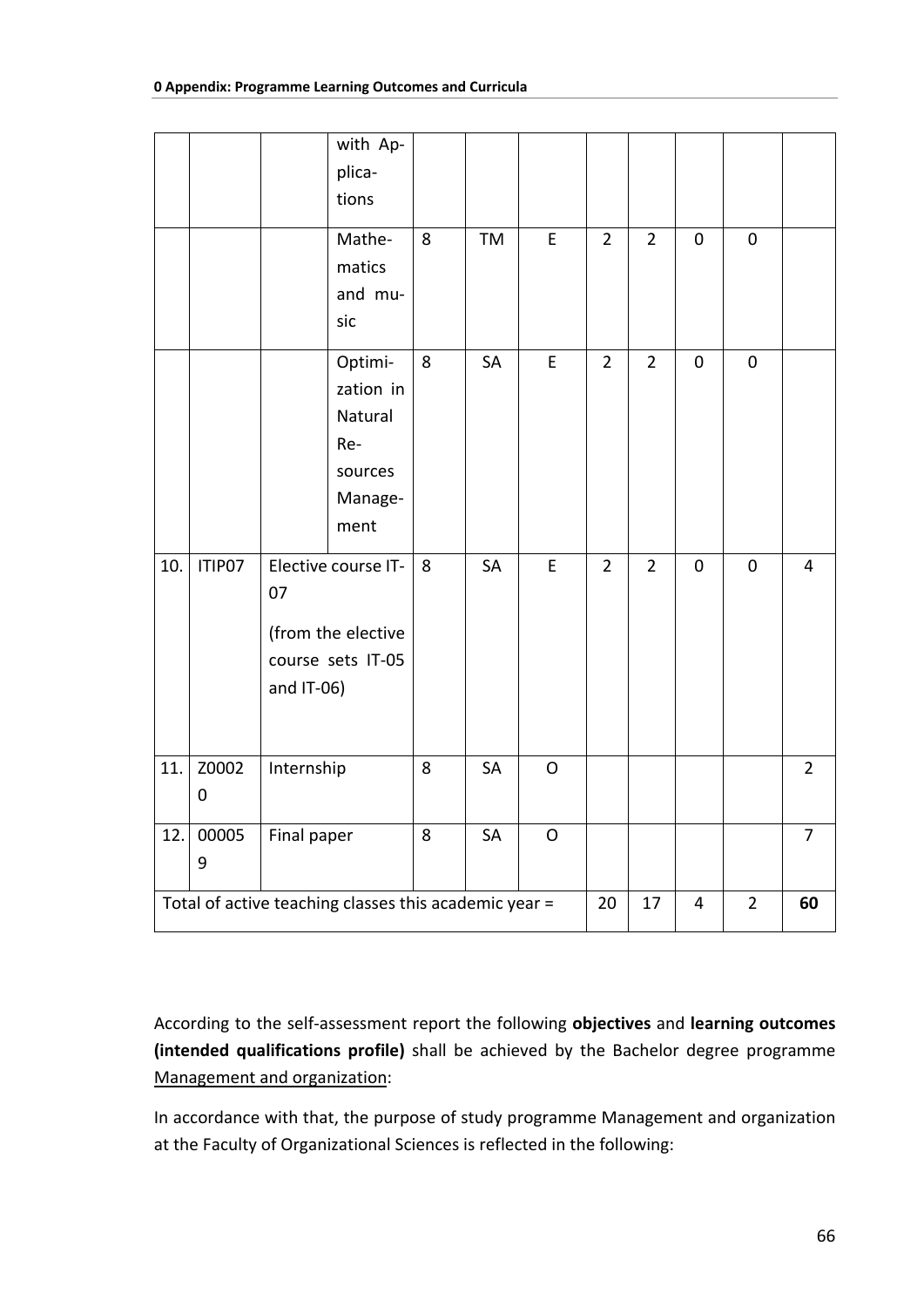|  |  |  | with Applications |  |  |  |  |  |  |  |  |
|---|---|---|---|---|---|---|---|---|---|---|---|
|  |  |  | Mathematics and music | 8 | TM | E | 2 | 2 | 0 | 0 |  |
|  |  |  | Optimization in Natural Resources Management | 8 | SA | E | 2 | 2 | 0 | 0 |  |
| 10. | ITIP07 | Elective course IT-07 (from the elective course sets IT-05 and IT-06) |  | 8 | SA | E | 2 | 2 | 0 | 0 | 4 |
| 11. | Z00020 | Internship |  | 8 | SA | O |  |  |  |  | 2 |
| 12. | 000059 | Final paper |  | 8 | SA | O |  |  |  |  | 7 |
| Total of active teaching classes this academic year = |  |  |  |  |  |  | 20 | 17 | 4 | 2 | **60** |

According to the self-assessment report the following **objectives** and **learning outcomes (intended qualifications profile)** shall be achieved by the Bachelor degree programme Management and organization:

In accordance with that, the purpose of study programme Management and organization at the Faculty of Organizational Sciences is reflected in the following: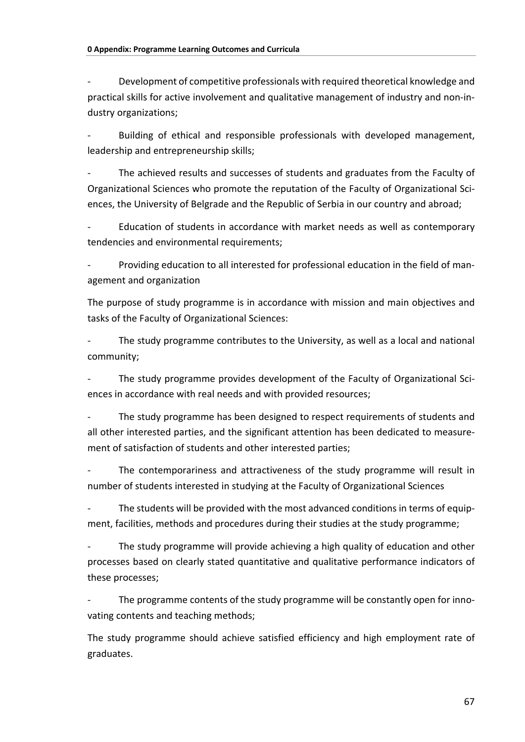- Development of competitive professionals with required theoretical knowledge and practical skills for active involvement and qualitative management of industry and non-industry organizations;

- Building of ethical and responsible professionals with developed management, leadership and entrepreneurship skills;

- The achieved results and successes of students and graduates from the Faculty of Organizational Sciences who promote the reputation of the Faculty of Organizational Sciences, the University of Belgrade and the Republic of Serbia in our country and abroad;

- Education of students in accordance with market needs as well as contemporary tendencies and environmental requirements;

- Providing education to all interested for professional education in the field of management and organization

The purpose of study programme is in accordance with mission and main objectives and tasks of the Faculty of Organizational Sciences:

- The study programme contributes to the University, as well as a local and national community;

- The study programme provides development of the Faculty of Organizational Sciences in accordance with real needs and with provided resources;

- The study programme has been designed to respect requirements of students and all other interested parties, and the significant attention has been dedicated to measurement of satisfaction of students and other interested parties;

- The contemporariness and attractiveness of the study programme will result in number of students interested in studying at the Faculty of Organizational Sciences

- The students will be provided with the most advanced conditions in terms of equipment, facilities, methods and procedures during their studies at the study programme;

- The study programme will provide achieving a high quality of education and other processes based on clearly stated quantitative and qualitative performance indicators of these processes;

- The programme contents of the study programme will be constantly open for innovating contents and teaching methods;

The study programme should achieve satisfied efficiency and high employment rate of graduates.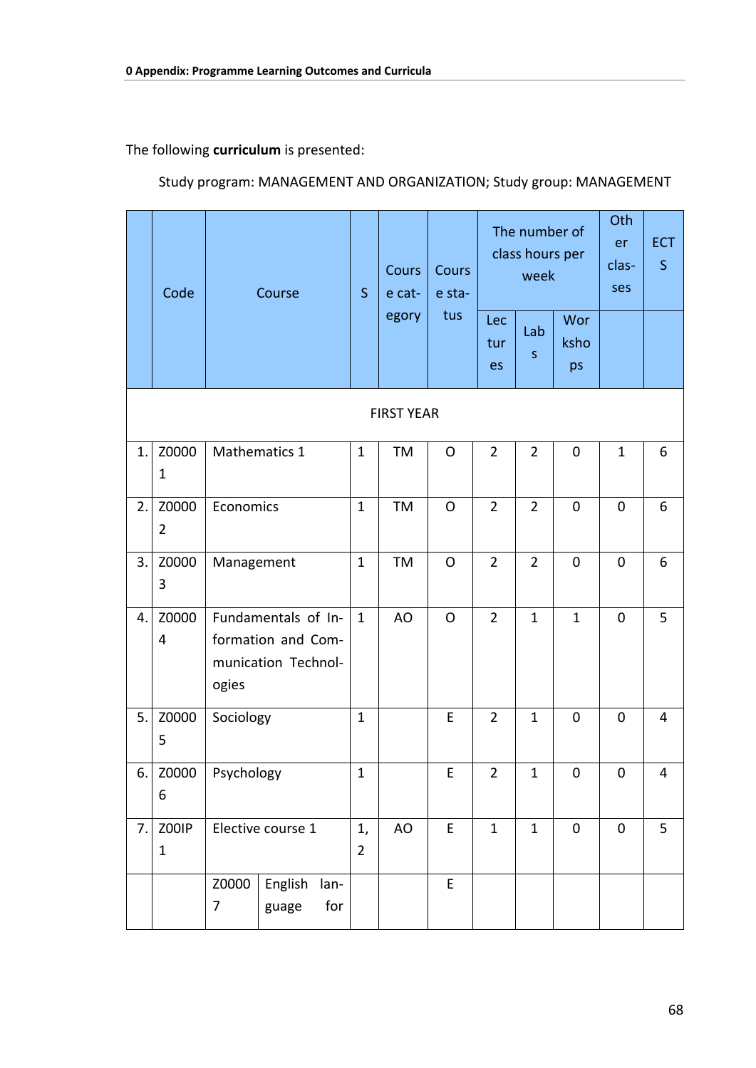The following **curriculum** is presented:

Study program: MANAGEMENT AND ORGANIZATION; Study group: MANAGEMENT

| | Code | Course | | S | Course category | Course status | The number of class hours per week | | | Other classes | ECTS |
|---|---|---|---|---|---|---|---|---|---|---|---|
| | | | | | | | Lectures | Labs | Workshops | | |
| FIRST YEAR | | | | | | | | | | | |
| 1. | Z00001 | Mathematics 1 | | 1 | TM | O | 2 | 2 | 0 | 1 | 6 |
| 2. | Z00002 | Economics | | 1 | TM | O | 2 | 2 | 0 | 0 | 6 |
| 3. | Z00003 | Management | | 1 | TM | O | 2 | 2 | 0 | 0 | 6 |
| 4. | Z00004 | Fundamentals of Information and Communication Technologies | | 1 | AO | O | 2 | 1 | 1 | 0 | 5 |
| 5. | Z00005 | Sociology | | 1 | | E | 2 | 1 | 0 | 0 | 4 |
| 6. | Z00006 | Psychology | | 1 | | E | 2 | 1 | 0 | 0 | 4 |
| 7. | Z00IP1 | Elective course 1 | | 1, 2 | AO | E | 1 | 1 | 0 | 0 | 5 |
| | | Z00007 | English language for | | | E | | | | | |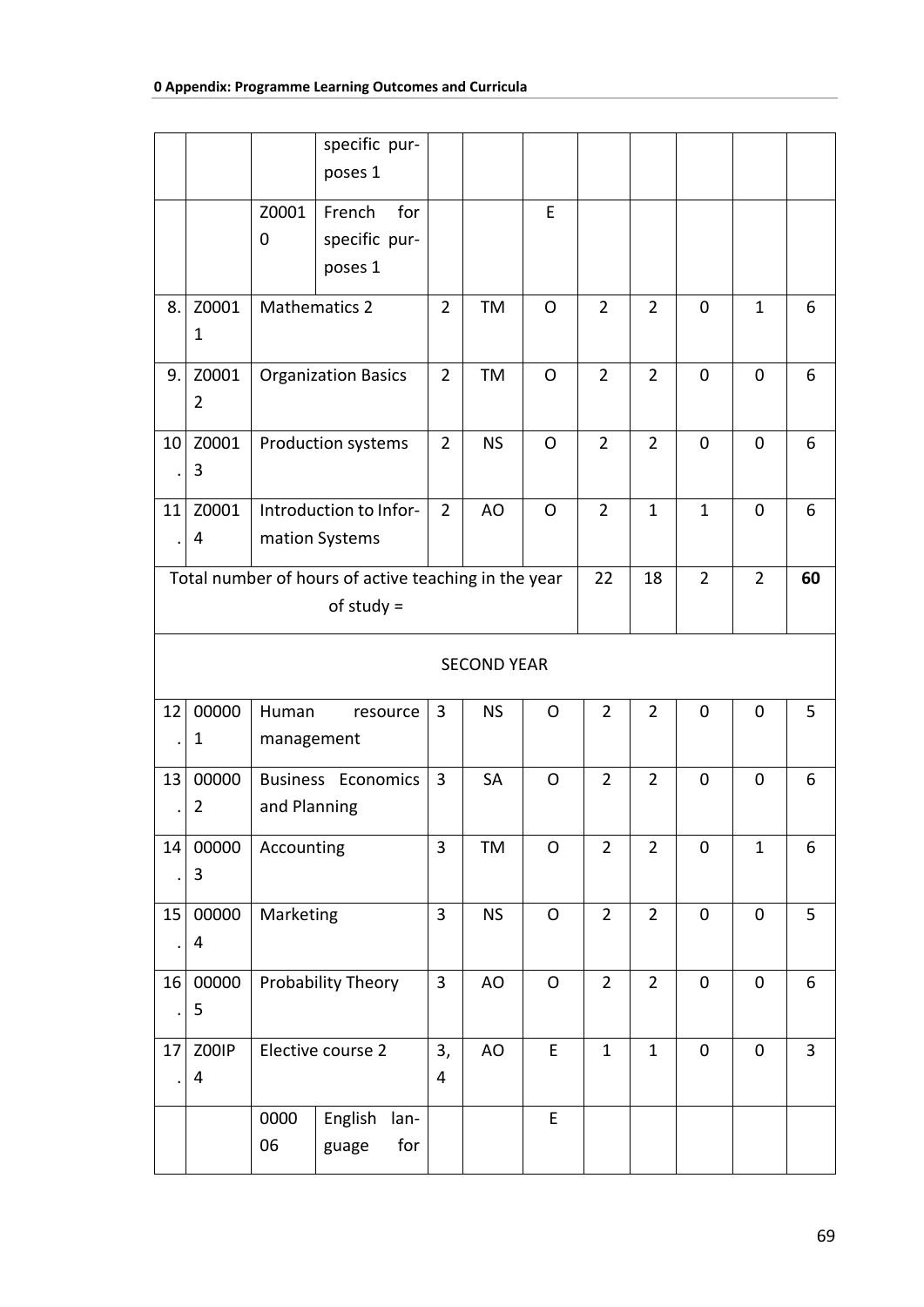| | | | | | | | | | | | |
|---|---|---|---|---|---|---|---|---|---|---|---|
| | | | specific purposes 1 | | | | | | | | |
| | | Z00010 | French for specific purposes 1 | | | E | | | | | |
| 8. | Z00011 | Mathematics 2 | | 2 | TM | O | 2 | 2 | 0 | 1 | 6 |
| 9. | Z00012 | Organization Basics | | 2 | TM | O | 2 | 2 | 0 | 0 | 6 |
| 10. | Z00013 | Production systems | | 2 | NS | O | 2 | 2 | 0 | 0 | 6 |
| 11. | Z00014 | Introduction to Information Systems | | 2 | AO | O | 2 | 1 | 1 | 0 | 6 |
| Total number of hours of active teaching in the year of study = | | | | | | | 22 | 18 | 2 | 2 | **60** |
| SECOND YEAR | | | | | | | | | | | |
| 12. | 000001 | Human resource management | | 3 | NS | O | 2 | 2 | 0 | 0 | 5 |
| 13. | 000002 | Business Economics and Planning | | 3 | SA | O | 2 | 2 | 0 | 0 | 6 |
| 14. | 000003 | Accounting | | 3 | TM | O | 2 | 2 | 0 | 1 | 6 |
| 15. | 000004 | Marketing | | 3 | NS | O | 2 | 2 | 0 | 0 | 5 |
| 16. | 000005 | Probability Theory | | 3 | AO | O | 2 | 2 | 0 | 0 | 6 |
| 17. | Z00IP4 | Elective course 2 | | 3, 4 | AO | E | 1 | 1 | 0 | 0 | 3 |
| | | 000006 | English language for | | | E | | | | | |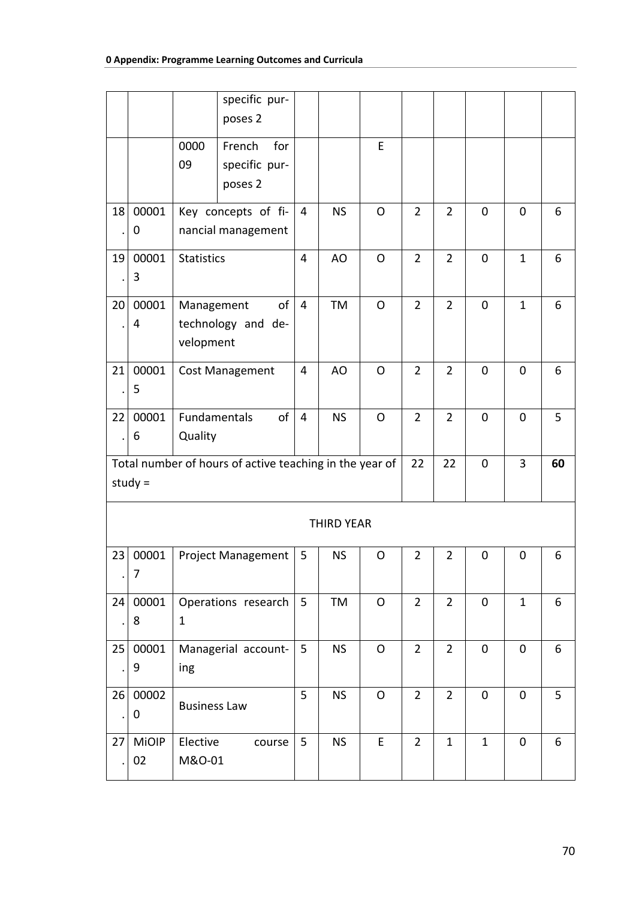| | | | | | | | | | | | |
|---|---|---|---|---|---|---|---|---|---|---|---|
| | | | specific purposes 2 | | | | | | | | |
| | | 000009 | French for specific purposes 2 | | | E | | | | | |
| 18. | 000010 | Key concepts of financial management | | 4 | NS | O | 2 | 2 | 0 | 0 | 6 |
| 19. | 000013 | Statistics | | 4 | AO | O | 2 | 2 | 0 | 1 | 6 |
| 20. | 000014 | Management of technology and development | | 4 | TM | O | 2 | 2 | 0 | 1 | 6 |
| 21. | 000015 | Cost Management | | 4 | AO | O | 2 | 2 | 0 | 0 | 6 |
| 22. | 000016 | Fundamentals of Quality | | 4 | NS | O | 2 | 2 | 0 | 0 | 5 |
| Total number of hours of active teaching in the year of study = | | | | | | | 22 | 22 | 0 | 3 | **60** |
| THIRD YEAR | | | | | | | | | | | |
| 23. | 000017 | Project Management | | 5 | NS | O | 2 | 2 | 0 | 0 | 6 |
| 24. | 000018 | Operations research 1 | | 5 | TM | O | 2 | 2 | 0 | 1 | 6 |
| 25. | 000019 | Managerial accounting | | 5 | NS | O | 2 | 2 | 0 | 0 | 6 |
| 26. | 000020 | Business Law | | 5 | NS | O | 2 | 2 | 0 | 0 | 5 |
| 27. | MiOIP02 | Elective course M&O-01 | | 5 | NS | E | 2 | 1 | 1 | 0 | 6 |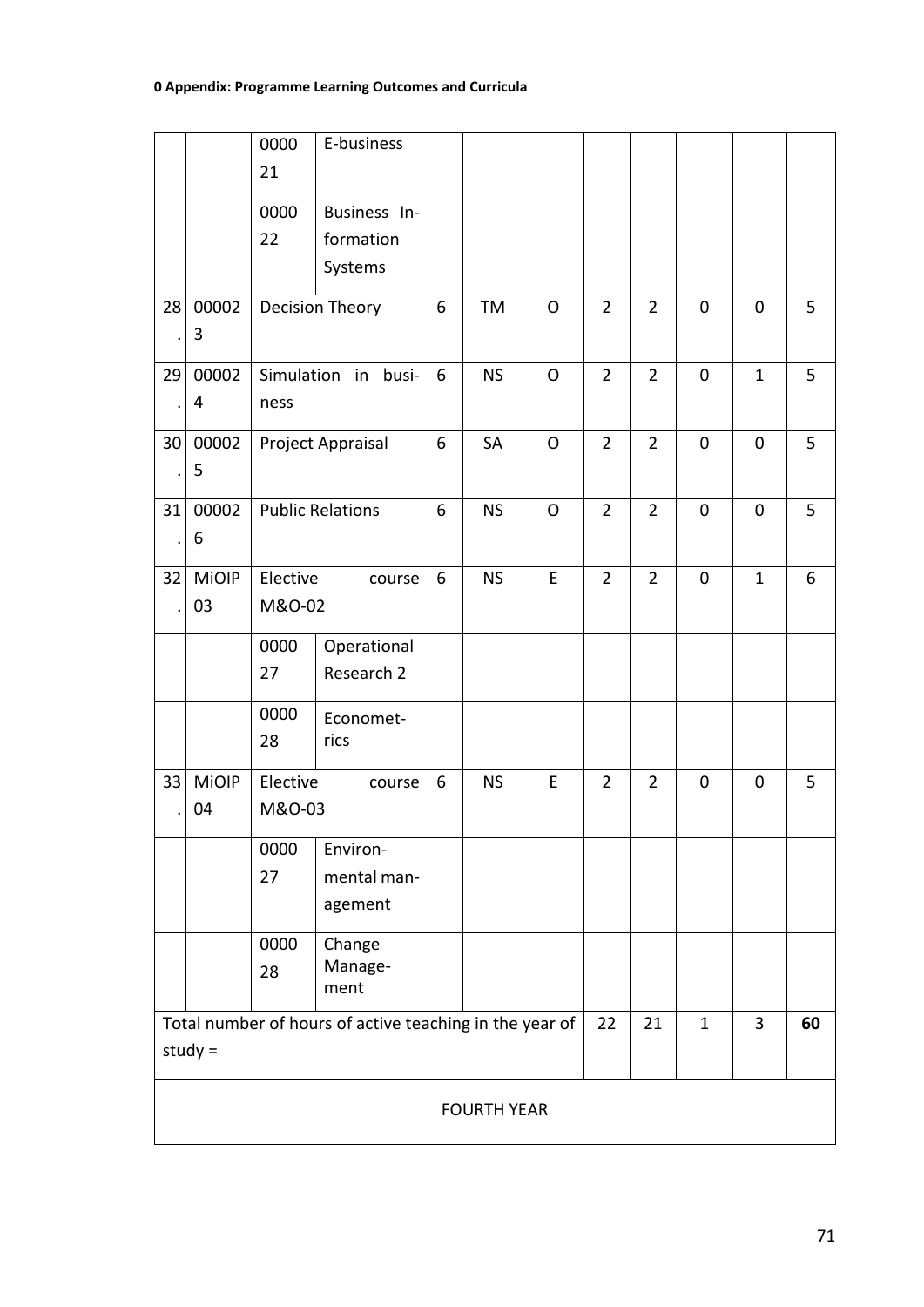| | | | | | | | | | | | |
|---|---|---|---|---|---|---|---|---|---|---|---|
| | | 000021 | E-business | | | | | | | | |
| | | 000022 | Business Information Systems | | | | | | | | |
| 28. | 000023 | Decision Theory | | 6 | TM | O | 2 | 2 | 0 | 0 | 5 |
| 29. | 000024 | Simulation in business | | 6 | NS | O | 2 | 2 | 0 | 1 | 5 |
| 30. | 000025 | Project Appraisal | | 6 | SA | O | 2 | 2 | 0 | 0 | 5 |
| 31. | 000026 | Public Relations | | 6 | NS | O | 2 | 2 | 0 | 0 | 5 |
| 32. | MiOIP03 | Elective course M&O-02 | | 6 | NS | E | 2 | 2 | 0 | 1 | 6 |
| | | 000027 | Operational Research 2 | | | | | | | | |
| | | 000028 | Econometrics | | | | | | | | |
| 33. | MiOIP04 | Elective course M&O-03 | | 6 | NS | E | 2 | 2 | 0 | 0 | 5 |
| | | 000027 | Environmental management | | | | | | | | |
| | | 000028 | Change Management | | | | | | | | |
| Total number of hours of active teaching in the year of study = | | | | | | | 22 | 21 | 1 | 3 | **60** |
| FOURTH YEAR | | | | | | | | | | | |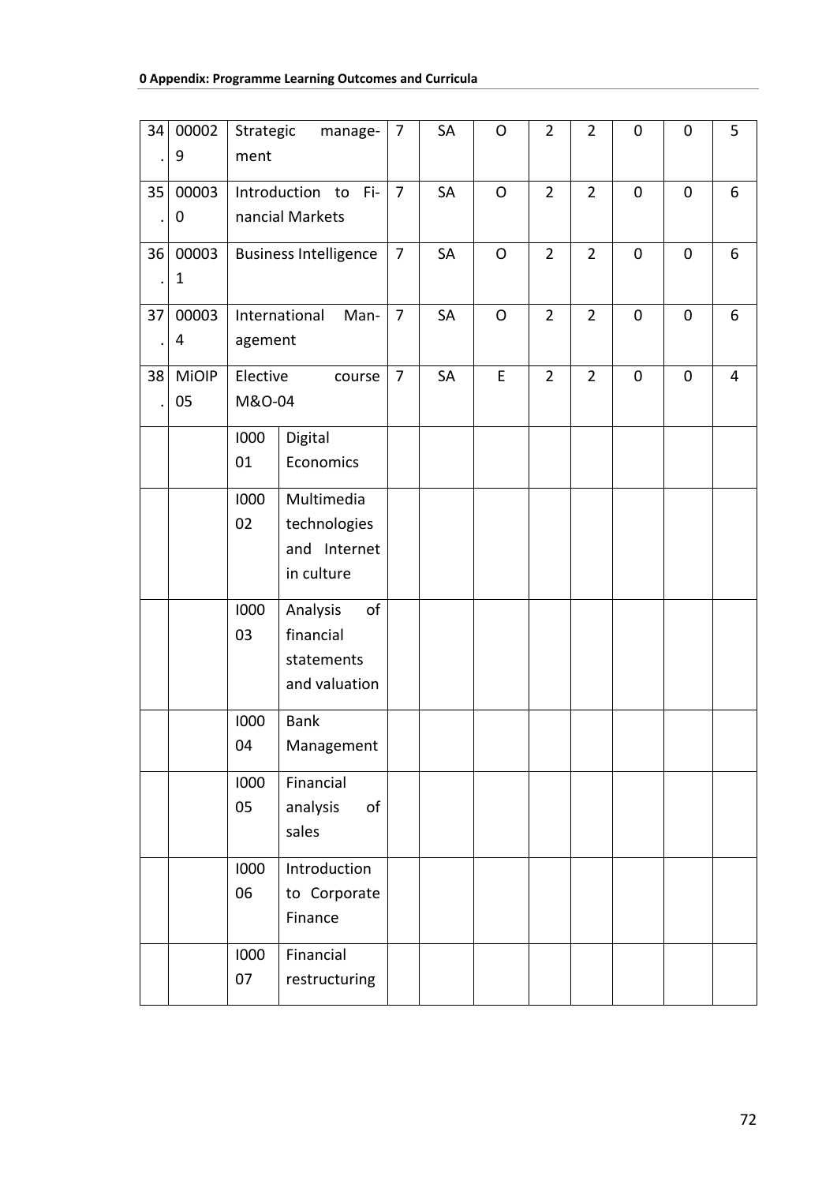| 34. | 000029 | Strategic management | | 7 | SA | O | 2 | 2 | 0 | 0 | 5 |
|---|---|---|---|---|---|---|---|---|---|---|---|
| 35. | 000030 | Introduction to Financial Markets | | 7 | SA | O | 2 | 2 | 0 | 0 | 6 |
| 36. | 000031 | Business Intelligence | | 7 | SA | O | 2 | 2 | 0 | 0 | 6 |
| 37. | 000034 | International Management | | 7 | SA | O | 2 | 2 | 0 | 0 | 6 |
| 38. | MiOIP05 | Elective course M&O-04 | | 7 | SA | E | 2 | 2 | 0 | 0 | 4 |
| | | I00001 | Digital Economics | | | | | | | | |
| | | I00002 | Multimedia technologies and Internet in culture | | | | | | | | |
| | | I00003 | Analysis of financial statements and valuation | | | | | | | | |
| | | I00004 | Bank Management | | | | | | | | |
| | | I00005 | Financial analysis of sales | | | | | | | | |
| | | I00006 | Introduction to Corporate Finance | | | | | | | | |
| | | I00007 | Financial restructuring | | | | | | | | |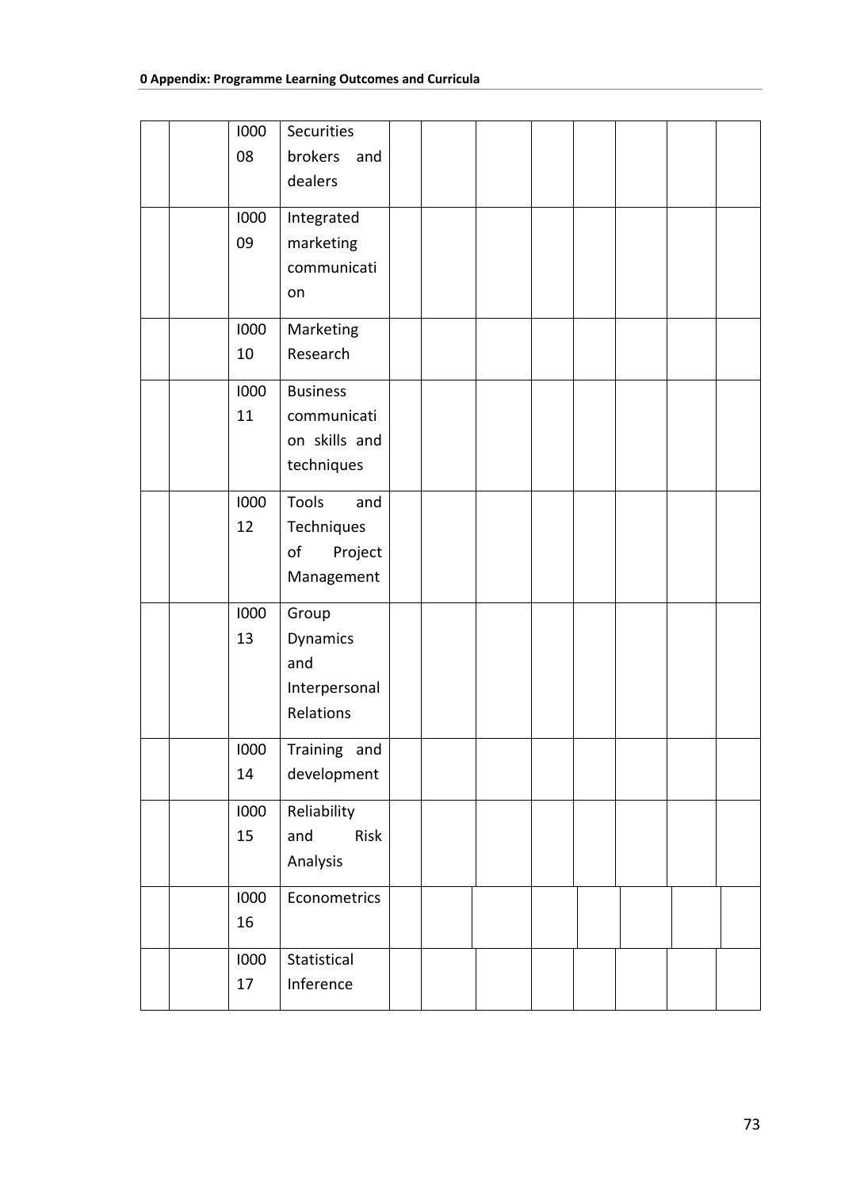| | | | | | | | | | | | |
|---|---|---|---|---|---|---|---|---|---|---|---|
| | | I00008 | Securities brokers and dealers | | | | | | | | |
| | | I00009 | Integrated marketing communication | | | | | | | | |
| | | I00010 | Marketing Research | | | | | | | | |
| | | I00011 | Business communication skills and techniques | | | | | | | | |
| | | I00012 | Tools and Techniques of Project Management | | | | | | | | |
| | | I00013 | Group Dynamics and Interpersonal Relations | | | | | | | | |
| | | I00014 | Training and development | | | | | | | | |
| | | I00015 | Reliability and Risk Analysis | | | | | | | | |
| | | I00016 | Econometrics | | | | | | | | |
| | | I00017 | Statistical Inference | | | | | | | | |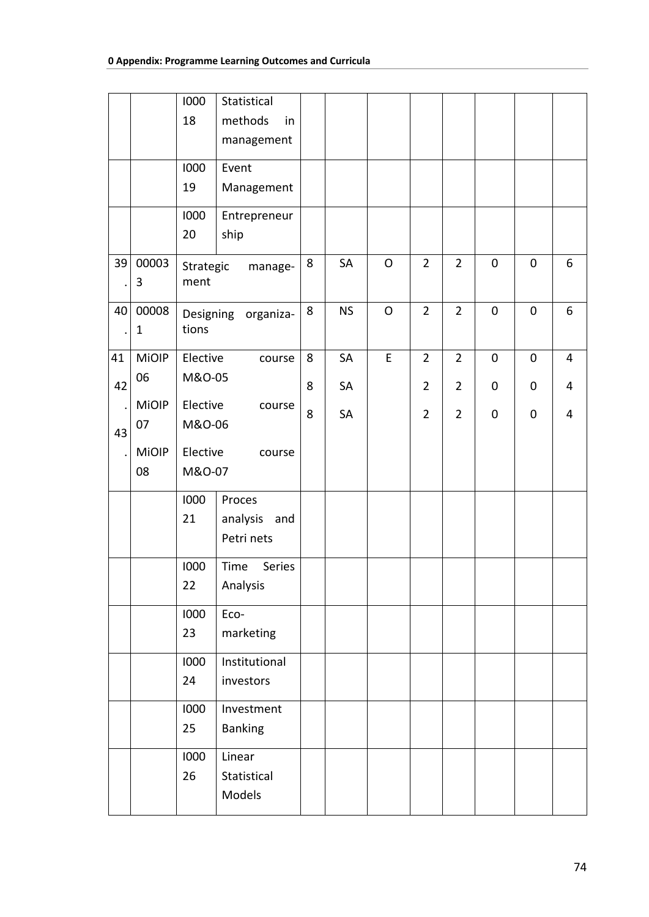| | | | | | | | | | | | |
|---|---|---|---|---|---|---|---|---|---|---|---|
| | | I000 18 | Statistical methods in management | | | | | | | | |
| | | I000 19 | Event Management | | | | | | | | |
| | | I000 20 | Entrepreneurship | | | | | | | | |
| 39. | 000033 | Strategic management | | 8 | SA | O | 2 | 2 | 0 | 0 | 6 |
| 40. | 000081 | Designing organizations | | 8 | NS | O | 2 | 2 | 0 | 0 | 6 |
| 41<br>42.<br>43. | MiOIP 06<br>MiOIP 07<br>MiOIP 08 | Elective course M&O-05<br>Elective course M&O-06<br>Elective course M&O-07 | | 8<br>8<br>8 | SA<br>SA<br>SA | E | 2<br>2<br>2 | 2<br>2<br>2 | 0<br>0<br>0 | 0<br>0<br>0 | 4<br>4<br>4 |
| | | I000 21 | Proces analysis and Petri nets | | | | | | | | |
| | | I000 22 | Time Series Analysis | | | | | | | | |
| | | I000 23 | Eco-marketing | | | | | | | | |
| | | I000 24 | Institutional investors | | | | | | | | |
| | | I000 25 | Investment Banking | | | | | | | | |
| | | I000 26 | Linear Statistical Models | | | | | | | | |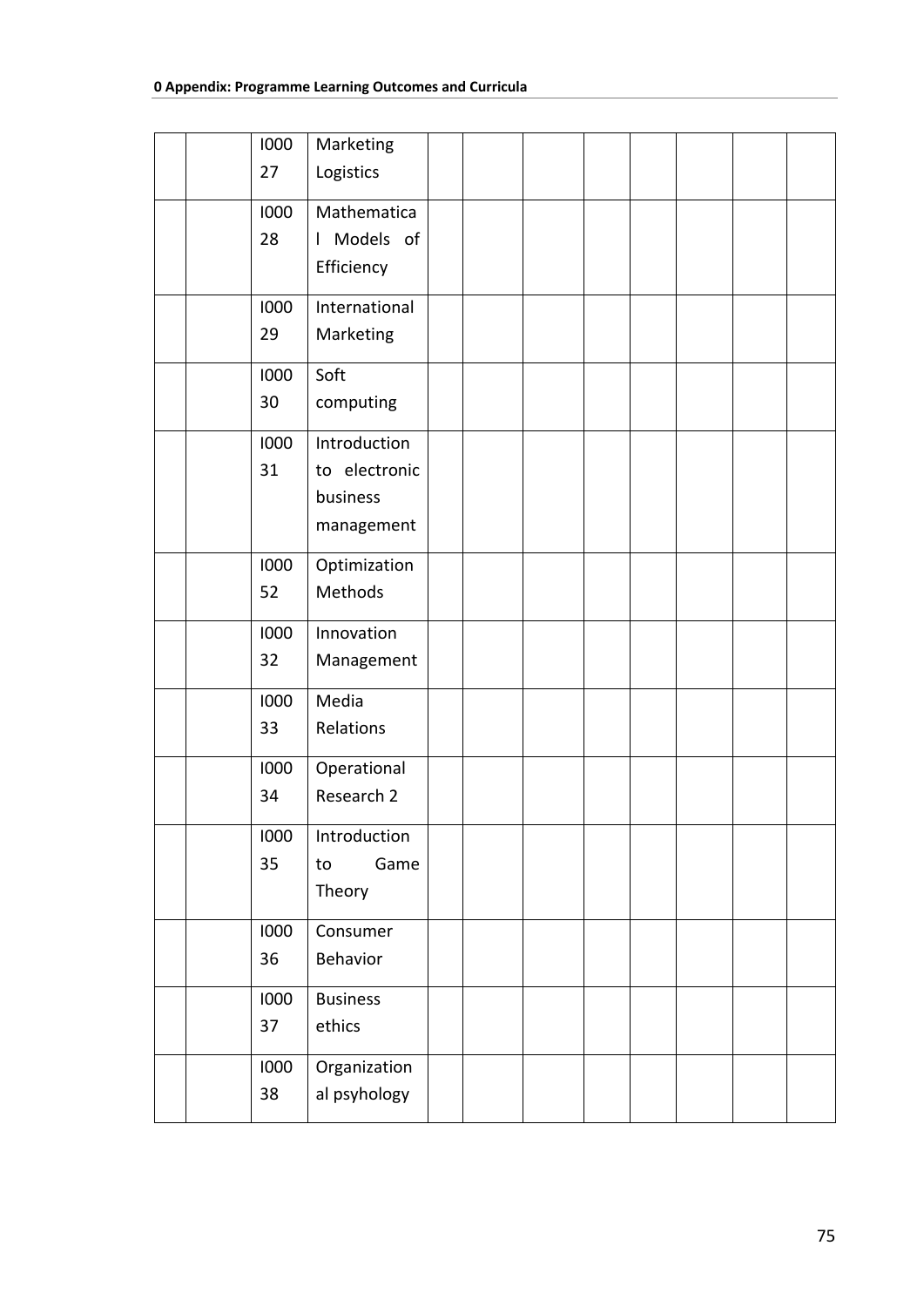| | | | | | | | | | | | |
|---|---|---|---|---|---|---|---|---|---|---|---|
| | | I00027 | Marketing Logistics | | | | | | | | |
| | | I00028 | Mathematical Models of Efficiency | | | | | | | | |
| | | I00029 | International Marketing | | | | | | | | |
| | | I00030 | Soft computing | | | | | | | | |
| | | I00031 | Introduction to electronic business management | | | | | | | | |
| | | I00052 | Optimization Methods | | | | | | | | |
| | | I00032 | Innovation Management | | | | | | | | |
| | | I00033 | Media Relations | | | | | | | | |
| | | I00034 | Operational Research 2 | | | | | | | | |
| | | I00035 | Introduction to Game Theory | | | | | | | | |
| | | I00036 | Consumer Behavior | | | | | | | | |
| | | I00037 | Business ethics | | | | | | | | |
| | | I00038 | Organizational psyhology | | | | | | | | |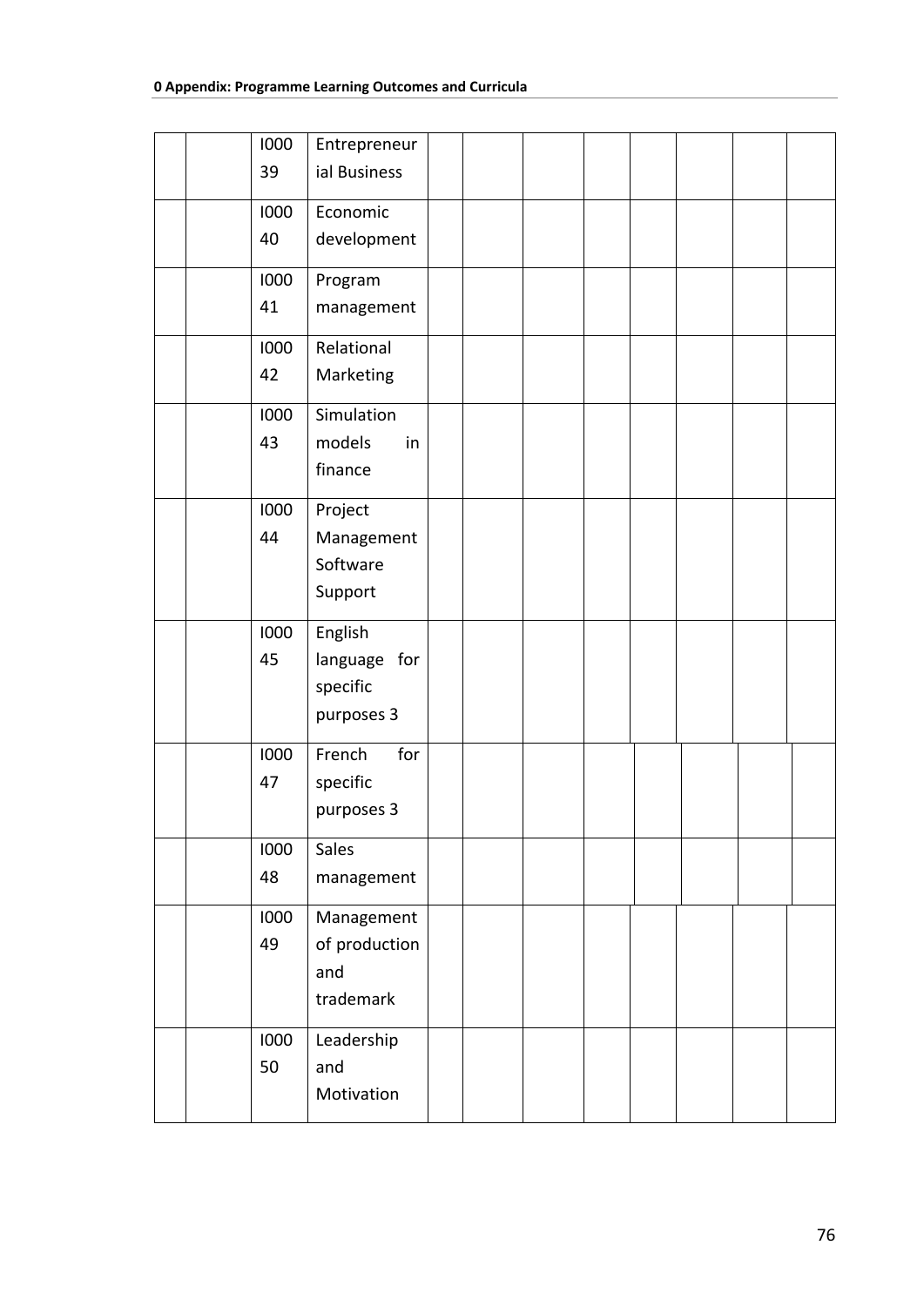| | | | | | | | | | | |
|---|---|---|---|---|---|---|---|---|---|---|
| | | I00039 | Entrepreneurial Business | | | | | | | |
| | | I00040 | Economic development | | | | | | | |
| | | I00041 | Program management | | | | | | | |
| | | I00042 | Relational Marketing | | | | | | | |
| | | I00043 | Simulation models in finance | | | | | | | |
| | | I00044 | Project Management Software Support | | | | | | | |
| | | I00045 | English language for specific purposes 3 | | | | | | | |
| | | I00047 | French for specific purposes 3 | | | | | | | |
| | | I00048 | Sales management | | | | | | | |
| | | I00049 | Management of production and trademark | | | | | | | |
| | | I00050 | Leadership and Motivation | | | | | | | |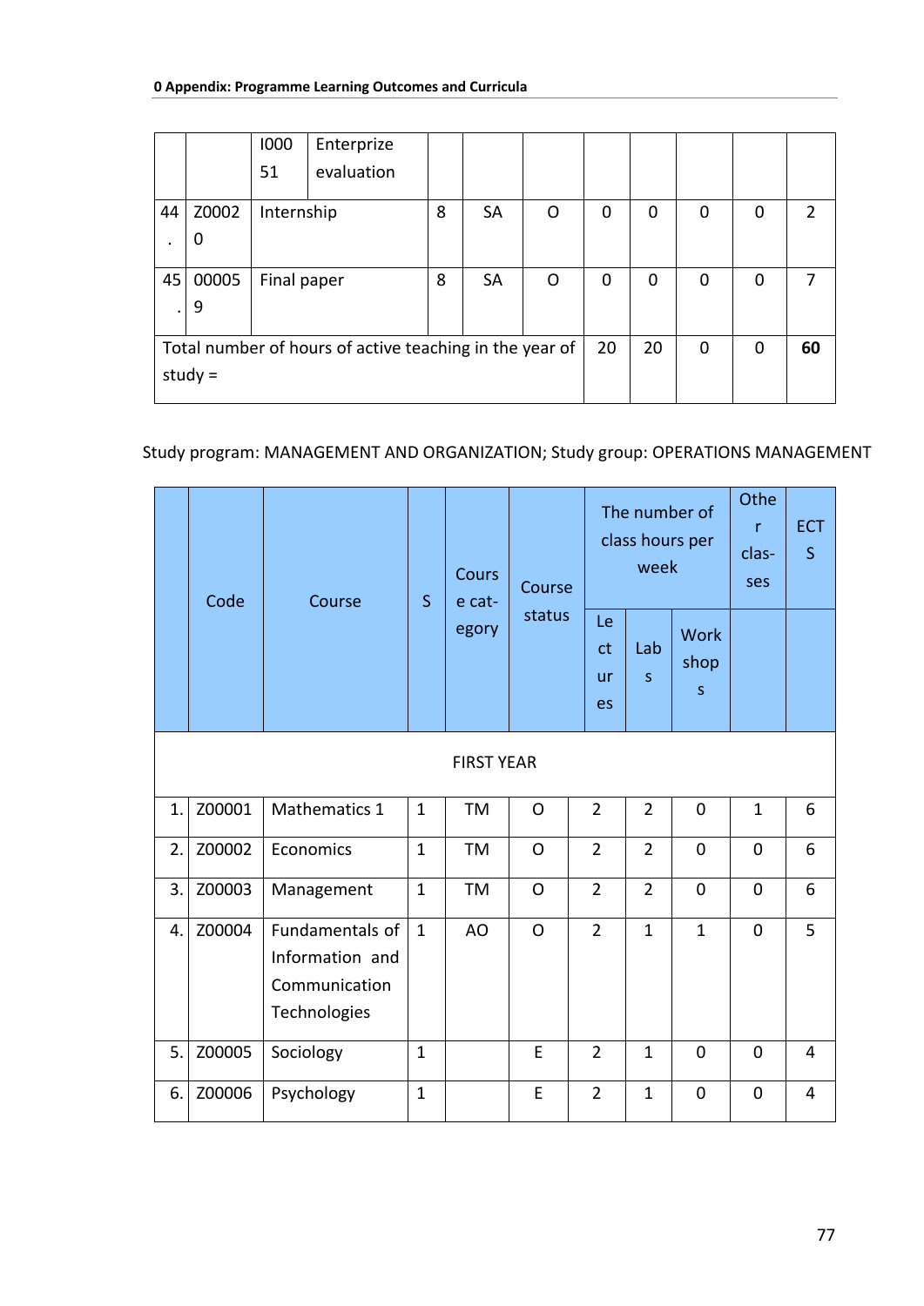|  |  | I00051 | Enterprize evaluation |  |  |  |  |  |  |  |  |
|---|---|---|---|---|---|---|---|---|---|---|---|
| 44. | Z00020 | Internship | | 8 | SA | O | 0 | 0 | 0 | 0 | 2 |
| 45. | 000059 | Final paper | | 8 | SA | O | 0 | 0 | 0 | 0 | 7 |
| Total number of hours of active teaching in the year of study = | | | | | | | 20 | 20 | 0 | 0 | **60** |

Study program: MANAGEMENT AND ORGANIZATION; Study group: OPERATIONS MANAGEMENT

|  | Code | Course | S | Course category | Course status | The number of class hours per week | | | Other classes | ECTS |
|---|---|---|---|---|---|---|---|---|---|---|
|  |  |  |  |  |  | Lectures | Labs | Workshops |  |  |
| FIRST YEAR | | | | | | | | | | |
| 1. | Z00001 | Mathematics 1 | 1 | TM | O | 2 | 2 | 0 | 1 | 6 |
| 2. | Z00002 | Economics | 1 | TM | O | 2 | 2 | 0 | 0 | 6 |
| 3. | Z00003 | Management | 1 | TM | O | 2 | 2 | 0 | 0 | 6 |
| 4. | Z00004 | Fundamentals of Information and Communication Technologies | 1 | AO | O | 2 | 1 | 1 | 0 | 5 |
| 5. | Z00005 | Sociology | 1 |  | E | 2 | 1 | 0 | 0 | 4 |
| 6. | Z00006 | Psychology | 1 |  | E | 2 | 1 | 0 | 0 | 4 |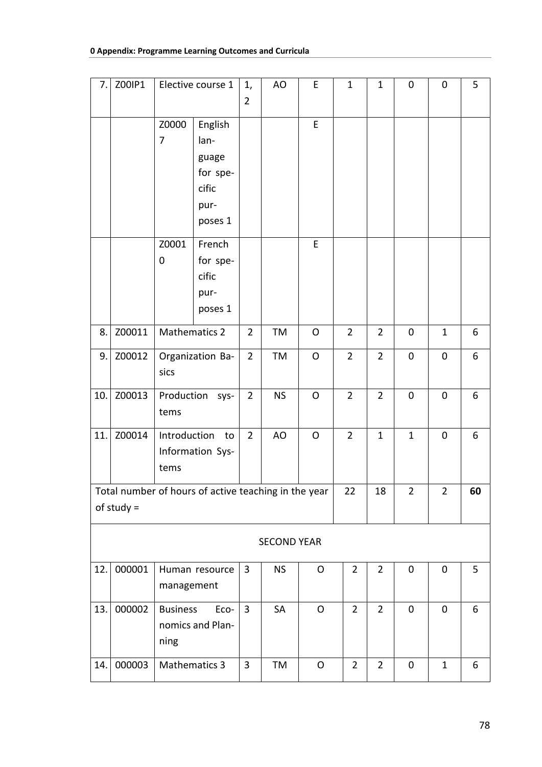| 7. | Z00IP1 | Elective course 1 | | 1, 2 | AO | E | 1 | 1 | 0 | 0 | 5 |
|---|---|---|---|---|---|---|---|---|---|---|---|
| | | Z00007 | English language for specific purposes 1 | | | E | | | | | |
| | | Z00010 | French for specific purposes 1 | | | E | | | | | |
| 8. | Z00011 | Mathematics 2 | | 2 | TM | O | 2 | 2 | 0 | 1 | 6 |
| 9. | Z00012 | Organization Basics | | 2 | TM | O | 2 | 2 | 0 | 0 | 6 |
| 10. | Z00013 | Production systems | | 2 | NS | O | 2 | 2 | 0 | 0 | 6 |
| 11. | Z00014 | Introduction to Information Systems | | 2 | AO | O | 2 | 1 | 1 | 0 | 6 |
| Total number of hours of active teaching in the year of study = | | | | | | | 22 | 18 | 2 | 2 | **60** |
| SECOND YEAR | | | | | | | | | | | |
| 12. | 000001 | Human resource management | | 3 | NS | O | 2 | 2 | 0 | 0 | 5 |
| 13. | 000002 | Business Economics and Planning | | 3 | SA | O | 2 | 2 | 0 | 0 | 6 |
| 14. | 000003 | Mathematics 3 | | 3 | TM | O | 2 | 2 | 0 | 1 | 6 |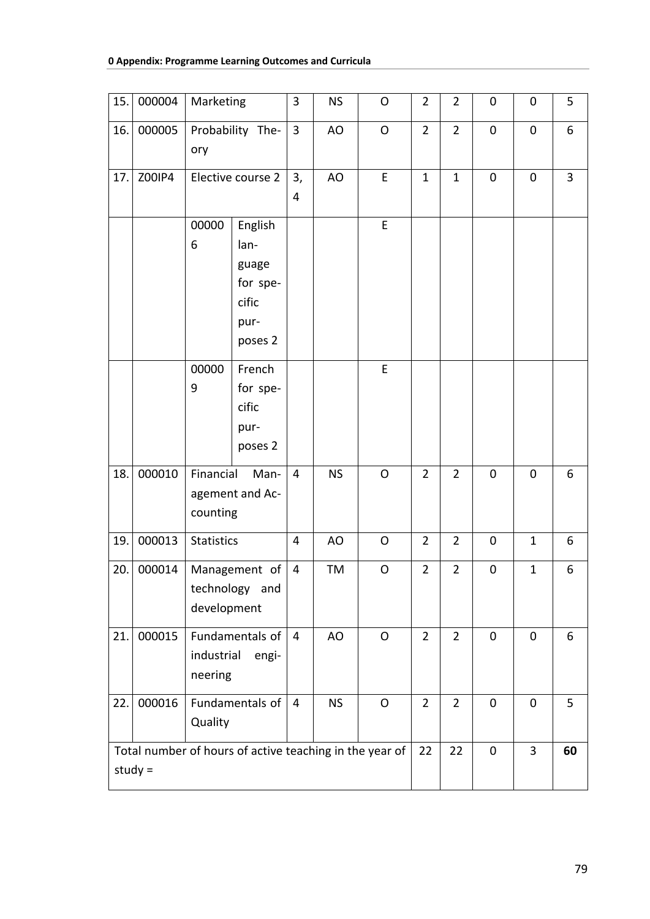| 15. | 000004 | Marketing | | 3 | NS | O | 2 | 2 | 0 | 0 | 5 |
|---|---|---|---|---|---|---|---|---|---|---|---|
| 16. | 000005 | Probability Theory | | 3 | AO | O | 2 | 2 | 0 | 0 | 6 |
| 17. | Z00IP4 | Elective course 2 | | 3, 4 | AO | E | 1 | 1 | 0 | 0 | 3 |
| | | 000006 | English language for specific purposes 2 | | | E | | | | | |
| | | 000009 | French for specific purposes 2 | | | E | | | | | |
| 18. | 000010 | Financial Management and Accounting | | 4 | NS | O | 2 | 2 | 0 | 0 | 6 |
| 19. | 000013 | Statistics | | 4 | AO | O | 2 | 2 | 0 | 1 | 6 |
| 20. | 000014 | Management of technology and development | | 4 | TM | O | 2 | 2 | 0 | 1 | 6 |
| 21. | 000015 | Fundamentals of industrial engineering | | 4 | AO | O | 2 | 2 | 0 | 0 | 6 |
| 22. | 000016 | Fundamentals of Quality | | 4 | NS | O | 2 | 2 | 0 | 0 | 5 |
| Total number of hours of active teaching in the year of study = | | | | | | | 22 | 22 | 0 | 3 | **60** |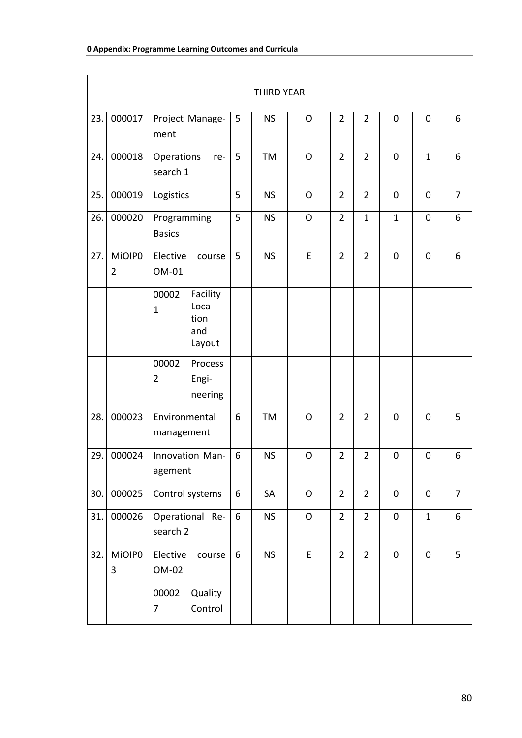| THIRD YEAR | | | | | | | | | | | |
|---|---|---|---|---|---|---|---|---|---|---|---|
| 23. | 000017 | Project Management | | 5 | NS | O | 2 | 2 | 0 | 0 | 6 |
| 24. | 000018 | Operations research 1 | | 5 | TM | O | 2 | 2 | 0 | 1 | 6 |
| 25. | 000019 | Logistics | | 5 | NS | O | 2 | 2 | 0 | 0 | 7 |
| 26. | 000020 | Programming Basics | | 5 | NS | O | 2 | 1 | 1 | 0 | 6 |
| 27. | MiOIP02 | Elective course OM-01 | | 5 | NS | E | 2 | 2 | 0 | 0 | 6 |
| | | 000021 | Facility Location and Layout | | | | | | | | |
| | | 000022 | Process Engineering | | | | | | | | |
| 28. | 000023 | Environmental management | | 6 | TM | O | 2 | 2 | 0 | 0 | 5 |
| 29. | 000024 | Innovation Management | | 6 | NS | O | 2 | 2 | 0 | 0 | 6 |
| 30. | 000025 | Control systems | | 6 | SA | O | 2 | 2 | 0 | 0 | 7 |
| 31. | 000026 | Operational Research 2 | | 6 | NS | O | 2 | 2 | 0 | 1 | 6 |
| 32. | MiOIP03 | Elective course OM-02 | | 6 | NS | E | 2 | 2 | 0 | 0 | 5 |
| | | 000027 | Quality Control | | | | | | | | |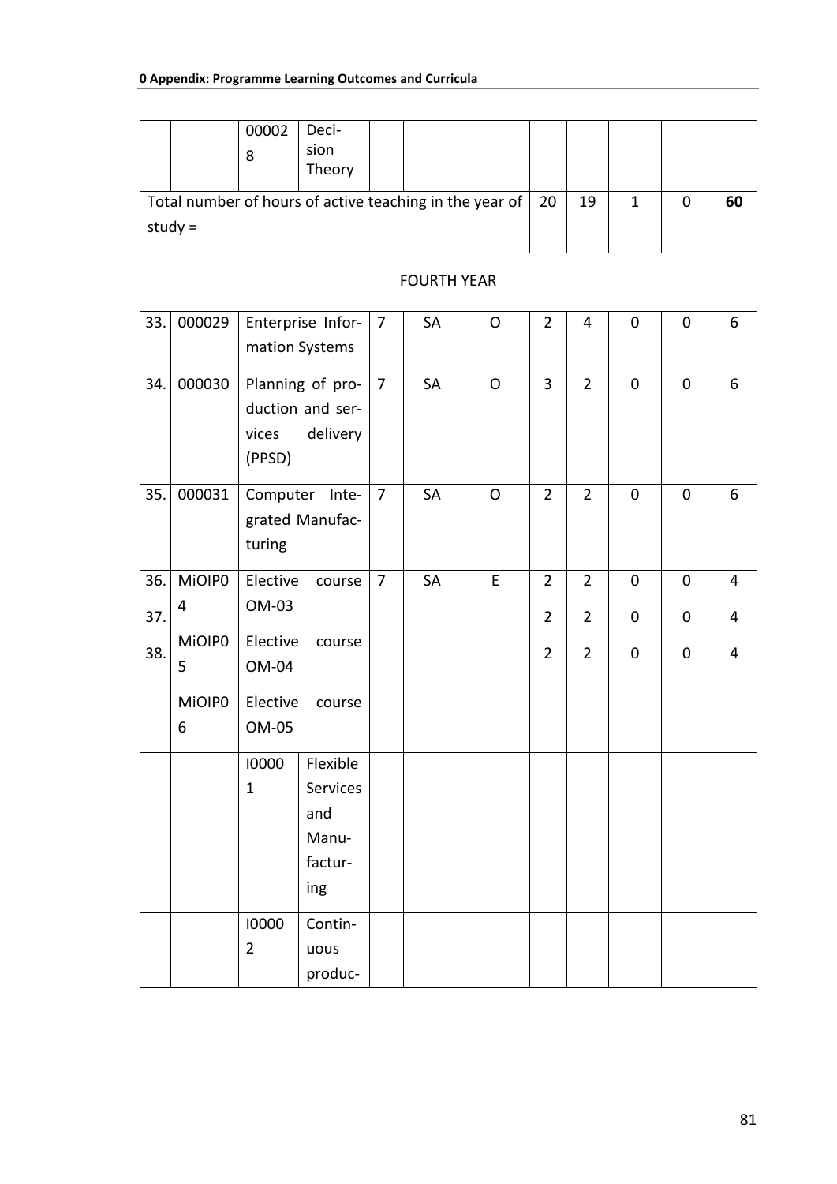| | | | | | | | | | | | |
|---|---|---|---|---|---|---|---|---|---|---|---|
| | | 000028 | Decision Theory | | | | | | | | |
| Total number of hours of active teaching in the year of study = | | | | | | | 20 | 19 | 1 | 0 | **60** |
| FOURTH YEAR | | | | | | | | | | | |
| 33. | 000029 | Enterprise Information Systems | | 7 | SA | O | 2 | 4 | 0 | 0 | 6 |
| 34. | 000030 | Planning of production and services delivery (PPSD) | | 7 | SA | O | 3 | 2 | 0 | 0 | 6 |
| 35. | 000031 | Computer Integrated Manufacturing | | 7 | SA | O | 2 | 2 | 0 | 0 | 6 |
| 36. 37. 38. | MiOIP04 MiOIP05 MiOIP06 | Elective course OM-03 Elective course OM-04 Elective course OM-05 | | 7 | SA | E | 2 2 2 | 2 2 2 | 0 0 0 | 0 0 0 | 4 4 4 |
| | | I00001 | Flexible Services and Manufacturing | | | | | | | | |
| | | I00002 | Continuous produc- | | | | | | | | |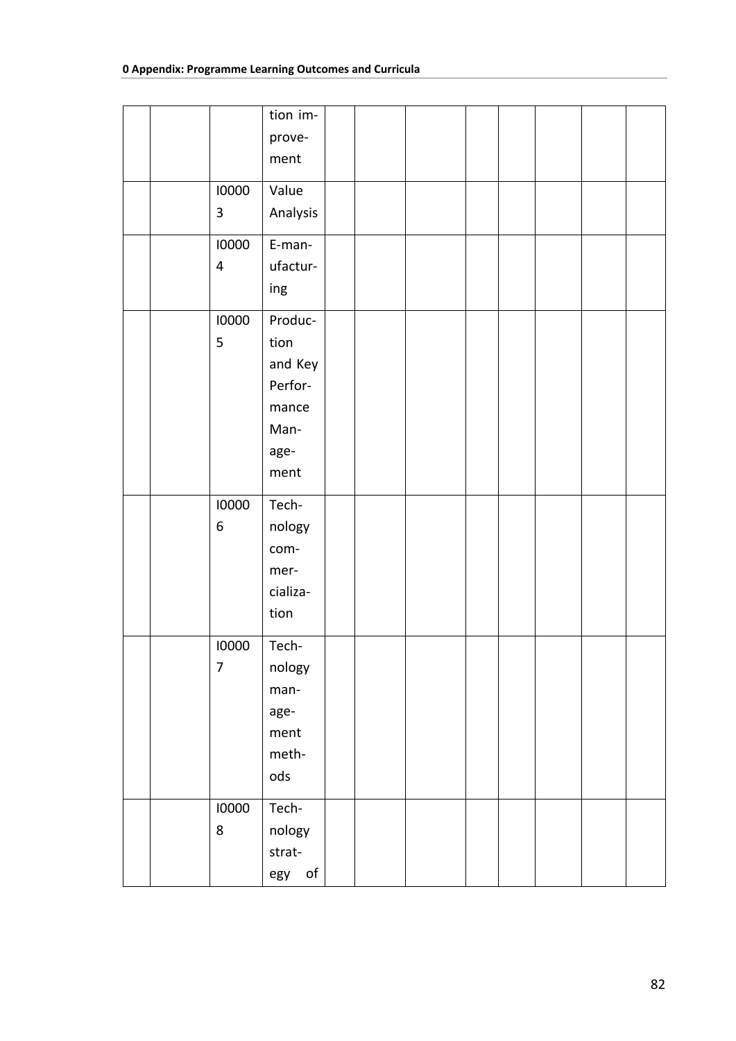| | | | | | | | | | | |
|---|---|---|---|---|---|---|---|---|---|---|
| | | | tion improvement | | | | | | | |
| | | I00003 | Value Analysis | | | | | | | |
| | | I00004 | E-manufacturing | | | | | | | |
| | | I00005 | Production and Key Performance Management | | | | | | | |
| | | I00006 | Technology commercialization | | | | | | | |
| | | I00007 | Technology management methods | | | | | | | |
| | | I00008 | Technology strategy of | | | | | | | |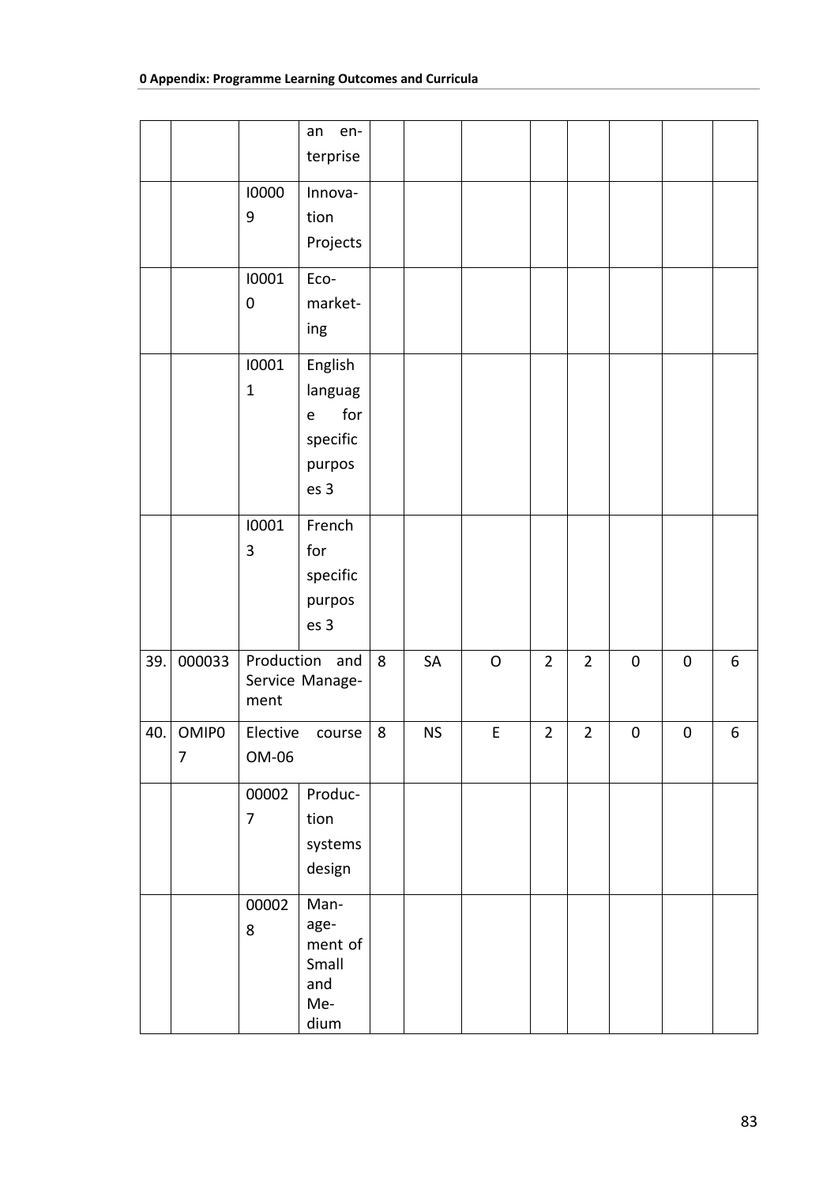**0 Appendix: Programme Learning Outcomes and Curricula**

| | | | | | | | | | | | |
|---|---|---|---|---|---|---|---|---|---|---|---|
| | | | an enterprise | | | | | | | | |
| | | I00009 | Innovation Projects | | | | | | | | |
| | | I00010 | Eco-marketing | | | | | | | | |
| | | I00011 | English language for specific purposes 3 | | | | | | | | |
| | | I00013 | French for specific purposes 3 | | | | | | | | |
| 39. | 000033 | Production and Service Management | | 8 | SA | O | 2 | 2 | 0 | 0 | 6 |
| 40. | OMIP07 | Elective course OM-06 | | 8 | NS | E | 2 | 2 | 0 | 0 | 6 |
| | | 000027 | Production systems design | | | | | | | | |
| | | 000028 | Management of Small and Medium | | | | | | | | |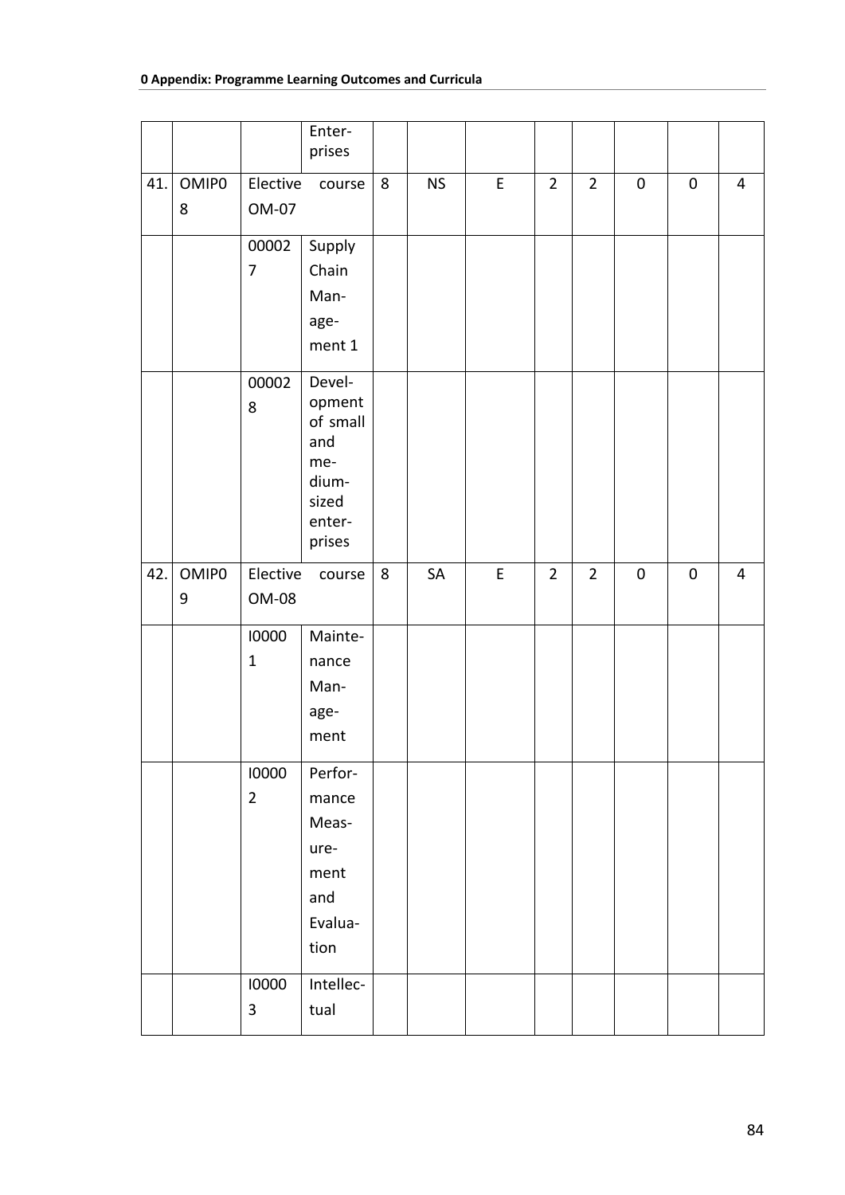**0 Appendix: Programme Learning Outcomes and Curricula**

| | | | | | | | | | | | |
|---|---|---|---|---|---|---|---|---|---|---|---|
| | | | Enterprises | | | | | | | | |
| 41. | OMIP08 | Elective course OM-07 | | 8 | NS | E | 2 | 2 | 0 | 0 | 4 |
| | | 000027 | Supply Chain Management 1 | | | | | | | | |
| | | 000028 | Development of small and medium-sized enterprises | | | | | | | | |
| 42. | OMIP09 | Elective course OM-08 | | 8 | SA | E | 2 | 2 | 0 | 0 | 4 |
| | | I00001 | Maintenance Management | | | | | | | | |
| | | I00002 | Performance Measurement and Evaluation | | | | | | | | |
| | | I00003 | Intellectual | | | | | | | | |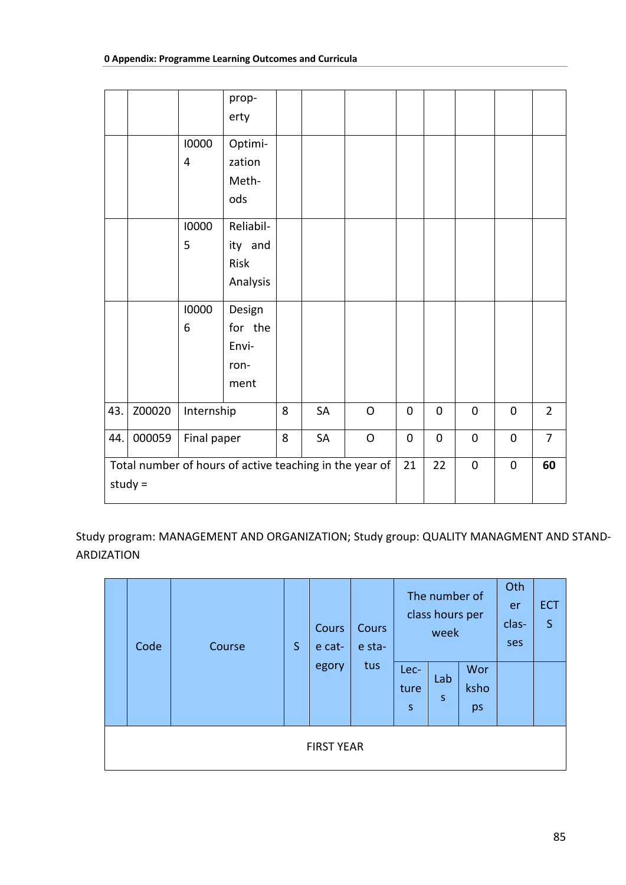| | | | | | | | | | | | |
|---|---|---|---|---|---|---|---|---|---|---|---|
| | | | property | | | | | | | | |
| | | I00004 | Optimization Methods | | | | | | | | |
| | | I00005 | Reliability and Risk Analysis | | | | | | | | |
| | | I00006 | Design for the Environment | | | | | | | | |
| 43. | Z00020 | Internship | | 8 | SA | O | 0 | 0 | 0 | 0 | 2 |
| 44. | 000059 | Final paper | | 8 | SA | O | 0 | 0 | 0 | 0 | 7 |
| Total number of hours of active teaching in the year of study = | | | | | | | 21 | 22 | 0 | 0 | **60** |

Study program: MANAGEMENT AND ORGANIZATION; Study group: QUALITY MANAGMENT AND STANDARDIZATION

| | Code | Course | S | Course category | Course status | The number of class hours per week | | | Other classes | ECTS |
|---|---|---|---|---|---|---|---|---|---|---|
| | | | | | | Lectures | Labs | Workshops | | |
| FIRST YEAR | | | | | | | | | | |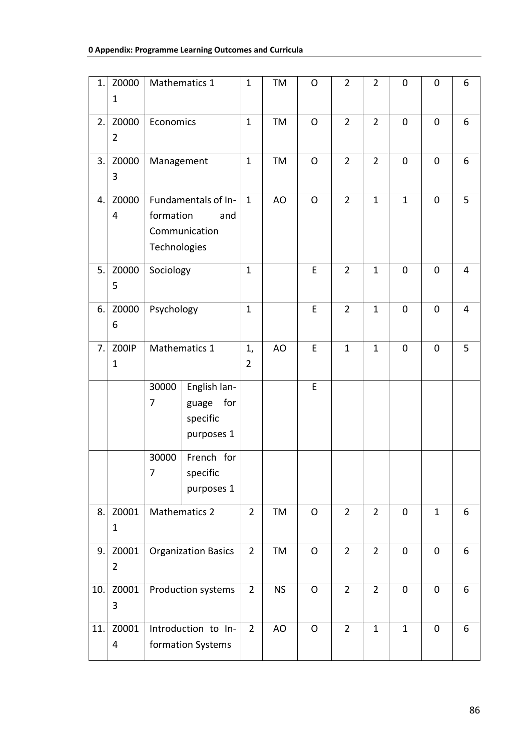| | | | | | | | | | | |
|---|---|---|---|---|---|---|---|---|---|---|
| 1. | Z00001 | Mathematics 1 | | 1 | TM | O | 2 | 2 | 0 | 0 | 6 |
| 2. | Z00002 | Economics | | 1 | TM | O | 2 | 2 | 0 | 0 | 6 |
| 3. | Z00003 | Management | | 1 | TM | O | 2 | 2 | 0 | 0 | 6 |
| 4. | Z00004 | Fundamentals of Information and Communication Technologies | | 1 | AO | O | 2 | 1 | 1 | 0 | 5 |
| 5. | Z00005 | Sociology | | 1 | | E | 2 | 1 | 0 | 0 | 4 |
| 6. | Z00006 | Psychology | | 1 | | E | 2 | 1 | 0 | 0 | 4 |
| 7. | Z00IP1 | Mathematics 1 | | 1, 2 | AO | E | 1 | 1 | 0 | 0 | 5 |
| | | 300007 | English language for specific purposes 1 | | | E | | | | | |
| | | 300007 | French for specific purposes 1 | | | | | | | | |
| 8. | Z00011 | Mathematics 2 | | 2 | TM | O | 2 | 2 | 0 | 1 | 6 |
| 9. | Z00012 | Organization Basics | | 2 | TM | O | 2 | 2 | 0 | 0 | 6 |
| 10. | Z00013 | Production systems | | 2 | NS | O | 2 | 2 | 0 | 0 | 6 |
| 11. | Z00014 | Introduction to Information Systems | | 2 | AO | O | 2 | 1 | 1 | 0 | 6 |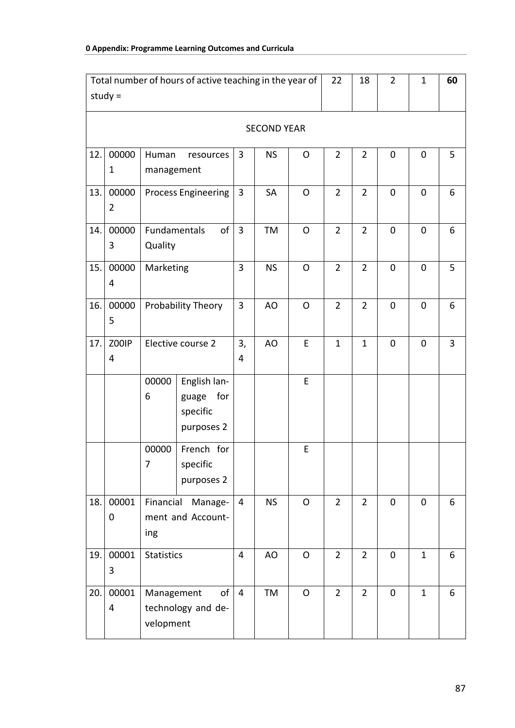| | | | | | | | | | | | |
|---|---|---|---|---|---|---|---|---|---|---|---|
| Total number of hours of active teaching in the year of study = | | | | | | | 22 | 18 | 2 | 1 | **60** |
| SECOND YEAR | | | | | | | | | | | |
| 12. | 000001 | Human resources management | | 3 | NS | O | 2 | 2 | 0 | 0 | 5 |
| 13. | 000002 | Process Engineering | | 3 | SA | O | 2 | 2 | 0 | 0 | 6 |
| 14. | 000003 | Fundamentals of Quality | | 3 | TM | O | 2 | 2 | 0 | 0 | 6 |
| 15. | 000004 | Marketing | | 3 | NS | O | 2 | 2 | 0 | 0 | 5 |
| 16. | 000005 | Probability Theory | | 3 | AO | O | 2 | 2 | 0 | 0 | 6 |
| 17. | Z00IP4 | Elective course 2 | | 3, 4 | AO | E | 1 | 1 | 0 | 0 | 3 |
| | | 000006 | English language for specific purposes 2 | | | E | | | | | |
| | | 000007 | French for specific purposes 2 | | | E | | | | | |
| 18. | 000010 | Financial Management and Accounting | | 4 | NS | O | 2 | 2 | 0 | 0 | 6 |
| 19. | 000013 | Statistics | | 4 | AO | O | 2 | 2 | 0 | 1 | 6 |
| 20. | 000014 | Management of technology and development | | 4 | TM | O | 2 | 2 | 0 | 1 | 6 |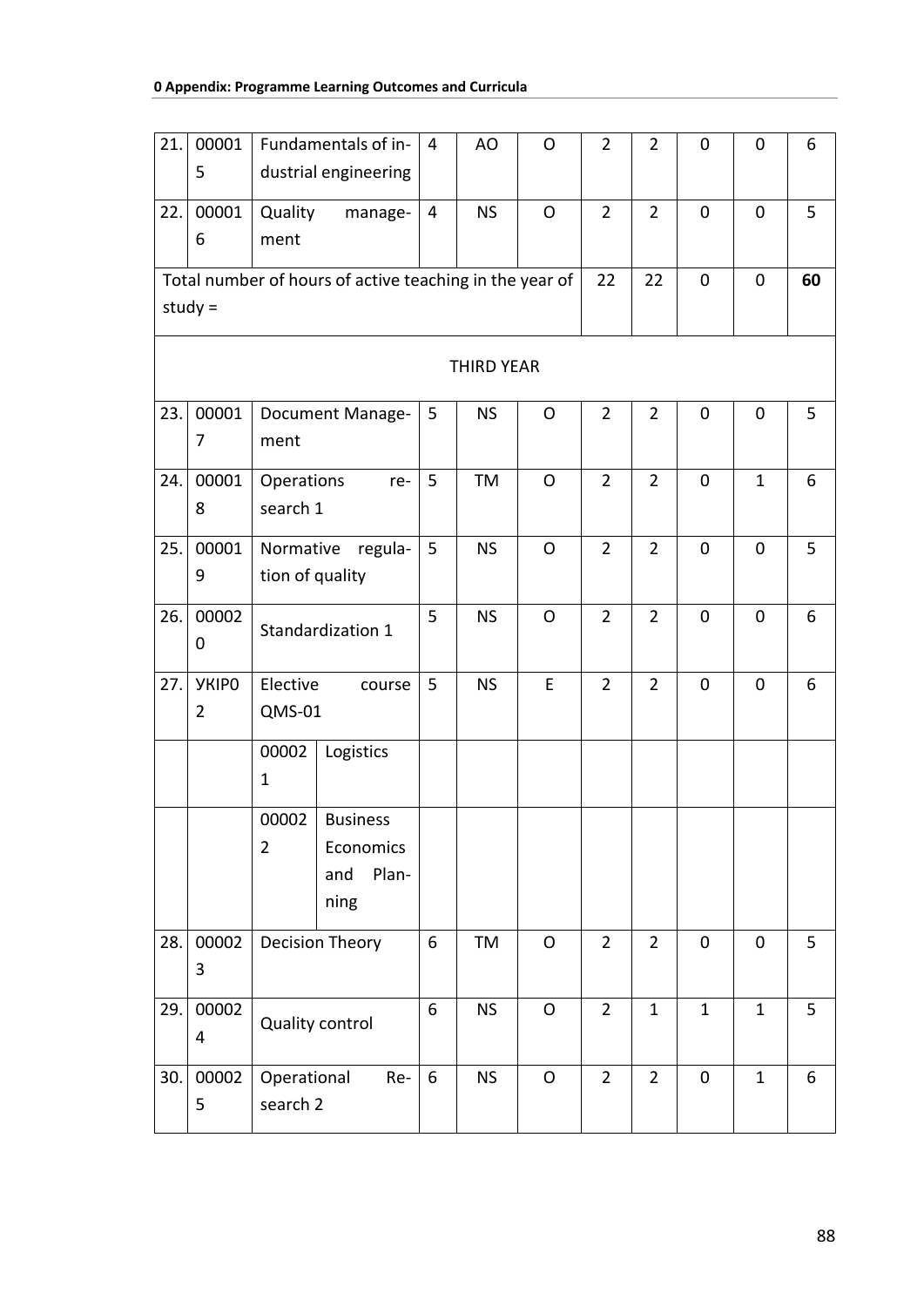| 21. | 000015 | Fundamentals of industrial engineering | | 4 | AO | O | 2 | 2 | 0 | 0 | 6 |
|---|---|---|---|---|---|---|---|---|---|---|---|
| 22. | 000016 | Quality management | | 4 | NS | O | 2 | 2 | 0 | 0 | 5 |
| Total number of hours of active teaching in the year of study = | | | | | | | 22 | 22 | 0 | 0 | **60** |
| THIRD YEAR | | | | | | | | | | | |
| 23. | 000017 | Document Management | | 5 | NS | O | 2 | 2 | 0 | 0 | 5 |
| 24. | 000018 | Operations research 1 | | 5 | TM | O | 2 | 2 | 0 | 1 | 6 |
| 25. | 000019 | Normative regulation of quality | | 5 | NS | O | 2 | 2 | 0 | 0 | 5 |
| 26. | 000020 | Standardization 1 | | 5 | NS | O | 2 | 2 | 0 | 0 | 6 |
| 27. | УКІР02 | Elective course QMS-01 | | 5 | NS | E | 2 | 2 | 0 | 0 | 6 |
| | | 000021 | Logistics | | | | | | | | |
| | | 000022 | Business Economics and Planning | | | | | | | | |
| 28. | 000023 | Decision Theory | | 6 | TM | O | 2 | 2 | 0 | 0 | 5 |
| 29. | 000024 | Quality control | | 6 | NS | O | 2 | 1 | 1 | 1 | 5 |
| 30. | 000025 | Operational Research 2 | | 6 | NS | O | 2 | 2 | 0 | 1 | 6 |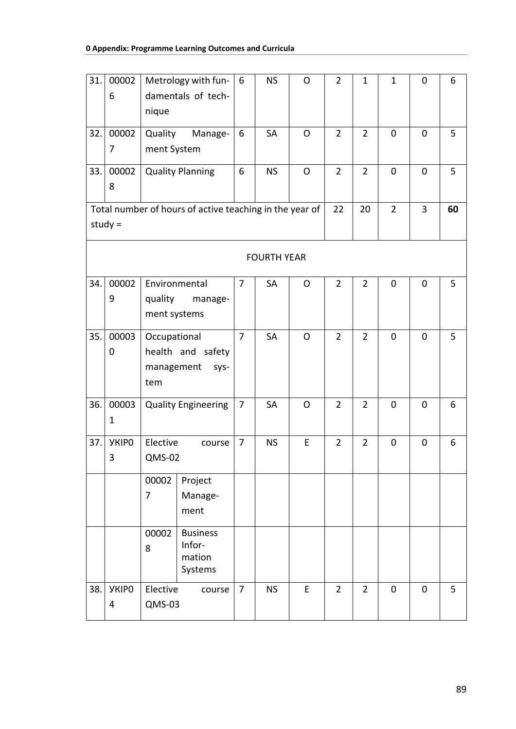| 31. | 000026 | Metrology with fundamentals of technique | | 6 | NS | O | 2 | 1 | 1 | 0 | 6 |
|---|---|---|---|---|---|---|---|---|---|---|---|
| 32. | 000027 | Quality Management System | | 6 | SA | O | 2 | 2 | 0 | 0 | 5 |
| 33. | 000028 | Quality Planning | | 6 | NS | O | 2 | 2 | 0 | 0 | 5 |
| Total number of hours of active teaching in the year of study = | | | | | | | 22 | 20 | 2 | 3 | **60** |
| FOURTH YEAR | | | | | | | | | | | |
| 34. | 000029 | Environmental quality management systems | | 7 | SA | O | 2 | 2 | 0 | 0 | 5 |
| 35. | 000030 | Occupational health and safety management system | | 7 | SA | O | 2 | 2 | 0 | 0 | 5 |
| 36. | 000031 | Quality Engineering | | 7 | SA | O | 2 | 2 | 0 | 0 | 6 |
| 37. | УКІР03 | Elective course QMS-02 | | 7 | NS | E | 2 | 2 | 0 | 0 | 6 |
| | | 000027 | Project Management | | | | | | | | |
| | | 000028 | Business Information Systems | | | | | | | | |
| 38. | УКІР04 | Elective course QMS-03 | | 7 | NS | E | 2 | 2 | 0 | 0 | 5 |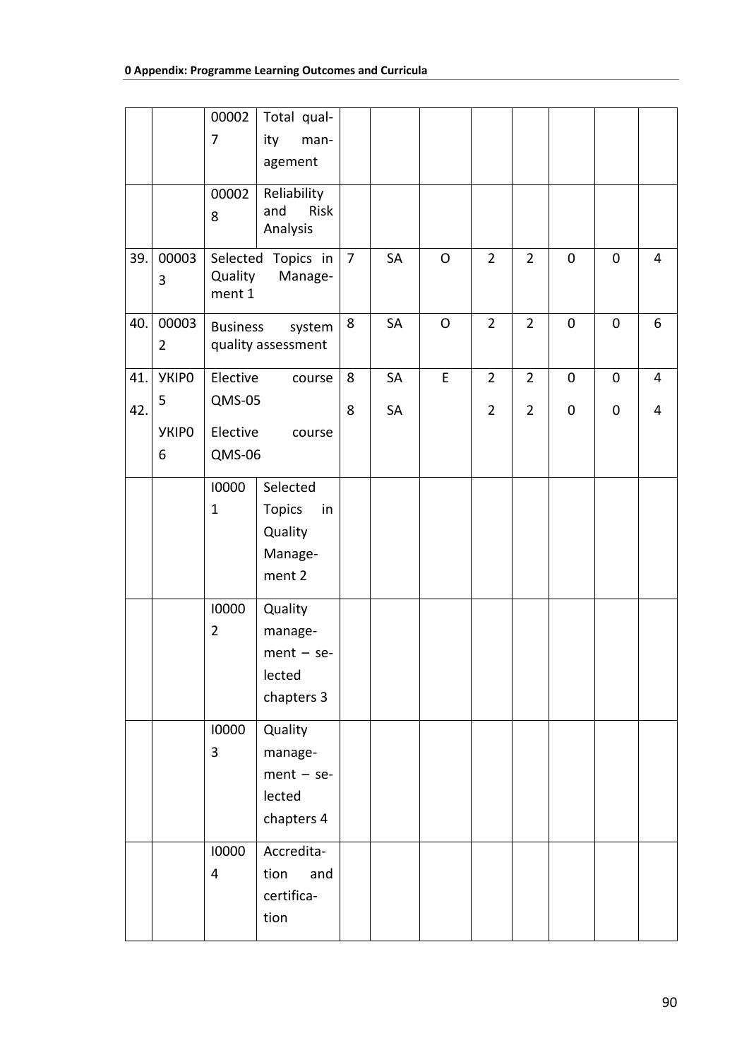| | | | | | | | | | | | |
|---|---|---|---|---|---|---|---|---|---|---|---|
| | | 000027 | Total quality management | | | | | | | | |
| | | 000028 | Reliability and Risk Analysis | | | | | | | | |
| 39. | 000033 | Selected Topics in Quality Management 1 | | 7 | SA | O | 2 | 2 | 0 | 0 | 4 |
| 40. | 000032 | Business system quality assessment | | 8 | SA | O | 2 | 2 | 0 | 0 | 6 |
| 41. | УКІР05 | Elective course QMS-05 | | 8 | SA | E | 2 | 2 | 0 | 0 | 4 |
| 42. | УКІР06 | Elective course QMS-06 | | 8 | SA | | 2 | 2 | 0 | 0 | 4 |
| | | I00001 | Selected Topics in Quality Management 2 | | | | | | | | |
| | | I00002 | Quality management – selected chapters 3 | | | | | | | | |
| | | I00003 | Quality management – selected chapters 4 | | | | | | | | |
| | | I00004 | Accreditation and certification | | | | | | | | |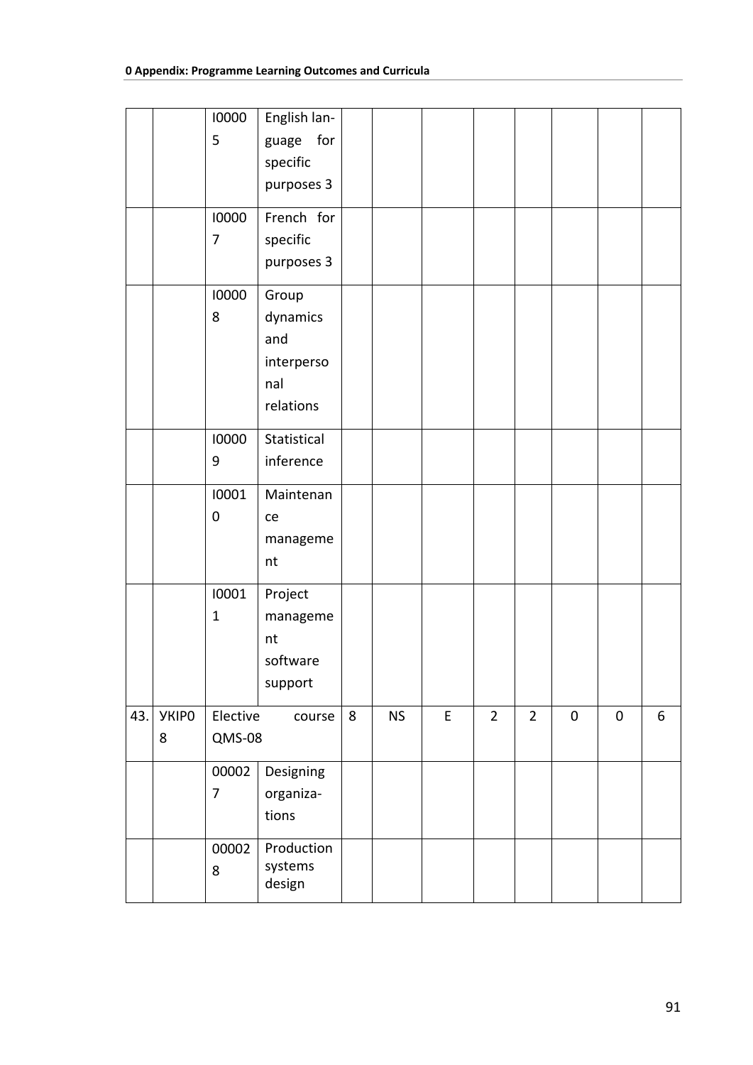|  |  |  |  |  |  |  |  |  |  |  |  |
|---|---|---|---|---|---|---|---|---|---|---|---|
|  |  | I00005 | English language for specific purposes 3 |  |  |  |  |  |  |  |  |
|  |  | I00007 | French for specific purposes 3 |  |  |  |  |  |  |  |  |
|  |  | I00008 | Group dynamics and interpersonal relations |  |  |  |  |  |  |  |  |
|  |  | I00009 | Statistical inference |  |  |  |  |  |  |  |  |
|  |  | I00010 | Maintenance management |  |  |  |  |  |  |  |  |
|  |  | I00011 | Project management software support |  |  |  |  |  |  |  |  |
| 43. | УКIP08 | Elective course QMS-08 |  | 8 | NS | E | 2 | 2 | 0 | 0 | 6 |
|  |  | 000027 | Designing organizations |  |  |  |  |  |  |  |  |
|  |  | 000028 | Production systems design |  |  |  |  |  |  |  |  |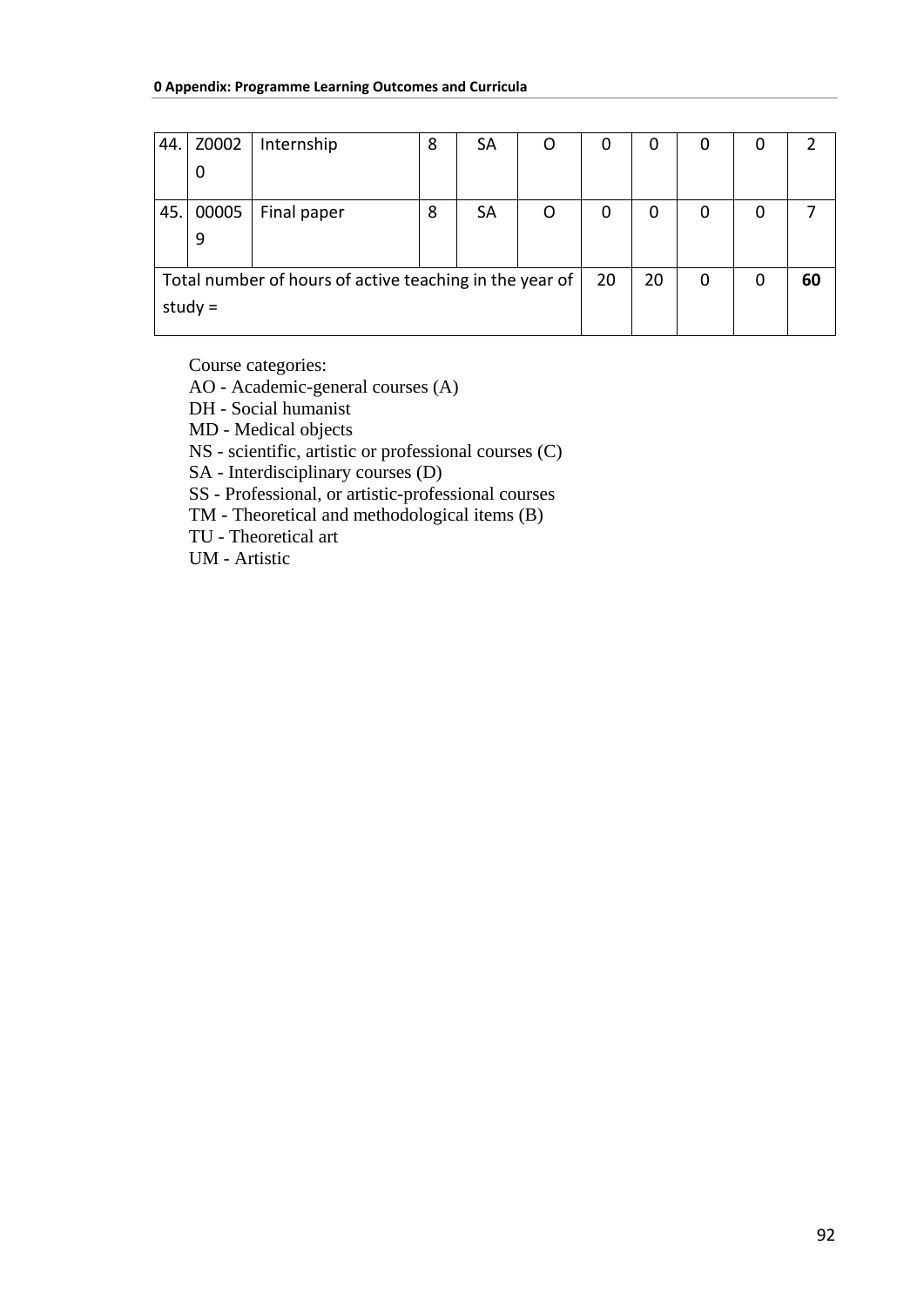| | | | | | | | | | | |
|---|---|---|---|---|---|---|---|---|---|---|
| 44. | Z00020 | Internship | 8 | SA | O | 0 | 0 | 0 | 0 | 2 |
| 45. | 000059 | Final paper | 8 | SA | O | 0 | 0 | 0 | 0 | 7 |
| Total number of hours of active teaching in the year of study = | | | | | | 20 | 20 | 0 | 0 | **60** |

Course categories:
AO - Academic-general courses (A)
DH - Social humanist
MD - Medical objects
NS - scientific, artistic or professional courses (C)
SA - Interdisciplinary courses (D)
SS - Professional, or artistic-professional courses
TM - Theoretical and methodological items (B)
TU - Theoretical art
UM - Artistic